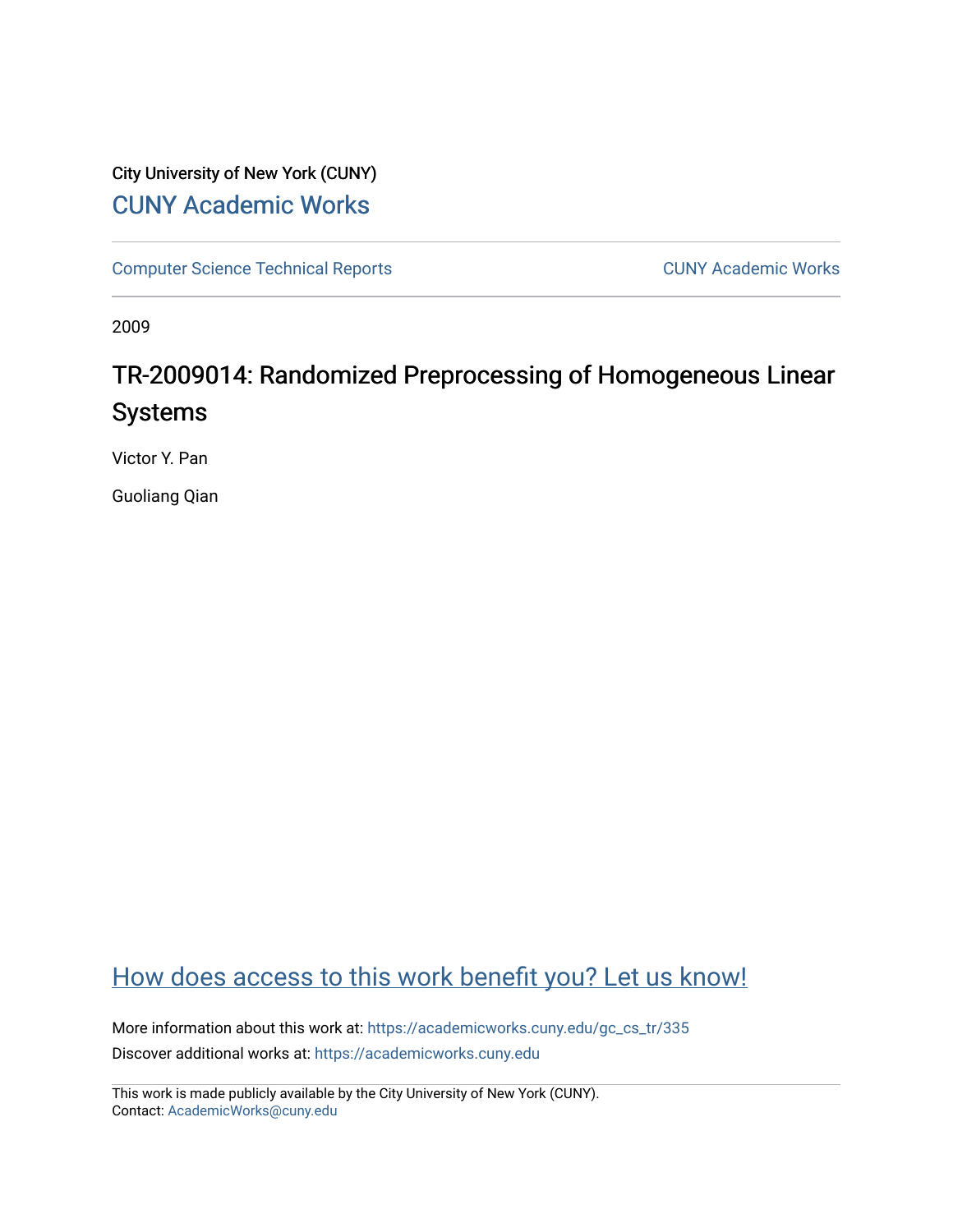City University of New York (CUNY)

CUNY Academic Works

Computer Science Technical Reports

CUNY Academic Works

2009

# TR-2009014: Randomized Preprocessing of Homogeneous Linear Systems

Victor Y. Pan

Guoliang Qian

How does access to this work benefit you? Let us know!

More information about this work at: https://academicworks.cuny.edu/gc_cs_tr/335

Discover additional works at: https://academicworks.cuny.edu

This work is made publicly available by the City University of New York (CUNY).
Contact: AcademicWorks@cuny.edu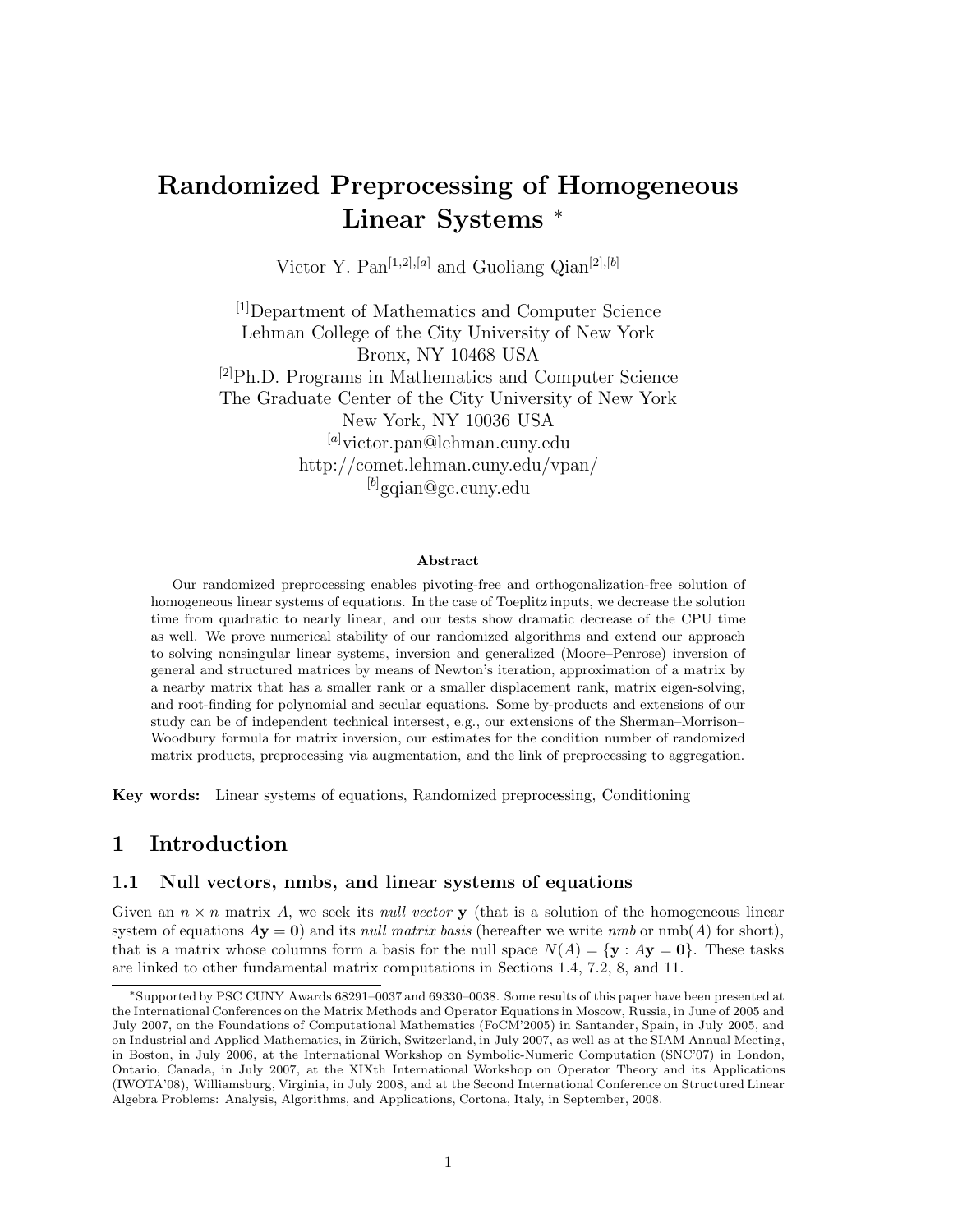# Randomized Preprocessing of Homogeneous Linear Systems *

Victor Y. Pan[1,2],[a] and Guoliang Qian[2],[b]

[1]Department of Mathematics and Computer Science
Lehman College of the City University of New York
Bronx, NY 10468 USA
[2]Ph.D. Programs in Mathematics and Computer Science
The Graduate Center of the City University of New York
New York, NY 10036 USA
[a]victor.pan@lehman.cuny.edu
http://comet.lehman.cuny.edu/vpan/
[b]gqian@gc.cuny.edu

**Abstract**

Our randomized preprocessing enables pivoting-free and orthogonalization-free solution of homogeneous linear systems of equations. In the case of Toeplitz inputs, we decrease the solution time from quadratic to nearly linear, and our tests show dramatic decrease of the CPU time as well. We prove numerical stability of our randomized algorithms and extend our approach to solving nonsingular linear systems, inversion and generalized (Moore–Penrose) inversion of general and structured matrices by means of Newton's iteration, approximation of a matrix by a nearby matrix that has a smaller rank or a smaller displacement rank, matrix eigen-solving, and root-finding for polynomial and secular equations. Some by-products and extensions of our study can be of independent technical intersest, e.g., our extensions of the Sherman–Morrison–Woodbury formula for matrix inversion, our estimates for the condition number of randomized matrix products, preprocessing via augmentation, and the link of preprocessing to aggregation.

**Key words:** Linear systems of equations, Randomized preprocessing, Conditioning

## 1 Introduction

### 1.1 Null vectors, nmbs, and linear systems of equations

Given an $n \times n$ matrix $A$, we seek its *null vector* $\mathbf{y}$ (that is a solution of the homogeneous linear system of equations $A\mathbf{y} = \mathbf{0}$) and its *null matrix basis* (hereafter we write *nmb* or nmb$(A)$ for short), that is a matrix whose columns form a basis for the null space $N(A) = \{\mathbf{y} : A\mathbf{y} = \mathbf{0}\}$. These tasks are linked to other fundamental matrix computations in Sections 1.4, 7.2, 8, and 11.

*Supported by PSC CUNY Awards 68291–0037 and 69330–0038. Some results of this paper have been presented at the International Conferences on the Matrix Methods and Operator Equations in Moscow, Russia, in June of 2005 and July 2007, on the Foundations of Computational Mathematics (FoCM'2005) in Santander, Spain, in July 2005, and on Industrial and Applied Mathematics, in Zürich, Switzerland, in July 2007, as well as at the SIAM Annual Meeting, in Boston, in July 2006, at the International Workshop on Symbolic-Numeric Computation (SNC'07) in London, Ontario, Canada, in July 2007, at the XIXth International Workshop on Operator Theory and its Applications (IWOTA'08), Williamsburg, Virginia, in July 2008, and at the Second International Conference on Structured Linear Algebra Problems: Analysis, Algorithms, and Applications, Cortona, Italy, in September, 2008.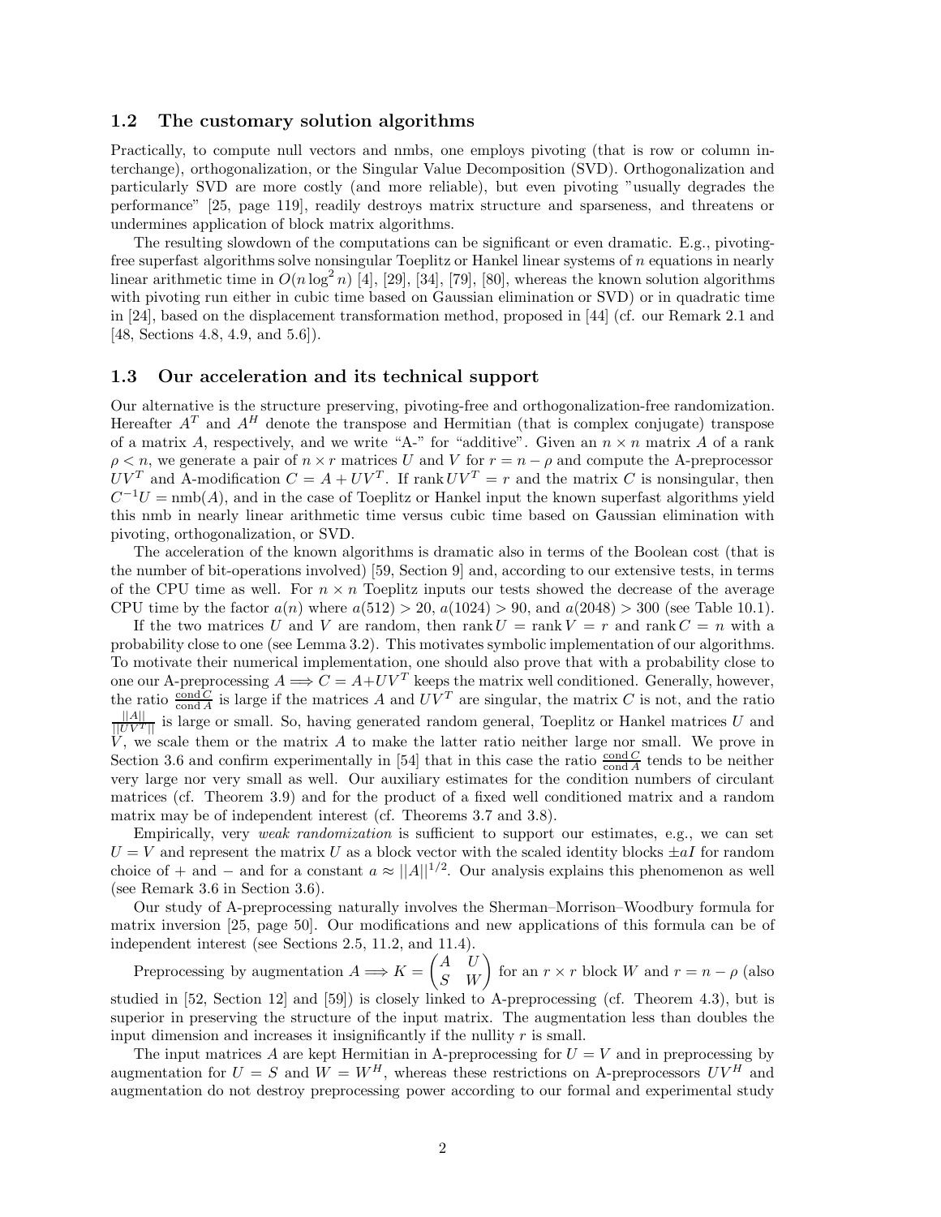### 1.2 The customary solution algorithms

Practically, to compute null vectors and nmbs, one employs pivoting (that is row or column interchange), orthogonalization, or the Singular Value Decomposition (SVD). Orthogonalization and particularly SVD are more costly (and more reliable), but even pivoting "usually degrades the performance" [25, page 119], readily destroys matrix structure and sparseness, and threatens or undermines application of block matrix algorithms.

The resulting slowdown of the computations can be significant or even dramatic. E.g., pivoting-free superfast algorithms solve nonsingular Toeplitz or Hankel linear systems of $n$ equations in nearly linear arithmetic time in $O(n \log^2 n)$ [4], [29], [34], [79], [80], whereas the known solution algorithms with pivoting run either in cubic time based on Gaussian elimination or SVD) or in quadratic time in [24], based on the displacement transformation method, proposed in [44] (cf. our Remark 2.1 and [48, Sections 4.8, 4.9, and 5.6]).

### 1.3 Our acceleration and its technical support

Our alternative is the structure preserving, pivoting-free and orthogonalization-free randomization. Hereafter $A^T$ and $A^H$ denote the transpose and Hermitian (that is complex conjugate) transpose of a matrix $A$, respectively, and we write "A-" for "additive". Given an $n \times n$ matrix $A$ of a rank $\rho < n$, we generate a pair of $n \times r$ matrices $U$ and $V$ for $r = n - \rho$ and compute the A-preprocessor $UV^T$ and A-modification $C = A + UV^T$. If $\operatorname{rank} UV^T = r$ and the matrix $C$ is nonsingular, then $C^{-1}U = \operatorname{nmb}(A)$, and in the case of Toeplitz or Hankel input the known superfast algorithms yield this nmb in nearly linear arithmetic time versus cubic time based on Gaussian elimination with pivoting, orthogonalization, or SVD.

The acceleration of the known algorithms is dramatic also in terms of the Boolean cost (that is the number of bit-operations involved) [59, Section 9] and, according to our extensive tests, in terms of the CPU time as well. For $n \times n$ Toeplitz inputs our tests showed the decrease of the average CPU time by the factor $a(n)$ where $a(512) > 20$, $a(1024) > 90$, and $a(2048) > 300$ (see Table 10.1).

If the two matrices $U$ and $V$ are random, then $\operatorname{rank} U = \operatorname{rank} V = r$ and $\operatorname{rank} C = n$ with a probability close to one (see Lemma 3.2). This motivates symbolic implementation of our algorithms. To motivate their numerical implementation, one should also prove that with a probability close to one our A-preprocessing $A \Longrightarrow C = A + UV^T$ keeps the matrix well conditioned. Generally, however, the ratio $\frac{\operatorname{cond} C}{\operatorname{cond} A}$ is large if the matrices $A$ and $UV^T$ are singular, the matrix $C$ is not, and the ratio $\frac{||A||}{||UV^T||}$ is large or small. So, having generated random general, Toeplitz or Hankel matrices $U$ and $V$, we scale them or the matrix $A$ to make the latter ratio neither large nor small. We prove in Section 3.6 and confirm experimentally in [54] that in this case the ratio $\frac{\operatorname{cond} C}{\operatorname{cond} A}$ tends to be neither very large nor very small as well. Our auxiliary estimates for the condition numbers of circulant matrices (cf. Theorem 3.9) and for the product of a fixed well conditioned matrix and a random matrix may be of independent interest (cf. Theorems 3.7 and 3.8).

Empirically, very *weak randomization* is sufficient to support our estimates, e.g., we can set $U = V$ and represent the matrix $U$ as a block vector with the scaled identity blocks $\pm aI$ for random choice of $+$ and $-$ and for a constant $a \approx ||A||^{1/2}$. Our analysis explains this phenomenon as well (see Remark 3.6 in Section 3.6).

Our study of A-preprocessing naturally involves the Sherman–Morrison–Woodbury formula for matrix inversion [25, page 50]. Our modifications and new applications of this formula can be of independent interest (see Sections 2.5, 11.2, and 11.4).

Preprocessing by augmentation $A \Longrightarrow K = \begin{pmatrix} A & U \\ S & W \end{pmatrix}$ for an $r \times r$ block $W$ and $r = n - \rho$ (also studied in [52, Section 12] and [59]) is closely linked to A-preprocessing (cf. Theorem 4.3), but is superior in preserving the structure of the input matrix. The augmentation less than doubles the input dimension and increases it insignificantly if the nullity $r$ is small.

The input matrices $A$ are kept Hermitian in A-preprocessing for $U = V$ and in preprocessing by augmentation for $U = S$ and $W = W^H$, whereas these restrictions on A-preprocessors $UV^H$ and augmentation do not destroy preprocessing power according to our formal and experimental study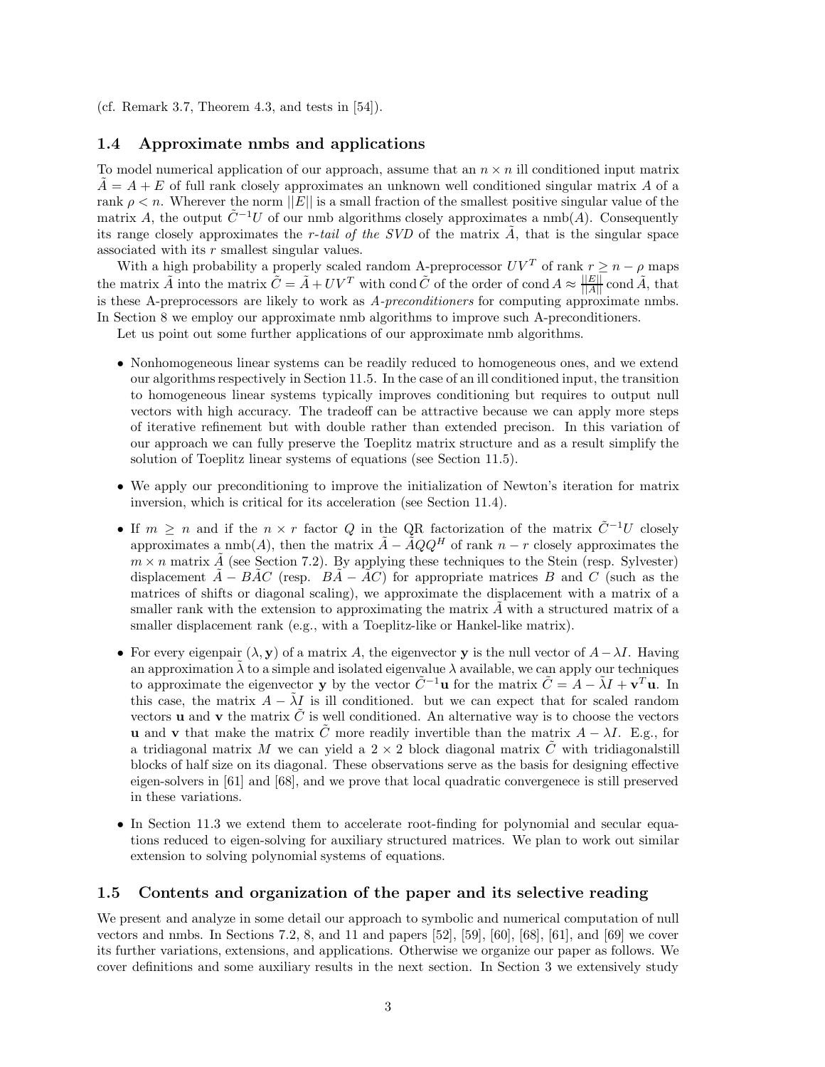(cf. Remark 3.7, Theorem 4.3, and tests in [54]).

### 1.4 Approximate nmbs and applications

To model numerical application of our approach, assume that an $n \times n$ ill conditioned input matrix $\tilde{A} = A + E$ of full rank closely approximates an unknown well conditioned singular matrix $A$ of a rank $\rho < n$. Wherever the norm $||E||$ is a small fraction of the smallest positive singular value of the matrix $A$, the output $\tilde{C}^{-1}U$ of our nmb algorithms closely approximates a nmb($A$). Consequently its range closely approximates the *r-tail of the SVD* of the matrix $\tilde{A}$, that is the singular space associated with its $r$ smallest singular values.

With a high probability a properly scaled random A-preprocessor $UV^T$ of rank $r \geq n - \rho$ maps the matrix $\tilde{A}$ into the matrix $\tilde{C} = \tilde{A} + UV^T$ with cond $\tilde{C}$ of the order of cond $A \approx \frac{||E||}{||A||}$ cond $\tilde{A}$, that is these A-preprocessors are likely to work as *A-preconditioners* for computing approximate nmbs. In Section 8 we employ our approximate nmb algorithms to improve such A-preconditioners.

Let us point out some further applications of our approximate nmb algorithms.

- Nonhomogeneous linear systems can be readily reduced to homogeneous ones, and we extend our algorithms respectively in Section 11.5. In the case of an ill conditioned input, the transition to homogeneous linear systems typically improves conditioning but requires to output null vectors with high accuracy. The tradeoff can be attractive because we can apply more steps of iterative refinement but with double rather than extended precison. In this variation of our approach we can fully preserve the Toeplitz matrix structure and as a result simplify the solution of Toeplitz linear systems of equations (see Section 11.5).
- We apply our preconditioning to improve the initialization of Newton's iteration for matrix inversion, which is critical for its acceleration (see Section 11.4).
- If $m \geq n$ and if the $n \times r$ factor $Q$ in the QR factorization of the matrix $\tilde{C}^{-1}U$ closely approximates a nmb($A$), then the matrix $\tilde{A} - \tilde{A}QQ^H$ of rank $n - r$ closely approximates the $m \times n$ matrix $\tilde{A}$ (see Section 7.2). By applying these techniques to the Stein (resp. Sylvester) displacement $\tilde{A} - B\tilde{A}C$ (resp. $B\tilde{A} - \tilde{A}C$) for appropriate matrices $B$ and $C$ (such as the matrices of shifts or diagonal scaling), we approximate the displacement with a matrix of a smaller rank with the extension to approximating the matrix $\tilde{A}$ with a structured matrix of a smaller displacement rank (e.g., with a Toeplitz-like or Hankel-like matrix).
- For every eigenpair $(\lambda, \mathbf{y})$ of a matrix $A$, the eigenvector $\mathbf{y}$ is the null vector of $A - \lambda I$. Having an approximation $\tilde{\lambda}$ to a simple and isolated eigenvalue $\lambda$ available, we can apply our techniques to approximate the eigenvector $\mathbf{y}$ by the vector $\tilde{C}^{-1}\mathbf{u}$ for the matrix $\tilde{C} = A - \tilde{\lambda}I + \mathbf{v}^T\mathbf{u}$. In this case, the matrix $A - \tilde{\lambda}I$ is ill conditioned. but we can expect that for scaled random vectors $\mathbf{u}$ and $\mathbf{v}$ the matrix $\tilde{C}$ is well conditioned. An alternative way is to choose the vectors $\mathbf{u}$ and $\mathbf{v}$ that make the matrix $\tilde{C}$ more readily invertible than the matrix $A - \lambda I$. E.g., for a tridiagonal matrix $M$ we can yield a $2 \times 2$ block diagonal matrix $\tilde{C}$ with tridiagonalstill blocks of half size on its diagonal. These observations serve as the basis for designing effective eigen-solvers in [61] and [68], and we prove that local quadratic convergenece is still preserved in these variations.
- In Section 11.3 we extend them to accelerate root-finding for polynomial and secular equations reduced to eigen-solving for auxiliary structured matrices. We plan to work out similar extension to solving polynomial systems of equations.

### 1.5 Contents and organization of the paper and its selective reading

We present and analyze in some detail our approach to symbolic and numerical computation of null vectors and nmbs. In Sections 7.2, 8, and 11 and papers [52], [59], [60], [68], [61], and [69] we cover its further variations, extensions, and applications. Otherwise we organize our paper as follows. We cover definitions and some auxiliary results in the next section. In Section 3 we extensively study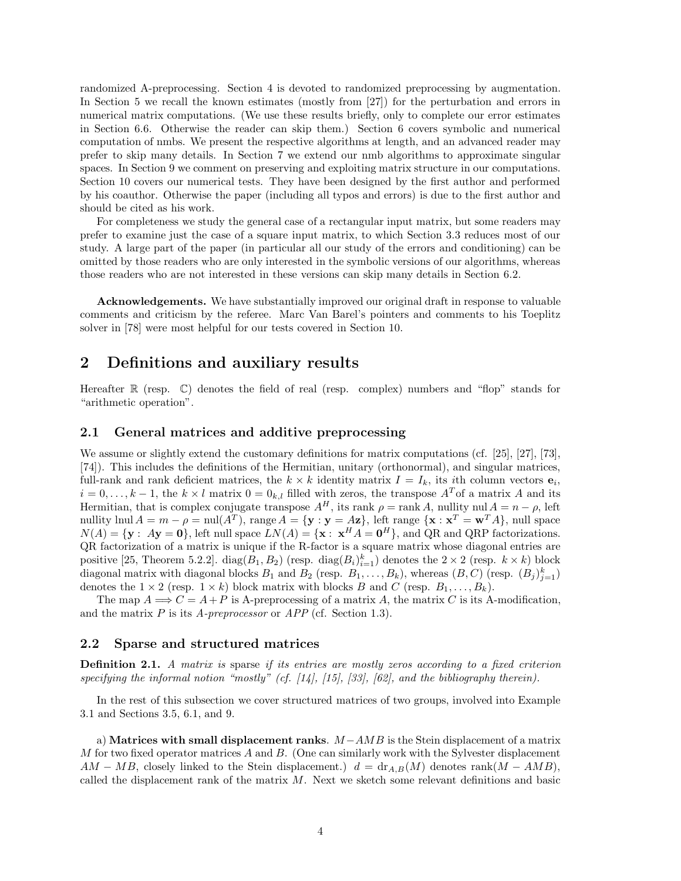randomized A-preprocessing. Section 4 is devoted to randomized preprocessing by augmentation. In Section 5 we recall the known estimates (mostly from [27]) for the perturbation and errors in numerical matrix computations. (We use these results briefly, only to complete our error estimates in Section 6.6. Otherwise the reader can skip them.) Section 6 covers symbolic and numerical computation of nmbs. We present the respective algorithms at length, and an advanced reader may prefer to skip many details. In Section 7 we extend our nmb algorithms to approximate singular spaces. In Section 9 we comment on preserving and exploiting matrix structure in our computations. Section 10 covers our numerical tests. They have been designed by the first author and performed by his coauthor. Otherwise the paper (including all typos and errors) is due to the first author and should be cited as his work.

For completeness we study the general case of a rectangular input matrix, but some readers may prefer to examine just the case of a square input matrix, to which Section 3.3 reduces most of our study. A large part of the paper (in particular all our study of the errors and conditioning) can be omitted by those readers who are only interested in the symbolic versions of our algorithms, whereas those readers who are not interested in these versions can skip many details in Section 6.2.

**Acknowledgements.** We have substantially improved our original draft in response to valuable comments and criticism by the referee. Marc Van Barel's pointers and comments to his Toeplitz solver in [78] were most helpful for our tests covered in Section 10.

# 2 Definitions and auxiliary results

Hereafter $\mathbb{R}$ (resp. $\mathbb{C}$) denotes the field of real (resp. complex) numbers and "flop" stands for "arithmetic operation".

## 2.1 General matrices and additive preprocessing

We assume or slightly extend the customary definitions for matrix computations (cf. [25], [27], [73], [74]). This includes the definitions of the Hermitian, unitary (orthonormal), and singular matrices, full-rank and rank deficient matrices, the $k \times k$ identity matrix $I = I_k$, its $i$th column vectors $\mathbf{e}_i$, $i = 0, \ldots, k-1$, the $k \times l$ matrix $0 = 0_{k,l}$ filled with zeros, the transpose $A^T$of a matrix $A$ and its Hermitian, that is complex conjugate transpose $A^H$, its rank $\rho = \operatorname{rank} A$, nullity $\operatorname{nul} A = n - \rho$, left nullity $\operatorname{lnul} A = m - \rho = \operatorname{nul}(A^T)$, $\operatorname{range} A = \{\mathbf{y} : \mathbf{y} = A\mathbf{z}\}$, left range $\{\mathbf{x} : \mathbf{x}^T = \mathbf{w}^T A\}$, null space $N(A) = \{\mathbf{y} : \; A\mathbf{y} = \mathbf{0}\}$, left null space $LN(A) = \{\mathbf{x} : \; \mathbf{x}^H A = \mathbf{0}^H\}$, and QR and QRP factorizations. QR factorization of a matrix is unique if the R-factor is a square matrix whose diagonal entries are positive [25, Theorem 5.2.2]. $\operatorname{diag}(B_1, B_2)$ (resp. $\operatorname{diag}(B_i)_{i=1}^k$) denotes the $2 \times 2$ (resp. $k \times k$) block diagonal matrix with diagonal blocks $B_1$ and $B_2$ (resp. $B_1, \ldots, B_k$), whereas $(B, C)$ (resp. $(B_j)_{j=1}^k$) denotes the $1 \times 2$ (resp. $1 \times k$) block matrix with blocks $B$ and $C$ (resp. $B_1, \ldots, B_k$).

The map $A \Longrightarrow C = A + P$ is A-preprocessing of a matrix $A$, the matrix $C$ is its A-modification, and the matrix $P$ is its *A-preprocessor* or *APP* (cf. Section 1.3).

## 2.2 Sparse and structured matrices

**Definition 2.1.** *A matrix is* sparse *if its entries are mostly zeros according to a fixed criterion specifying the informal notion "mostly" (cf. [14], [15], [33], [62], and the bibliography therein).*

In the rest of this subsection we cover structured matrices of two groups, involved into Example 3.1 and Sections 3.5, 6.1, and 9.

a) **Matrices with small displacement ranks**. $M - AMB$ is the Stein displacement of a matrix $M$ for two fixed operator matrices $A$ and $B$. (One can similarly work with the Sylvester displacement $AM - MB$, closely linked to the Stein displacement.) $d = \operatorname{dr}_{A,B}(M)$ denotes $\operatorname{rank}(M - AMB)$, called the displacement rank of the matrix $M$. Next we sketch some relevant definitions and basic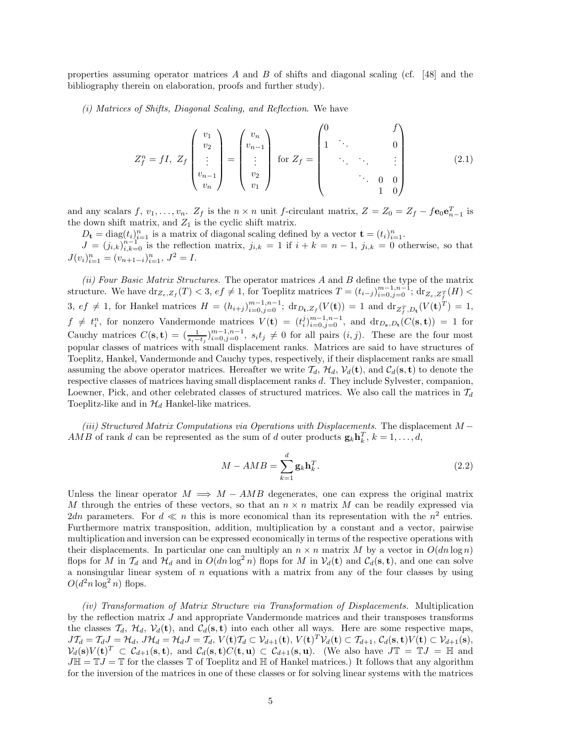properties assuming operator matrices $A$ and $B$ of shifts and diagonal scaling (cf. [48] and the bibliography therein on elaboration, proofs and further study).

*(i) Matrices of Shifts, Diagonal Scaling, and Reflection.* We have

$$
Z_f^n = fI,\ Z_f \begin{pmatrix} v_1 \\ v_2 \\ \vdots \\ v_{n-1} \\ v_n \end{pmatrix} = \begin{pmatrix} v_n \\ v_{n-1} \\ \vdots \\ v_2 \\ v_1 \end{pmatrix} \text{ for } Z_f = \begin{pmatrix} 0 & & & & f \\ 1 & \ddots & & & 0 \\ & \ddots & \ddots & & \vdots \\ & & \ddots & 0 & 0 \\ & & & 1 & 0 \end{pmatrix} \tag{2.1}
$$

and any scalars $f, v_1, \ldots, v_n$. $Z_f$ is the $n \times n$ unit $f$-circulant matrix, $Z = Z_0 = Z_f - f\mathbf{e}_0\mathbf{e}_{n-1}^T$ is the down shift matrix, and $Z_1$ is the cyclic shift matrix.

$D_{\mathbf{t}} = \operatorname{diag}(t_i)_{i=1}^n$ is a matrix of diagonal scaling defined by a vector $\mathbf{t} = (t_i)_{i=1}^n$.

$J = (j_{i,k})_{i,k=0}^{n-1}$ is the reflection matrix, $j_{i,k} = 1$ if $i + k = n - 1$, $j_{i,k} = 0$ otherwise, so that $J(v_i)_{i=1}^n = (v_{n+1-i})_{i=1}^n$, $J^2 = I$.

*(ii) Four Basic Matrix Structures.* The operator matrices $A$ and $B$ define the type of the matrix structure. We have $\operatorname{dr}_{Z_e,Z_f}(T) < 3$, $ef \neq 1$, for Toeplitz matrices $T = (t_{i-j})_{i=0,j=0}^{m-1,n-1}$; $\operatorname{dr}_{Z_e,Z_f^T}(H) < 3$, $ef \neq 1$, for Hankel matrices $H = (h_{i+j})_{i=0,j=0}^{m-1,n-1}$; $\operatorname{dr}_{D_{\mathbf{t}},Z_f}(V(\mathbf{t})) = 1$ and $\operatorname{dr}_{Z_f^T,D_{\mathbf{t}}}(V(\mathbf{t})^T) = 1$, $f \neq t_i^n$, for nonzero Vandermonde matrices $V(\mathbf{t}) = (t_i^j)_{i=0,j=0}^{m-1,n-1}$, and $\operatorname{dr}_{D_{\mathbf{s}},D_{\mathbf{t}}}(C(\mathbf{s},\mathbf{t})) = 1$ for Cauchy matrices $C(\mathbf{s},\mathbf{t}) = (\frac{1}{s_i - t_j})_{i=0,j=0}^{m-1,n-1}$, $s_i t_j \neq 0$ for all pairs $(i,j)$. These are the four most popular classes of matrices with small displacement ranks. Matrices are said to have structures of Toeplitz, Hankel, Vandermonde and Cauchy types, respectively, if their displacement ranks are small assuming the above operator matrices. Hereafter we write $\mathcal{T}_d$, $\mathcal{H}_d$, $\mathcal{V}_d(\mathbf{t})$, and $\mathcal{C}_d(\mathbf{s},\mathbf{t})$ to denote the respective classes of matrices having small displacement ranks $d$. They include Sylvester, companion, Loewner, Pick, and other celebrated classes of structured matrices. We also call the matrices in $\mathcal{T}_d$ Toeplitz-like and in $\mathcal{H}_d$ Hankel-like matrices.

*(iii) Structured Matrix Computations via Operations with Displacements.* The displacement $M - AMB$ of rank $d$ can be represented as the sum of $d$ outer products $\mathbf{g}_k\mathbf{h}_k^T$, $k = 1, \ldots, d$,

$$
M - AMB = \sum_{k=1}^{d} \mathbf{g}_k\mathbf{h}_k^T. \tag{2.2}
$$

Unless the linear operator $M \Longrightarrow M - AMB$ degenerates, one can express the original matrix $M$ through the entries of these vectors, so that an $n \times n$ matrix $M$ can be readily expressed via $2dn$ parameters. For $d \ll n$ this is more economical than its representation with the $n^2$ entries. Furthermore matrix transposition, addition, multiplication by a constant and a vector, pairwise multiplication and inversion can be expressed economically in terms of the respective operations with their displacements. In particular one can multiply an $n \times n$ matrix $M$ by a vector in $O(dn \log n)$ flops for $M$ in $\mathcal{T}_d$ and $\mathcal{H}_d$ and in $O(dn \log^2 n)$ flops for $M$ in $\mathcal{V}_d(\mathbf{t})$ and $\mathcal{C}_d(\mathbf{s},\mathbf{t})$, and one can solve a nonsingular linear system of $n$ equations with a matrix from any of the four classes by using $O(d^2 n \log^2 n)$ flops.

*(iv) Transformation of Matrix Structure via Transformation of Displacements.* Multiplication by the reflection matrix $J$ and appropriate Vandermonde matrices and their transposes transforms the classes $\mathcal{T}_d$, $\mathcal{H}_d$, $\mathcal{V}_d(\mathbf{t})$, and $\mathcal{C}_d(\mathbf{s},\mathbf{t})$ into each other all ways. Here are some respective maps, $J\mathcal{T}_d = \mathcal{T}_d J = \mathcal{H}_d$, $J\mathcal{H}_d = \mathcal{H}_d J = \mathcal{T}_d$, $V(\mathbf{t})\mathcal{T}_d \subset \mathcal{V}_{d+1}(\mathbf{t})$, $V(\mathbf{t})^T\mathcal{V}_d(\mathbf{t}) \subset \mathcal{T}_{d+1}$, $\mathcal{C}_d(\mathbf{s},\mathbf{t})V(\mathbf{t}) \subset \mathcal{V}_{d+1}(\mathbf{s})$, $\mathcal{V}_d(\mathbf{s})V(\mathbf{t})^T \subset \mathcal{C}_{d+1}(\mathbf{s},\mathbf{t})$, and $\mathcal{C}_d(\mathbf{s},\mathbf{t})C(\mathbf{t},\mathbf{u}) \subset \mathcal{C}_{d+1}(\mathbf{s},\mathbf{u})$. (We also have $J\mathbb{T} = \mathbb{T}J = \mathbb{H}$ and $J\mathbb{H} = \mathbb{T}J = \mathbb{T}$ for the classes $\mathbb{T}$ of Toeplitz and $\mathbb{H}$ of Hankel matrices.) It follows that any algorithm for the inversion of the matrices in one of these classes or for solving linear systems with the matrices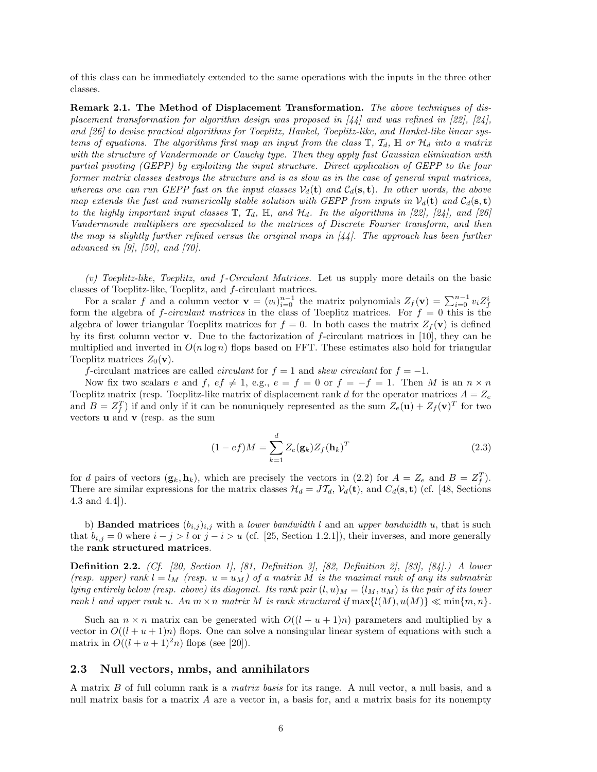of this class can be immediately extended to the same operations with the inputs in the three other classes.

**Remark 2.1. The Method of Displacement Transformation.** *The above techniques of displacement transformation for algorithm design was proposed in [44] and was refined in [22], [24], and [26] to devise practical algorithms for Toeplitz, Hankel, Toeplitz-like, and Hankel-like linear systems of equations. The algorithms first map an input from the class $\mathbb{T}$, $\mathcal{T}_d$, $\mathbb{H}$ or $\mathcal{H}_d$ into a matrix with the structure of Vandermonde or Cauchy type. Then they apply fast Gaussian elimination with partial pivoting (GEPP) by exploiting the input structure. Direct application of GEPP to the four former matrix classes destroys the structure and is as slow as in the case of general input matrices, whereas one can run GEPP fast on the input classes $\mathcal{V}_d(\mathbf{t})$ and $\mathcal{C}_d(\mathbf{s},\mathbf{t})$. In other words, the above map extends the fast and numerically stable solution with GEPP from inputs in $\mathcal{V}_d(\mathbf{t})$ and $\mathcal{C}_d(\mathbf{s},\mathbf{t})$ to the highly important input classes $\mathbb{T}$, $\mathcal{T}_d$, $\mathbb{H}$, and $\mathcal{H}_d$. In the algorithms in [22], [24], and [26] Vandermonde multipliers are specialized to the matrices of Discrete Fourier transform, and then the map is slightly further refined versus the original maps in [44]. The approach has been further advanced in [9], [50], and [70].*

*(v) Toeplitz-like, Toeplitz, and f-Circulant Matrices.* Let us supply more details on the basic classes of Toeplitz-like, Toeplitz, and $f$-circulant matrices.

For a scalar $f$ and a column vector $\mathbf{v} = (v_i)_{i=0}^{n-1}$ the matrix polynomials $Z_f(\mathbf{v}) = \sum_{i=0}^{n-1} v_i Z_f^i$ form the algebra of *$f$-circulant matrices* in the class of Toeplitz matrices. For $f = 0$ this is the algebra of lower triangular Toeplitz matrices for $f = 0$. In both cases the matrix $Z_f(\mathbf{v})$ is defined by its first column vector $\mathbf{v}$. Due to the factorization of $f$-circulant matrices in [10], they can be multiplied and inverted in $O(n \log n)$ flops based on FFT. These estimates also hold for triangular Toeplitz matrices $Z_0(\mathbf{v})$.

$f$-circulant matrices are called *circulant* for $f = 1$ and *skew circulant* for $f = -1$.

Now fix two scalars $e$ and $f$, $ef \neq 1$, e.g., $e = f = 0$ or $f = -f = 1$. Then $M$ is an $n \times n$ Toeplitz matrix (resp. Toeplitz-like matrix of displacement rank $d$ for the operator matrices $A = Z_e$ and $B = Z_f^T$) if and only if it can be nonuniquely represented as the sum $Z_e(\mathbf{u}) + Z_f(\mathbf{v})^T$ for two vectors $\mathbf{u}$ and $\mathbf{v}$ (resp. as the sum

$$(1 - ef)M = \sum_{k=1}^{d} Z_e(\mathbf{g}_k) Z_f(\mathbf{h}_k)^T \tag{2.3}$$

for $d$ pairs of vectors $(\mathbf{g}_k, \mathbf{h}_k)$, which are precisely the vectors in (2.2) for $A = Z_e$ and $B = Z_f^T$). There are similar expressions for the matrix classes $\mathcal{H}_d = J\mathcal{T}_d$, $\mathcal{V}_d(\mathbf{t})$, and $C_d(\mathbf{s},\mathbf{t})$ (cf. [48, Sections 4.3 and 4.4]).

b) **Banded matrices** $(b_{i,j})_{i,j}$ with a *lower bandwidth* $l$ and an *upper bandwidth* $u$, that is such that $b_{i,j} = 0$ where $i - j > l$ or $j - i > u$ (cf. [25, Section 1.2.1]), their inverses, and more generally the **rank structured matrices**.

**Definition 2.2.** *(Cf. [20, Section 1], [81, Definition 3], [82, Definition 2], [83], [84].) A lower (resp. upper) rank $l = l_M$ (resp. $u = u_M$) of a matrix $M$ is the maximal rank of any its submatrix lying entirely below (resp. above) its diagonal. Its rank pair $(l, u)_M = (l_M, u_M)$ is the pair of its lower rank $l$ and upper rank $u$. An $m \times n$ matrix $M$ is rank structured if* $\max\{l(M), u(M)\} \ll \min\{m, n\}$.

Such an $n \times n$ matrix can be generated with $O((l + u + 1)n)$ parameters and multiplied by a vector in $O((l + u + 1)n)$ flops. One can solve a nonsingular linear system of equations with such a matrix in $O((l + u + 1)^2 n)$ flops (see [20]).

## 2.3 Null vectors, nmbs, and annihilators

A matrix $B$ of full column rank is a *matrix basis* for its range. A null vector, a null basis, and a null matrix basis for a matrix $A$ are a vector in, a basis for, and a matrix basis for its nonempty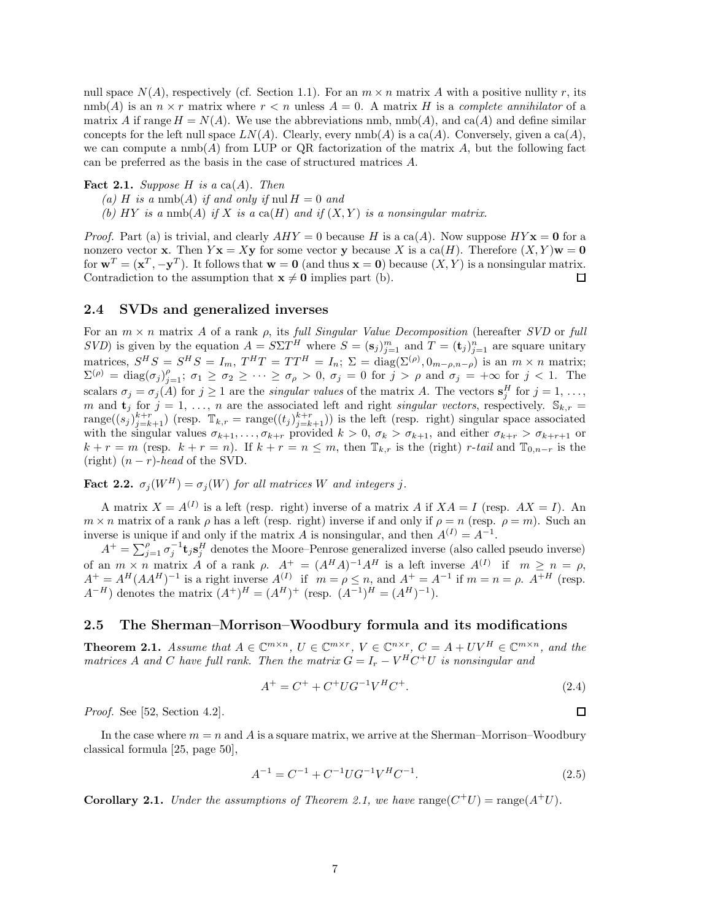null space $N(A)$, respectively (cf. Section 1.1). For an $m \times n$ matrix $A$ with a positive nullity $r$, its $\mathrm{nmb}(A)$ is an $n \times r$ matrix where $r < n$ unless $A = 0$. A matrix $H$ is a *complete annihilator* of a matrix $A$ if range $H = N(A)$. We use the abbreviations nmb, $\mathrm{nmb}(A)$, and $\mathrm{ca}(A)$ and define similar concepts for the left null space $LN(A)$. Clearly, every $\mathrm{nmb}(A)$ is a $\mathrm{ca}(A)$. Conversely, given a $\mathrm{ca}(A)$, we can compute a $\mathrm{nmb}(A)$ from LUP or QR factorization of the matrix $A$, but the following fact can be preferred as the basis in the case of structured matrices $A$.

**Fact 2.1.** *Suppose $H$ is a $\mathrm{ca}(A)$. Then*

*(a) $H$ is a $\mathrm{nmb}(A)$ if and only if $\mathrm{nul}\, H = 0$ and*

*(b) $HY$ is a $\mathrm{nmb}(A)$ if $X$ is a $\mathrm{ca}(H)$ and if $(X, Y)$ is a nonsingular matrix.*

*Proof.* Part (a) is trivial, and clearly $AHY = 0$ because $H$ is a $\mathrm{ca}(A)$. Now suppose $HY\mathbf{x} = \mathbf{0}$ for a nonzero vector $\mathbf{x}$. Then $Y\mathbf{x} = X\mathbf{y}$ for some vector $\mathbf{y}$ because $X$ is a $\mathrm{ca}(H)$. Therefore $(X, Y)\mathbf{w} = \mathbf{0}$ for $\mathbf{w}^T = (\mathbf{x}^T, -\mathbf{y}^T)$. It follows that $\mathbf{w} = \mathbf{0}$ (and thus $\mathbf{x} = \mathbf{0}$) because $(X, Y)$ is a nonsingular matrix. Contradiction to the assumption that $\mathbf{x} \neq \mathbf{0}$ implies part (b). □

## 2.4 SVDs and generalized inverses

For an $m \times n$ matrix $A$ of a rank $\rho$, its *full Singular Value Decomposition* (hereafter *SVD* or *full SVD*) is given by the equation $A = S\Sigma T^H$ where $S = (\mathbf{s}_j)_{j=1}^m$ and $T = (\mathbf{t}_j)_{j=1}^n$ are square unitary matrices, $S^H S = S^H S = I_m$, $T^H T = TT^H = I_n$; $\Sigma = \mathrm{diag}(\Sigma^{(\rho)}, 0_{m-\rho,n-\rho})$ is an $m \times n$ matrix; $\Sigma^{(\rho)} = \mathrm{diag}(\sigma_j)_{j=1}^{\rho}$; $\sigma_1 \geq \sigma_2 \geq \cdots \geq \sigma_\rho > 0$, $\sigma_j = 0$ for $j > \rho$ and $\sigma_j = +\infty$ for $j < 1$. The scalars $\sigma_j = \sigma_j(A)$ for $j \geq 1$ are the *singular values* of the matrix $A$. The vectors $\mathbf{s}_j^H$ for $j = 1, \ldots, m$ and $\mathbf{t}_j$ for $j = 1, \ldots, n$ are the associated left and right *singular vectors*, respectively. $\mathbb{S}_{k,r} = \mathrm{range}((s_j)_{j=k+1}^{k+r})$ (resp. $\mathbb{T}_{k,r} = \mathrm{range}((t_j)_{j=k+1}^{k+r})$) is the left (resp. right) singular space associated with the singular values $\sigma_{k+1}, \ldots, \sigma_{k+r}$ provided $k > 0$, $\sigma_k > \sigma_{k+1}$, and either $\sigma_{k+r} > \sigma_{k+r+1}$ or $k + r = m$ (resp. $k + r = n$). If $k + r = n \leq m$, then $\mathbb{T}_{k,r}$ is the (right) *r-tail* and $\mathbb{T}_{0,n-r}$ is the (right) $(n-r)$-*head* of the SVD.

**Fact 2.2.** *$\sigma_j(W^H) = \sigma_j(W)$ for all matrices $W$ and integers $j$.*

A matrix $X = A^{(I)}$ is a left (resp. right) inverse of a matrix $A$ if $XA = I$ (resp. $AX = I$). An $m \times n$ matrix of a rank $\rho$ has a left (resp. right) inverse if and only if $\rho = n$ (resp. $\rho = m$). Such an inverse is unique if and only if the matrix $A$ is nonsingular, and then $A^{(I)} = A^{-1}$.

$A^+ = \sum_{j=1}^{\rho} \sigma_j^{-1} \mathbf{t}_j \mathbf{s}_j^H$ denotes the Moore–Penrose generalized inverse (also called pseudo inverse) of an $m \times n$ matrix $A$ of a rank $\rho$. $A^+ = (A^H A)^{-1} A^H$ is a left inverse $A^{(I)}$ if $m \geq n = \rho$, $A^+ = A^H (AA^H)^{-1}$ is a right inverse $A^{(I)}$ if $m = \rho \leq n$, and $A^+ = A^{-1}$ if $m = n = \rho$. $A^{+H}$ (resp. $A^{-H}$) denotes the matrix $(A^+)^H = (A^H)^+$ (resp. $(A^{-1})^H = (A^H)^{-1}$).

## 2.5 The Sherman–Morrison–Woodbury formula and its modifications

**Theorem 2.1.** *Assume that $A \in \mathbb{C}^{m \times n}$, $U \in \mathbb{C}^{m \times r}$, $V \in \mathbb{C}^{n \times r}$, $C = A + UV^H \in \mathbb{C}^{m \times n}$, and the matrices $A$ and $C$ have full rank. Then the matrix $G = I_r - V^H C^+ U$ is nonsingular and*

$$A^+ = C^+ + C^+ U G^{-1} V^H C^+. \tag{2.4}$$

*Proof.* See [52, Section 4.2]. □

In the case where $m = n$ and $A$ is a square matrix, we arrive at the Sherman–Morrison–Woodbury classical formula [25, page 50],

$$A^{-1} = C^{-1} + C^{-1} U G^{-1} V^H C^{-1}. \tag{2.5}$$

**Corollary 2.1.** *Under the assumptions of Theorem 2.1, we have $\mathrm{range}(C^+ U) = \mathrm{range}(A^+ U)$.*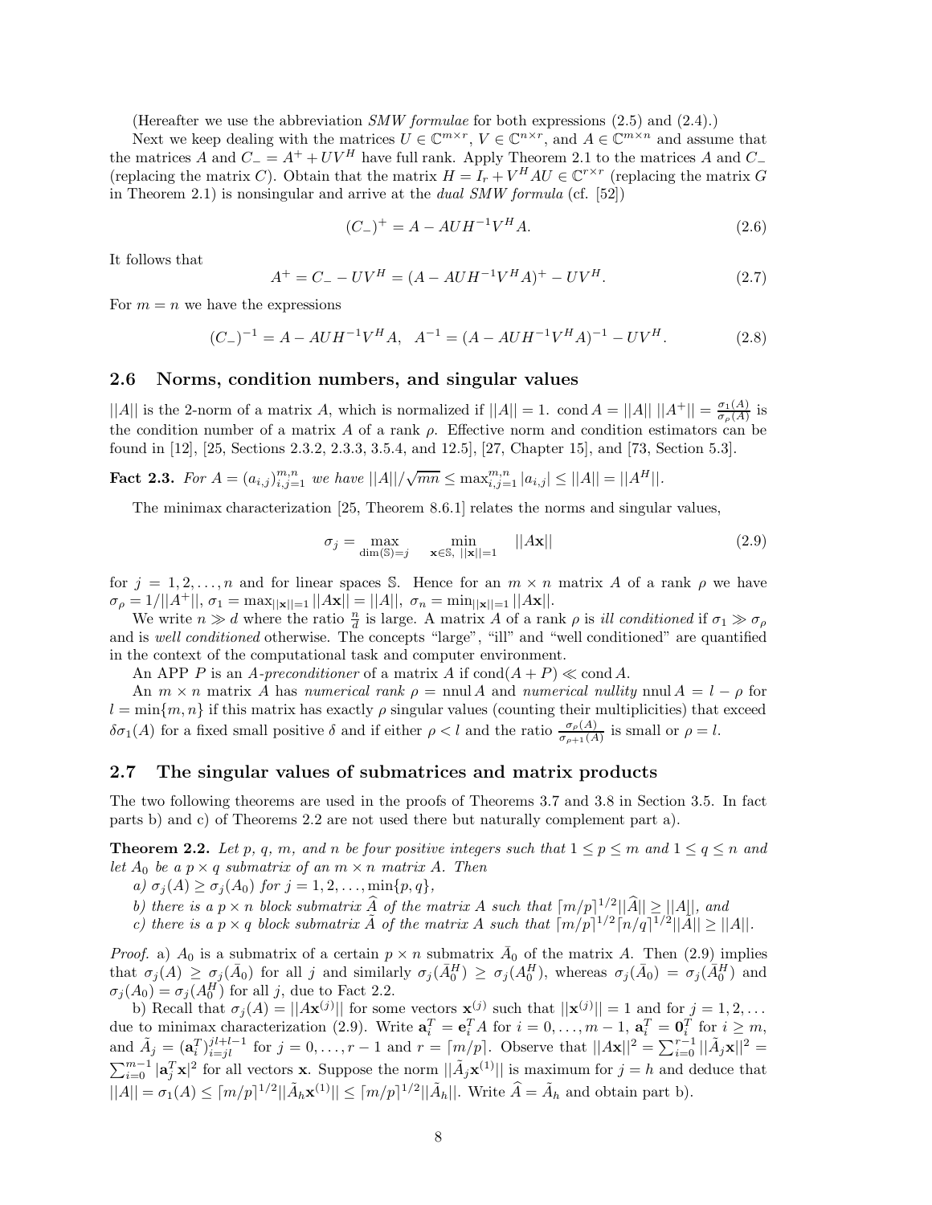(Hereafter we use the abbreviation *SMW formulae* for both expressions (2.5) and (2.4).)

Next we keep dealing with the matrices $U \in \mathbb{C}^{m\times r}$, $V \in \mathbb{C}^{n\times r}$, and $A \in \mathbb{C}^{m\times n}$ and assume that the matrices $A$ and $C_- = A^+ + UV^H$ have full rank. Apply Theorem 2.1 to the matrices $A$ and $C_-$ (replacing the matrix $C$). Obtain that the matrix $H = I_r + V^H AU \in \mathbb{C}^{r\times r}$ (replacing the matrix $G$ in Theorem 2.1) is nonsingular and arrive at the *dual SMW formula* (cf. [52])

$$(C_-)^+ = A - AUH^{-1}V^H A. \tag{2.6}$$

It follows that

$$A^+ = C_- - UV^H = (A - AUH^{-1}V^H A)^+ - UV^H. \tag{2.7}$$

For $m = n$ we have the expressions

$$(C_-)^{-1} = A - AUH^{-1}V^H A, \quad A^{-1} = (A - AUH^{-1}V^H A)^{-1} - UV^H. \tag{2.8}$$

## 2.6 Norms, condition numbers, and singular values

$||A||$ is the 2-norm of a matrix $A$, which is normalized if $||A|| = 1$. $\operatorname{cond} A = ||A||\ ||A^+|| = \frac{\sigma_1(A)}{\sigma_\rho(A)}$ is the condition number of a matrix $A$ of a rank $\rho$. Effective norm and condition estimators can be found in [12], [25, Sections 2.3.2, 2.3.3, 3.5.4, and 12.5], [27, Chapter 15], and [73, Section 5.3].

**Fact 2.3.** *For $A = (a_{i,j})_{i,j=1}^{m,n}$ we have $||A||/\sqrt{mn} \le \max_{i,j=1}^{m,n} |a_{i,j}| \le ||A|| = ||A^H||$.*

The minimax characterization [25, Theorem 8.6.1] relates the norms and singular values,

$$\sigma_j = \max_{\dim(\mathbb{S})=j} \quad \min_{\mathbf{x}\in\mathbb{S},\ ||\mathbf{x}||=1} \quad ||A\mathbf{x}|| \tag{2.9}$$

for $j = 1, 2, \dots, n$ and for linear spaces $\mathbb{S}$. Hence for an $m \times n$ matrix $A$ of a rank $\rho$ we have $\sigma_\rho = 1/||A^+||$, $\sigma_1 = \max_{||\mathbf{x}||=1} ||A\mathbf{x}|| = ||A||$, $\sigma_n = \min_{||\mathbf{x}||=1} ||A\mathbf{x}||$.

We write $n \gg d$ where the ratio $\frac{n}{d}$ is large. A matrix $A$ of a rank $\rho$ is *ill conditioned* if $\sigma_1 \gg \sigma_\rho$ and is *well conditioned* otherwise. The concepts "large", "ill" and "well conditioned" are quantified in the context of the computational task and computer environment.

An APP $P$ is an $A$-*preconditioner* of a matrix $A$ if $\operatorname{cond}(A + P) \ll \operatorname{cond} A$.

An $m \times n$ matrix $A$ has *numerical rank* $\rho = \operatorname{nnul} A$ and *numerical nullity* $\operatorname{nnul} A = l - \rho$ for $l = \min\{m, n\}$ if this matrix has exactly $\rho$ singular values (counting their multiplicities) that exceed $\delta\sigma_1(A)$ for a fixed small positive $\delta$ and if either $\rho < l$ and the ratio $\frac{\sigma_\rho(A)}{\sigma_{\rho+1}(A)}$ is small or $\rho = l$.

## 2.7 The singular values of submatrices and matrix products

The two following theorems are used in the proofs of Theorems 3.7 and 3.8 in Section 3.5. In fact parts b) and c) of Theorems 2.2 are not used there but naturally complement part a).

**Theorem 2.2.** *Let $p$, $q$, $m$, and $n$ be four positive integers such that $1 \le p \le m$ and $1 \le q \le n$ and let $A_0$ be a $p \times q$ submatrix of an $m \times n$ matrix $A$. Then*

*a) $\sigma_j(A) \ge \sigma_j(A_0)$ for $j = 1, 2, \dots, \min\{p, q\}$,*

*b) there is a $p \times n$ block submatrix $\widehat{A}$ of the matrix $A$ such that $\lceil m/p\rceil^{1/2}||\widehat{A}|| \ge ||A||$, and*

*c) there is a $p \times q$ block submatrix $\tilde{A}$ of the matrix $A$ such that $\lceil m/p\rceil^{1/2}\lceil n/q\rceil^{1/2}||\tilde{A}|| \ge ||A||$.*

*Proof.* a) $A_0$ is a submatrix of a certain $p \times n$ submatrix $\bar{A}_0$ of the matrix $A$. Then (2.9) implies that $\sigma_j(A) \ge \sigma_j(\bar{A}_0)$ for all $j$ and similarly $\sigma_j(\bar{A}_0^H) \ge \sigma_j(A_0^H)$, whereas $\sigma_j(\bar{A}_0) = \sigma_j(\bar{A}_0^H)$ and $\sigma_j(A_0) = \sigma_j(A_0^H)$ for all $j$, due to Fact 2.2.

b) Recall that $\sigma_j(A) = ||A\mathbf{x}^{(j)}||$ for some vectors $\mathbf{x}^{(j)}$ such that $||\mathbf{x}^{(j)}|| = 1$ and for $j = 1, 2, \dots$ due to minimax characterization (2.9). Write $\mathbf{a}_i^T = \mathbf{e}_i^T A$ for $i = 0, \dots, m-1$, $\mathbf{a}_i^T = \mathbf{0}_i^T$ for $i \ge m$, and $\tilde{A}_j = (\mathbf{a}_i^T)_{i=jl}^{jl+l-1}$ for $j = 0, \dots, r-1$ and $r = \lceil m/p\rceil$. Observe that $||A\mathbf{x}||^2 = \sum_{i=0}^{r-1} ||\tilde{A}_j\mathbf{x}||^2 = \sum_{i=0}^{m-1} |\mathbf{a}_j^T\mathbf{x}|^2$ for all vectors $\mathbf{x}$. Suppose the norm $||\tilde{A}_j\mathbf{x}^{(1)}||$ is maximum for $j = h$ and deduce that $||A|| = \sigma_1(A) \le \lceil m/p\rceil^{1/2}||\tilde{A}_h\mathbf{x}^{(1)}|| \le \lceil m/p\rceil^{1/2}||\tilde{A}_h||$. Write $\widehat{A} = \tilde{A}_h$ and obtain part b).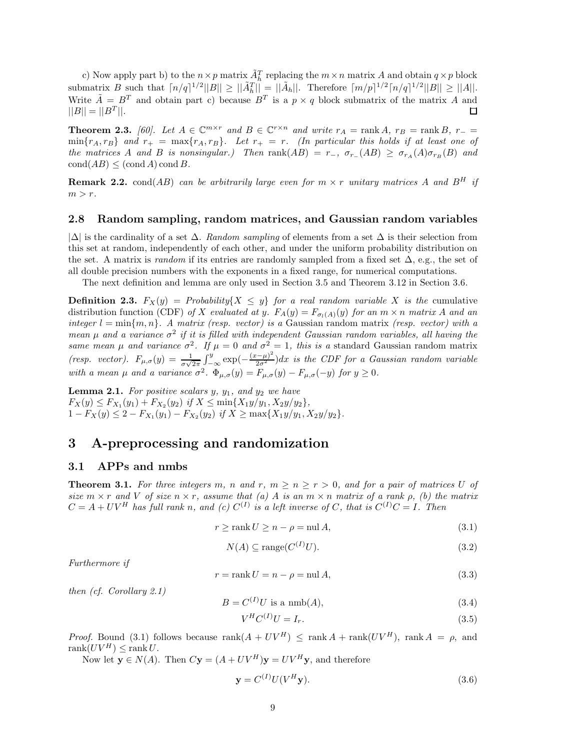c) Now apply part b) to the $n \times p$ matrix $\tilde{A}_h^T$ replacing the $m \times n$ matrix $A$ and obtain $q \times p$ block submatrix $B$ such that $\lceil n/q \rceil^{1/2} ||B|| \geq ||\tilde{A}_h^T|| = ||\tilde{A}_h||$. Therefore $\lceil m/p \rceil^{1/2} \lceil n/q \rceil^{1/2} ||B|| \geq ||A||$. Write $\tilde{A} = B^T$ and obtain part c) because $B^T$ is a $p \times q$ block submatrix of the matrix $A$ and $||B|| = ||B^T||$. □

**Theorem 2.3.** *[60]. Let $A \in \mathbb{C}^{m \times r}$ and $B \in \mathbb{C}^{r \times n}$ and write $r_A = \operatorname{rank} A$, $r_B = \operatorname{rank} B$, $r_- = \min\{r_A, r_B\}$ and $r_+ = \max\{r_A, r_B\}$. Let $r_+ = r$. (In particular this holds if at least one of the matrices $A$ and $B$ is nonsingular.) Then $\operatorname{rank}(AB) = r_-$, $\sigma_{r_-}(AB) \geq \sigma_{r_A}(A)\sigma_{r_B}(B)$ and $\operatorname{cond}(AB) \leq (\operatorname{cond} A) \operatorname{cond} B$.*

**Remark 2.2.** *$\operatorname{cond}(AB)$ can be arbitrarily large even for $m \times r$ unitary matrices $A$ and $B^H$ if $m > r$.*

### 2.8 Random sampling, random matrices, and Gaussian random variables

$|\Delta|$ is the cardinality of a set $\Delta$. *Random sampling* of elements from a set $\Delta$ is their selection from this set at random, independently of each other, and under the uniform probability distribution on the set. A matrix is *random* if its entries are randomly sampled from a fixed set $\Delta$, e.g., the set of all double precision numbers with the exponents in a fixed range, for numerical computations.

The next definition and lemma are only used in Section 3.5 and Theorem 3.12 in Section 3.6.

**Definition 2.3.** *$F_X(y) = Probability\{X \leq y\}$ for a real random variable $X$ is the* cumulative distribution function (CDF) *of $X$ evaluated at $y$. $F_A(y) = F_{\sigma_l(A)}(y)$ for an $m \times n$ matrix $A$ and an integer $l = \min\{m, n\}$. A matrix (resp. vector) is a* Gaussian random matrix *(resp. vector) with a mean $\mu$ and a variance $\sigma^2$ if it is filled with independent Gaussian random variables, all having the same mean $\mu$ and variance $\sigma^2$. If $\mu = 0$ and $\sigma^2 = 1$, this is a* standard Gaussian random matrix *(resp. vector). $F_{\mu,\sigma}(y) = \frac{1}{\sigma\sqrt{2\pi}} \int_{-\infty}^{y} \exp(-\frac{(x-\mu)^2}{2\sigma^2})dx$ is the CDF for a Gaussian random variable with a mean $\mu$ and a variance $\sigma^2$. $\Phi_{\mu,\sigma}(y) = F_{\mu,\sigma}(y) - F_{\mu,\sigma}(-y)$ for $y \geq 0$.*

**Lemma 2.1.** *For positive scalars $y$, $y_1$, and $y_2$ we have*
*$F_X(y) \leq F_{X_1}(y_1) + F_{X_2}(y_2)$ if $X \leq \min\{X_1 y/y_1, X_2 y/y_2\}$,*
*$1 - F_X(y) \leq 2 - F_{X_1}(y_1) - F_{X_2}(y_2)$ if $X \geq \max\{X_1 y/y_1, X_2 y/y_2\}$.*

# 3 A-preprocessing and randomization

### 3.1 APPs and nmbs

**Theorem 3.1.** *For three integers $m$, $n$ and $r$, $m \geq n \geq r > 0$, and for a pair of matrices $U$ of size $m \times r$ and $V$ of size $n \times r$, assume that (a) $A$ is an $m \times n$ matrix of a rank $\rho$, (b) the matrix $C = A + UV^H$ has full rank $n$, and (c) $C^{(I)}$ is a left inverse of $C$, that is $C^{(I)}C = I$. Then*

$$r \geq \operatorname{rank} U \geq n - \rho = \operatorname{nul} A, \tag{3.1}$$

$$N(A) \subseteq \operatorname{range}(C^{(I)}U). \tag{3.2}$$

*Furthermore if*

$$r = \operatorname{rank} U = n - \rho = \operatorname{nul} A, \tag{3.3}$$

*then (cf. Corollary 2.1)*

$$B = C^{(I)}U \text{ is a } \operatorname{nmb}(A), \tag{3.4}$$

$$V^H C^{(I)} U = I_r. \tag{3.5}$$

*Proof.* Bound (3.1) follows because $\operatorname{rank}(A + UV^H) \leq \operatorname{rank} A + \operatorname{rank}(UV^H)$, $\operatorname{rank} A = \rho$, and $\operatorname{rank}(UV^H) \leq \operatorname{rank} U$.

Now let $\mathbf{y} \in N(A)$. Then $C\mathbf{y} = (A + UV^H)\mathbf{y} = UV^H\mathbf{y}$, and therefore

$$\mathbf{y} = C^{(I)}U(V^H\mathbf{y}). \tag{3.6}$$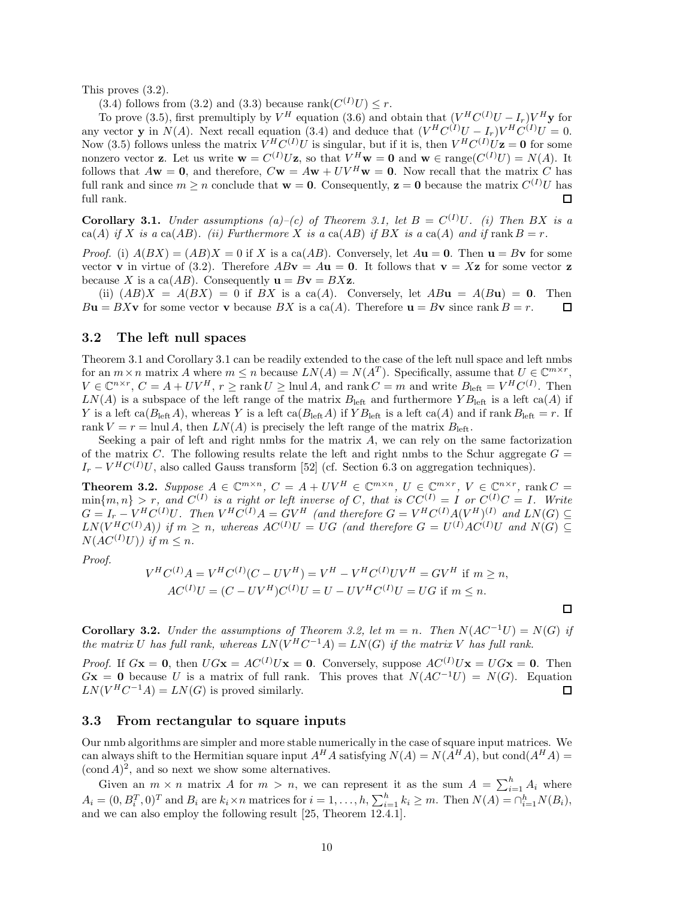This proves (3.2).

(3.4) follows from (3.2) and (3.3) because $\operatorname{rank}(C^{(I)}U) \le r$.

To prove (3.5), first premultiply by $V^H$ equation (3.6) and obtain that $(V^H C^{(I)}U - I_r)V^H\mathbf{y}$ for any vector $\mathbf{y}$ in $N(A)$. Next recall equation (3.4) and deduce that $(V^H C^{(I)}U - I_r)V^H C^{(I)}U = 0$. Now (3.5) follows unless the matrix $V^H C^{(I)}U$ is singular, but if it is, then $V^H C^{(I)}U\mathbf{z} = \mathbf{0}$ for some nonzero vector $\mathbf{z}$. Let us write $\mathbf{w} = C^{(I)}U\mathbf{z}$, so that $V^H\mathbf{w} = \mathbf{0}$ and $\mathbf{w} \in \operatorname{range}(C^{(I)}U) = N(A)$. It follows that $A\mathbf{w} = \mathbf{0}$, and therefore, $C\mathbf{w} = A\mathbf{w} + UV^H\mathbf{w} = \mathbf{0}$. Now recall that the matrix $C$ has full rank and since $m \ge n$ conclude that $\mathbf{w} = \mathbf{0}$. Consequently, $\mathbf{z} = \mathbf{0}$ because the matrix $C^{(I)}U$ has full rank. □

**Corollary 3.1.** *Under assumptions (a)–(c) of Theorem 3.1, let $B = C^{(I)}U$. (i) Then $BX$ is a $\operatorname{ca}(A)$ if $X$ is a $\operatorname{ca}(AB)$. (ii) Furthermore $X$ is a $\operatorname{ca}(AB)$ if $BX$ is a $\operatorname{ca}(A)$ and if $\operatorname{rank} B = r$.*

*Proof.* (i) $A(BX) = (AB)X = 0$ if $X$ is a $\operatorname{ca}(AB)$. Conversely, let $A\mathbf{u} = \mathbf{0}$. Then $\mathbf{u} = B\mathbf{v}$ for some vector $\mathbf{v}$ in virtue of (3.2). Therefore $AB\mathbf{v} = A\mathbf{u} = \mathbf{0}$. It follows that $\mathbf{v} = X\mathbf{z}$ for some vector $\mathbf{z}$ because $X$ is a $\operatorname{ca}(AB)$. Consequently $\mathbf{u} = B\mathbf{v} = BX\mathbf{z}$.

(ii) $(AB)X = A(BX) = 0$ if $BX$ is a $\operatorname{ca}(A)$. Conversely, let $AB\mathbf{u} = A(B\mathbf{u}) = \mathbf{0}$. Then $B\mathbf{u} = BX\mathbf{v}$ for some vector $\mathbf{v}$ because $BX$ is a $\operatorname{ca}(A)$. Therefore $\mathbf{u} = B\mathbf{v}$ since $\operatorname{rank} B = r$. □

### 3.2 The left null spaces

Theorem 3.1 and Corollary 3.1 can be readily extended to the case of the left null space and left nmbs for an $m \times n$ matrix $A$ where $m \le n$ because $LN(A) = N(A^T)$. Specifically, assume that $U \in \mathbb{C}^{m\times r}$, $V \in \mathbb{C}^{n\times r}$, $C = A + UV^H$, $r \ge \operatorname{rank} U \ge \operatorname{lnul} A$, and $\operatorname{rank} C = m$ and write $B_{\text{left}} = V^H C^{(I)}$. Then $LN(A)$ is a subspace of the left range of the matrix $B_{\text{left}}$ and furthermore $YB_{\text{left}}$ is a left $\operatorname{ca}(A)$ if $Y$ is a left $\operatorname{ca}(B_{\text{left}}A)$, whereas $Y$ is a left $\operatorname{ca}(B_{\text{left}}A)$ if $YB_{\text{left}}$ is a left $\operatorname{ca}(A)$ and if $\operatorname{rank} B_{\text{left}} = r$. If $\operatorname{rank} V = r = \operatorname{lnul} A$, then $LN(A)$ is precisely the left range of the matrix $B_{\text{left}}$.

Seeking a pair of left and right nmbs for the matrix $A$, we can rely on the same factorization of the matrix $C$. The following results relate the left and right nmbs to the Schur aggregate $G = I_r - V^H C^{(I)}U$, also called Gauss transform [52] (cf. Section 6.3 on aggregation techniques).

**Theorem 3.2.** *Suppose $A \in \mathbb{C}^{m\times n}$, $C = A + UV^H \in \mathbb{C}^{m\times n}$, $U \in \mathbb{C}^{m\times r}$, $V \in \mathbb{C}^{n\times r}$, $\operatorname{rank} C = \min\{m, n\} > r$, and $C^{(I)}$ is a right or left inverse of $C$, that is $CC^{(I)} = I$ or $C^{(I)}C = I$. Write $G = I_r - V^H C^{(I)}U$. Then $V^H C^{(I)}A = GV^H$ (and therefore $G = V^H C^{(I)}A(V^H)^{(I)}$ and $LN(G) \subseteq LN(V^H C^{(I)}A)$) if $m \ge n$, whereas $AC^{(I)}U = UG$ (and therefore $G = U^{(I)}AC^{(I)}U$ and $N(G) \subseteq N(AC^{(I)}U)$) if $m \le n$.*

*Proof.*

$$V^H C^{(I)}A = V^H C^{(I)}(C - UV^H) = V^H - V^H C^{(I)}UV^H = GV^H \text{ if } m \ge n,$$
$$AC^{(I)}U = (C - UV^H)C^{(I)}U = U - UV^H C^{(I)}U = UG \text{ if } m \le n.$$

□

**Corollary 3.2.** *Under the assumptions of Theorem 3.2, let $m = n$. Then $N(AC^{-1}U) = N(G)$ if the matrix $U$ has full rank, whereas $LN(V^H C^{-1}A) = LN(G)$ if the matrix $V$ has full rank.*

*Proof.* If $G\mathbf{x} = \mathbf{0}$, then $UG\mathbf{x} = AC^{(I)}U\mathbf{x} = \mathbf{0}$. Conversely, suppose $AC^{(I)}U\mathbf{x} = UG\mathbf{x} = \mathbf{0}$. Then $G\mathbf{x} = \mathbf{0}$ because $U$ is a matrix of full rank. This proves that $N(AC^{-1}U) = N(G)$. Equation $LN(V^H C^{-1}A) = LN(G)$ is proved similarly. □

### 3.3 From rectangular to square inputs

Our nmb algorithms are simpler and more stable numerically in the case of square input matrices. We can always shift to the Hermitian square input $A^H A$ satisfying $N(A) = N(A^H A)$, but $\operatorname{cond}(A^H A) = (\operatorname{cond} A)^2$, and so next we show some alternatives.

Given an $m \times n$ matrix $A$ for $m > n$, we can represent it as the sum $A = \sum_{i=1}^{h} A_i$ where $A_i = (0, B_i^T, 0)^T$ and $B_i$ are $k_i \times n$ matrices for $i = 1, \ldots, h$, $\sum_{i=1}^{h} k_i \ge m$. Then $N(A) = \cap_{i=1}^{h} N(B_i)$, and we can also employ the following result [25, Theorem 12.4.1].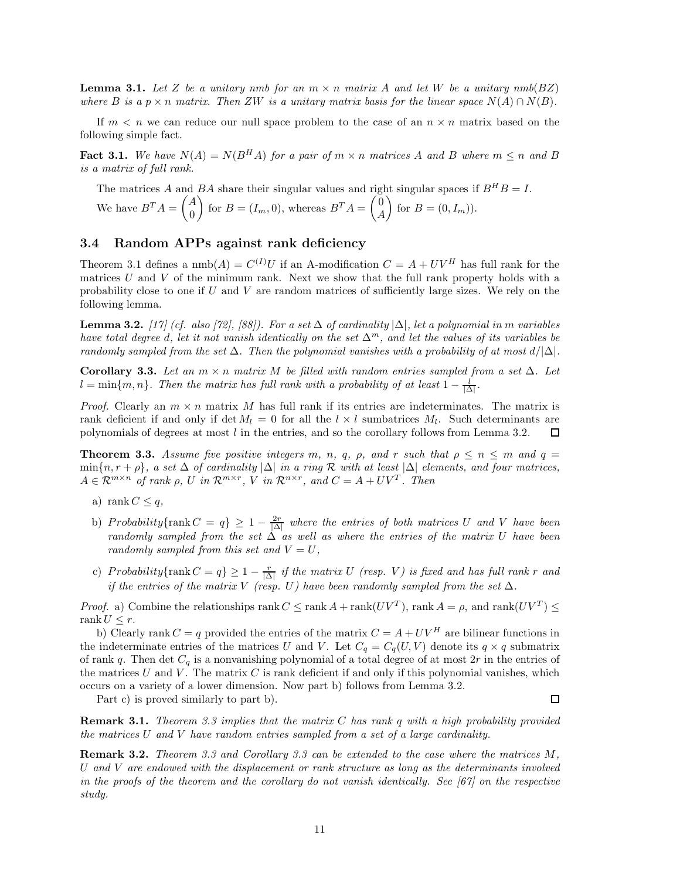**Lemma 3.1.** *Let $Z$ be a unitary nmb for an $m \times n$ matrix $A$ and let $W$ be a unitary nmb$(BZ)$ where $B$ is a $p \times n$ matrix. Then $ZW$ is a unitary matrix basis for the linear space $N(A) \cap N(B)$.*

If $m < n$ we can reduce our null space problem to the case of an $n \times n$ matrix based on the following simple fact.

**Fact 3.1.** *We have $N(A) = N(B^H A)$ for a pair of $m \times n$ matrices $A$ and $B$ where $m \leq n$ and $B$ is a matrix of full rank.*

The matrices $A$ and $BA$ share their singular values and right singular spaces if $B^H B = I$.

We have $B^T A = \begin{pmatrix} A \\ 0 \end{pmatrix}$ for $B = (I_m, 0)$, whereas $B^T A = \begin{pmatrix} 0 \\ A \end{pmatrix}$ for $B = (0, I_m)$).

## 3.4 Random APPs against rank deficiency

Theorem 3.1 defines a nmb$(A) = C^{(I)}U$ if an A-modification $C = A + UV^H$ has full rank for the matrices $U$ and $V$ of the minimum rank. Next we show that the full rank property holds with a probability close to one if $U$ and $V$ are random matrices of sufficiently large sizes. We rely on the following lemma.

**Lemma 3.2.** *[17] (cf. also [72], [88]). For a set $\Delta$ of cardinality $|\Delta|$, let a polynomial in $m$ variables have total degree $d$, let it not vanish identically on the set $\Delta^m$, and let the values of its variables be randomly sampled from the set $\Delta$. Then the polynomial vanishes with a probability of at most $d/|\Delta|$.*

**Corollary 3.3.** *Let an $m \times n$ matrix $M$ be filled with random entries sampled from a set $\Delta$. Let $l = \min\{m, n\}$. Then the matrix has full rank with a probability of at least $1 - \frac{l}{|\Delta|}$.*

*Proof.* Clearly an $m \times n$ matrix $M$ has full rank if its entries are indeterminates. The matrix is rank deficient if and only if $\det M_l = 0$ for all the $l \times l$ sumbatrices $M_l$. Such determinants are polynomials of degrees at most $l$ in the entries, and so the corollary follows from Lemma 3.2. $\square$

**Theorem 3.3.** *Assume five positive integers $m$, $n$, $q$, $\rho$, and $r$ such that $\rho \leq n \leq m$ and $q = \min\{n, r + \rho\}$, a set $\Delta$ of cardinality $|\Delta|$ in a ring $\mathcal{R}$ with at least $|\Delta|$ elements, and four matrices, $A \in \mathcal{R}^{m \times n}$ of rank $\rho$, $U$ in $\mathcal{R}^{m \times r}$, $V$ in $\mathcal{R}^{n \times r}$, and $C = A + UV^T$. Then*

- a) $\operatorname{rank} C \leq q$,
- b) *Probability*$\{\operatorname{rank} C = q\} \geq 1 - \frac{2r}{|\Delta|}$ *where the entries of both matrices $U$ and $V$ have been randomly sampled from the set $\Delta$ as well as where the entries of the matrix $U$ have been randomly sampled from this set and $V = U$,*
- c) *Probability*$\{\operatorname{rank} C = q\} \geq 1 - \frac{r}{|\Delta|}$ *if the matrix $U$ (resp. $V$) is fixed and has full rank $r$ and if the entries of the matrix $V$ (resp. $U$) have been randomly sampled from the set $\Delta$.*

*Proof.* a) Combine the relationships $\operatorname{rank} C \leq \operatorname{rank} A + \operatorname{rank}(UV^T)$, $\operatorname{rank} A = \rho$, and $\operatorname{rank}(UV^T) \leq \operatorname{rank} U \leq r$.

b) Clearly $\operatorname{rank} C = q$ provided the entries of the matrix $C = A + UV^H$ are bilinear functions in the indeterminate entries of the matrices $U$ and $V$. Let $C_q = C_q(U, V)$ denote its $q \times q$ submatrix of rank $q$. Then $\det C_q$ is a nonvanishing polynomial of a total degree of at most $2r$ in the entries of the matrices $U$ and $V$. The matrix $C$ is rank deficient if and only if this polynomial vanishes, which occurs on a variety of a lower dimension. Now part b) follows from Lemma 3.2.

Part c) is proved similarly to part b). $\square$

**Remark 3.1.** *Theorem 3.3 implies that the matrix $C$ has rank $q$ with a high probability provided the matrices $U$ and $V$ have random entries sampled from a set of a large cardinality.*

**Remark 3.2.** *Theorem 3.3 and Corollary 3.3 can be extended to the case where the matrices $M$, $U$ and $V$ are endowed with the displacement or rank structure as long as the determinants involved in the proofs of the theorem and the corollary do not vanish identically. See [67] on the respective study.*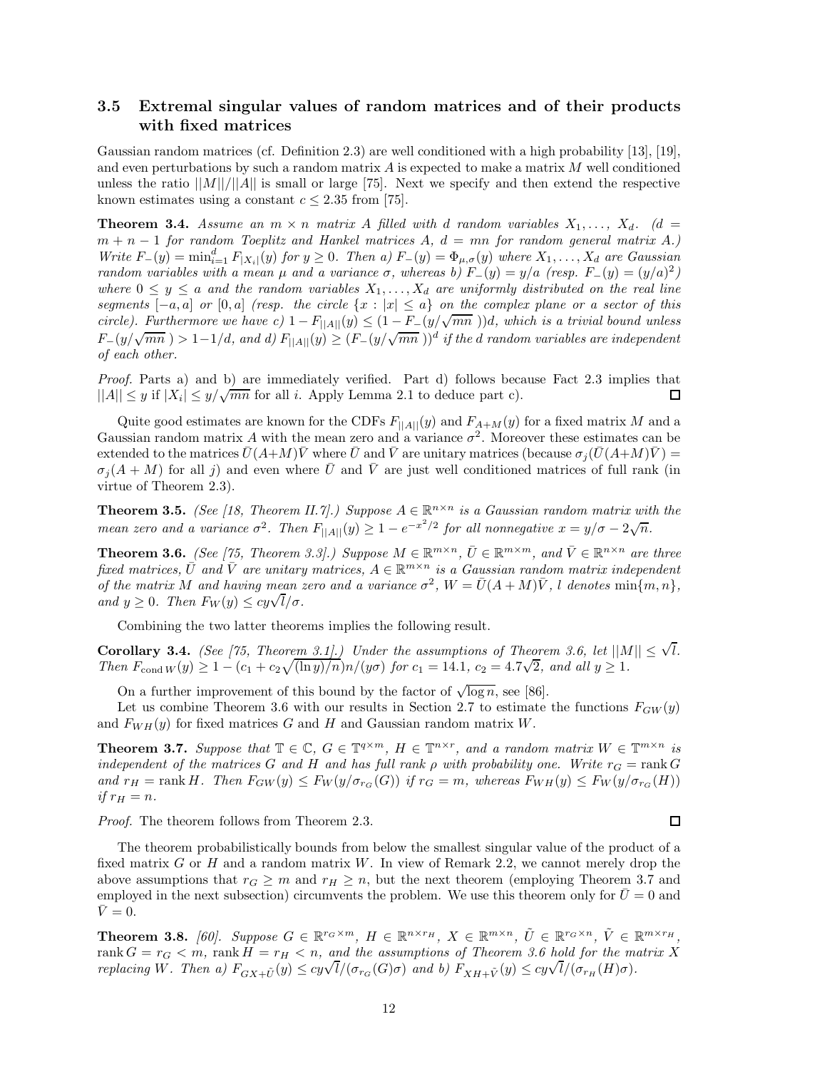### 3.5 Extremal singular values of random matrices and of their products with fixed matrices

Gaussian random matrices (cf. Definition 2.3) are well conditioned with a high probability [13], [19], and even perturbations by such a random matrix $A$ is expected to make a matrix $M$ well conditioned unless the ratio $||M||/||A||$ is small or large [75]. Next we specify and then extend the respective known estimates using a constant $c \le 2.35$ from [75].

**Theorem 3.4.** *Assume an $m \times n$ matrix $A$ filled with $d$ random variables $X_1, \dots, X_d$. ($d = m + n - 1$ for random Toeplitz and Hankel matrices $A$, $d = mn$ for random general matrix $A$.) Write $F_-(y) = \min_{i=1}^d F_{|X_i|}(y)$ for $y \ge 0$. Then a) $F_-(y) = \Phi_{\mu,\sigma}(y)$ where $X_1, \dots, X_d$ are Gaussian random variables with a mean $\mu$ and a variance $\sigma$, whereas b) $F_-(y) = y/a$ (resp. $F_-(y) = (y/a)^2$) where $0 \le y \le a$ and the random variables $X_1, \dots, X_d$ are uniformly distributed on the real line segments $[-a, a]$ or $[0, a]$ (resp. the circle $\{x : |x| \le a\}$ on the complex plane or a sector of this circle). Furthermore we have c) $1 - F_{||A||}(y) \le (1 - F_-(y/\sqrt{mn}\,))d$, which is a trivial bound unless $F_-(y/\sqrt{mn}\,) > 1 - 1/d$, and d) $F_{||A||}(y) \ge (F_-(y/\sqrt{mn}\,))^d$ if the $d$ random variables are independent of each other.*

*Proof.* Parts a) and b) are immediately verified. Part d) follows because Fact 2.3 implies that $||A|| \le y$ if $|X_i| \le y/\sqrt{mn}$ for all $i$. Apply Lemma 2.1 to deduce part c). □

Quite good estimates are known for the CDFs $F_{||A||}(y)$ and $F_{A+M}(y)$ for a fixed matrix $M$ and a Gaussian random matrix $A$ with the mean zero and a variance $\sigma^2$. Moreover these estimates can be extended to the matrices $\bar{U}(A+M)\bar{V}$ where $\bar{U}$ and $\bar{V}$ are unitary matrices (because $\sigma_j(\bar{U}(A+M)\bar{V}) = \sigma_j(A + M)$ for all $j$) and even where $\bar{U}$ and $\bar{V}$ are just well conditioned matrices of full rank (in virtue of Theorem 2.3).

**Theorem 3.5.** *(See [18, Theorem II.7].) Suppose $A \in \mathbb{R}^{n\times n}$ is a Gaussian random matrix with the mean zero and a variance $\sigma^2$. Then $F_{||A||}(y) \ge 1 - e^{-x^2/2}$ for all nonnegative $x = y/\sigma - 2\sqrt{n}$.*

**Theorem 3.6.** *(See [75, Theorem 3.3].) Suppose $M \in \mathbb{R}^{m\times n}$, $\bar{U} \in \mathbb{R}^{m\times m}$, and $\bar{V} \in \mathbb{R}^{n\times n}$ are three fixed matrices, $\bar{U}$ and $\bar{V}$ are unitary matrices, $A \in \mathbb{R}^{m\times n}$ is a Gaussian random matrix independent of the matrix $M$ and having mean zero and a variance $\sigma^2$, $W = \bar{U}(A + M)\bar{V}$, $l$ denotes $\min\{m, n\}$, and $y \ge 0$. Then $F_W(y) \le cy\sqrt{l}/\sigma$.*

Combining the two latter theorems implies the following result.

**Corollary 3.4.** *(See [75, Theorem 3.1].) Under the assumptions of Theorem 3.6, let $||M|| \le \sqrt{l}$. Then $F_{\operatorname{cond} W}(y) \ge 1 - (c_1 + c_2\sqrt{(\ln y)/n})n/(y\sigma)$ for $c_1 = 14.1$, $c_2 = 4.7\sqrt{2}$, and all $y \ge 1$.*

On a further improvement of this bound by the factor of $\sqrt{\log n}$, see [86].

Let us combine Theorem 3.6 with our results in Section 2.7 to estimate the functions $F_{GW}(y)$ and $F_{WH}(y)$ for fixed matrices $G$ and $H$ and Gaussian random matrix $W$.

**Theorem 3.7.** *Suppose that $\mathbb{T} \in \mathbb{C}$, $G \in \mathbb{T}^{q\times m}$, $H \in \mathbb{T}^{n\times r}$, and a random matrix $W \in \mathbb{T}^{m\times n}$ is independent of the matrices $G$ and $H$ and has full rank $\rho$ with probability one. Write $r_G = \operatorname{rank} G$ and $r_H = \operatorname{rank} H$. Then $F_{GW}(y) \le F_W(y/\sigma_{r_G}(G))$ if $r_G = m$, whereas $F_{WH}(y) \le F_W(y/\sigma_{r_G}(H))$ if $r_H = n$.*

*Proof.* The theorem follows from Theorem 2.3. □

The theorem probabilistically bounds from below the smallest singular value of the product of a fixed matrix $G$ or $H$ and a random matrix $W$. In view of Remark 2.2, we cannot merely drop the above assumptions that $r_G \ge m$ and $r_H \ge n$, but the next theorem (employing Theorem 3.7 and employed in the next subsection) circumvents the problem. We use this theorem only for $\bar{U} = 0$ and $\bar{V} = 0$.

**Theorem 3.8.** *[60]. Suppose $G \in \mathbb{R}^{r_G\times m}$, $H \in \mathbb{R}^{n\times r_H}$, $X \in \mathbb{R}^{m\times n}$, $\tilde{U} \in \mathbb{R}^{r_G\times n}$, $\tilde{V} \in \mathbb{R}^{m\times r_H}$, $\operatorname{rank} G = r_G < m$, $\operatorname{rank} H = r_H < n$, and the assumptions of Theorem 3.6 hold for the matrix $X$ replacing $W$. Then a) $F_{GX+\tilde{U}}(y) \le cy\sqrt{l}/(\sigma_{r_G}(G)\sigma)$ and b) $F_{XH+\tilde{V}}(y) \le cy\sqrt{l}/(\sigma_{r_H}(H)\sigma)$.*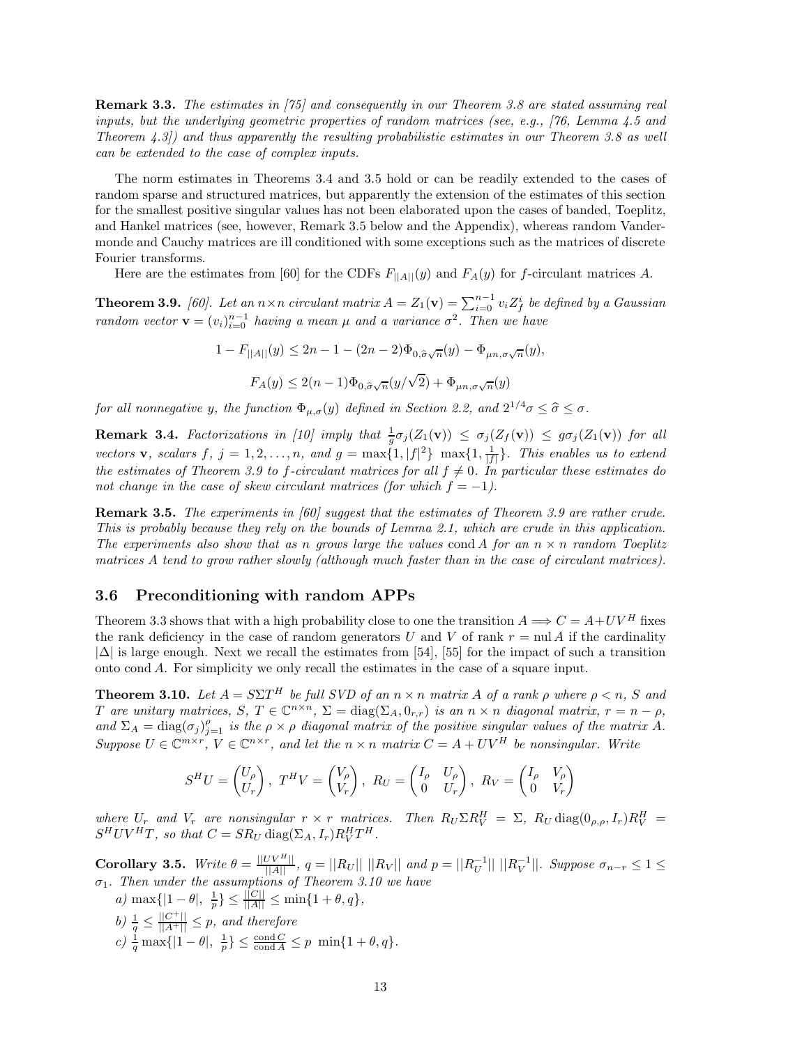**Remark 3.3.** *The estimates in [75] and consequently in our Theorem 3.8 are stated assuming real inputs, but the underlying geometric properties of random matrices (see, e.g., [76, Lemma 4.5 and Theorem 4.3]) and thus apparently the resulting probabilistic estimates in our Theorem 3.8 as well can be extended to the case of complex inputs.*

The norm estimates in Theorems 3.4 and 3.5 hold or can be readily extended to the cases of random sparse and structured matrices, but apparently the extension of the estimates of this section for the smallest positive singular values has not been elaborated upon the cases of banded, Toeplitz, and Hankel matrices (see, however, Remark 3.5 below and the Appendix), whereas random Vandermonde and Cauchy matrices are ill conditioned with some exceptions such as the matrices of discrete Fourier transforms.

Here are the estimates from [60] for the CDFs $F_{||A||}(y)$ and $F_A(y)$ for $f$-circulant matrices $A$.

**Theorem 3.9.** *[60]. Let an $n \times n$ circulant matrix $A = Z_1(\mathbf{v}) = \sum_{i=0}^{n-1} v_i Z_f^i$ be defined by a Gaussian random vector $\mathbf{v} = (v_i)_{i=0}^{n-1}$ having a mean $\mu$ and a variance $\sigma^2$. Then we have*

$$1 - F_{||A||}(y) \leq 2n - 1 - (2n-2)\Phi_{0,\widehat{\sigma}\sqrt{n}}(y) - \Phi_{\mu n,\sigma\sqrt{n}}(y),$$

$$F_A(y) \leq 2(n-1)\Phi_{0,\widehat{\sigma}\sqrt{n}}(y/\sqrt{2}) + \Phi_{\mu n,\sigma\sqrt{n}}(y)$$

*for all nonnegative $y$, the function $\Phi_{\mu,\sigma}(y)$ defined in Section 2.2, and $2^{1/4}\sigma \leq \widehat{\sigma} \leq \sigma$.*

**Remark 3.4.** *Factorizations in [10] imply that $\frac{1}{g}\sigma_j(Z_1(\mathbf{v})) \leq \sigma_j(Z_f(\mathbf{v})) \leq g\sigma_j(Z_1(\mathbf{v}))$ for all vectors $\mathbf{v}$, scalars $f$, $j = 1, 2, \ldots, n$, and $g = \max\{1, |f|^2\} \max\{1, \frac{1}{|f|}\}$. This enables us to extend the estimates of Theorem 3.9 to $f$-circulant matrices for all $f \neq 0$. In particular these estimates do not change in the case of skew circulant matrices (for which $f = -1$).*

**Remark 3.5.** *The experiments in [60] suggest that the estimates of Theorem 3.9 are rather crude. This is probably because they rely on the bounds of Lemma 2.1, which are crude in this application. The experiments also show that as $n$ grows large the values $\operatorname{cond} A$ for an $n \times n$ random Toeplitz matrices $A$ tend to grow rather slowly (although much faster than in the case of circulant matrices).*

## 3.6 Preconditioning with random APPs

Theorem 3.3 shows that with a high probability close to one the transition $A \Longrightarrow C = A + UV^H$ fixes the rank deficiency in the case of random generators $U$ and $V$ of rank $r = \operatorname{nul} A$ if the cardinality $|\Delta|$ is large enough. Next we recall the estimates from [54], [55] for the impact of such a transition onto $\operatorname{cond} A$. For simplicity we only recall the estimates in the case of a square input.

**Theorem 3.10.** *Let $A = S\Sigma T^H$ be full SVD of an $n \times n$ matrix $A$ of a rank $\rho$ where $\rho < n$, $S$ and $T$ are unitary matrices, $S$, $T \in \mathbb{C}^{n \times n}$, $\Sigma = \operatorname{diag}(\Sigma_A, 0_{r,r})$ is an $n \times n$ diagonal matrix, $r = n - \rho$, and $\Sigma_A = \operatorname{diag}(\sigma_j)_{j=1}^{\rho}$ is the $\rho \times \rho$ diagonal matrix of the positive singular values of the matrix $A$. Suppose $U \in \mathbb{C}^{m \times r}$, $V \in \mathbb{C}^{n \times r}$, and let the $n \times n$ matrix $C = A + UV^H$ be nonsingular. Write*

$$S^H U = \begin{pmatrix} U_\rho \\ U_r \end{pmatrix},\ T^H V = \begin{pmatrix} V_\rho \\ V_r \end{pmatrix},\ R_U = \begin{pmatrix} I_\rho & U_\rho \\ 0 & U_r \end{pmatrix},\ R_V = \begin{pmatrix} I_\rho & V_\rho \\ 0 & V_r \end{pmatrix}$$

*where $U_r$ and $V_r$ are nonsingular $r \times r$ matrices. Then $R_U \Sigma R_V^H = \Sigma$, $R_U \operatorname{diag}(0_{\rho,\rho}, I_r) R_V^H = S^H UV^H T$, so that $C = SR_U \operatorname{diag}(\Sigma_A, I_r) R_V^H T^H$.*

**Corollary 3.5.** *Write $\theta = \frac{||UV^H||}{||A||}$, $q = ||R_U||\ ||R_V||$ and $p = ||R_U^{-1}||\ ||R_V^{-1}||$. Suppose $\sigma_{n-r} \leq 1 \leq \sigma_1$. Then under the assumptions of Theorem 3.10 we have*

*a)* $\max\{|1-\theta|,\ \frac{1}{p}\} \leq \frac{||C||}{||A||} \leq \min\{1+\theta, q\}$,

*b)* $\frac{1}{q} \leq \frac{||C^+||}{||A^+||} \leq p$, *and therefore*

*c)* $\frac{1}{q}\max\{|1-\theta|,\ \frac{1}{p}\} \leq \frac{\operatorname{cond} C}{\operatorname{cond} A} \leq p\ \min\{1+\theta, q\}$.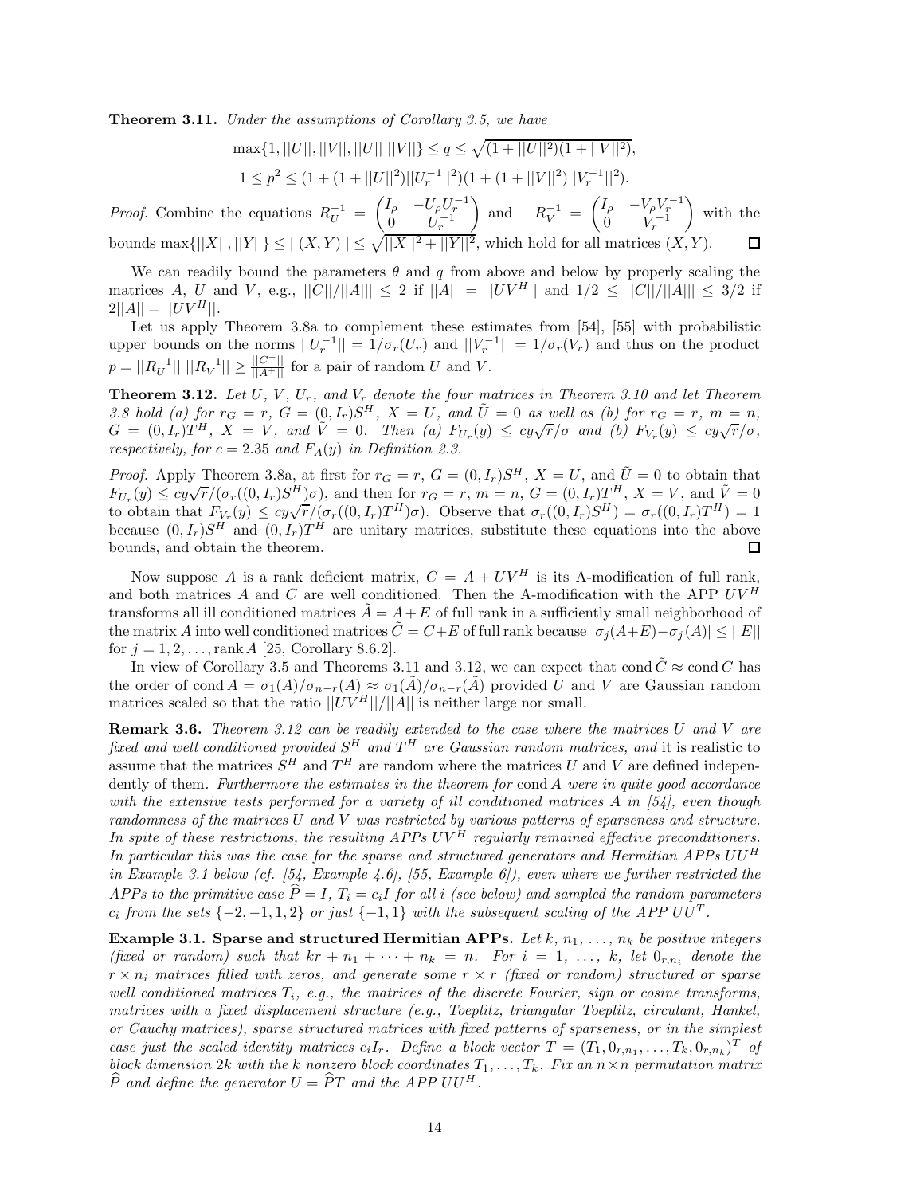**Theorem 3.11.** *Under the assumptions of Corollary 3.5, we have*

$$\max\{1, ||U||, ||V||, ||U||\ ||V||\} \le q \le \sqrt{(1+||U||^2)(1+||V||^2)},$$

$$1 \le p^2 \le (1+(1+||U||^2)||U_r^{-1}||^2)(1+(1+||V||^2)||V_r^{-1}||^2).$$

*Proof.* Combine the equations $R_U^{-1} = \begin{pmatrix} I_\rho & -U_\rho U_r^{-1} \\ 0 & U_r^{-1} \end{pmatrix}$ and $R_V^{-1} = \begin{pmatrix} I_\rho & -V_\rho V_r^{-1} \\ 0 & V_r^{-1} \end{pmatrix}$ with the bounds $\max\{||X||, ||Y||\} \le ||(X,Y)|| \le \sqrt{||X||^2 + ||Y||^2}$, which hold for all matrices $(X, Y)$. □

We can readily bound the parameters $\theta$ and $q$ from above and below by properly scaling the matrices $A$, $U$ and $V$, e.g., $||C||/||A||| \le 2$ if $||A|| = ||UV^H||$ and $1/2 \le ||C||/||A||| \le 3/2$ if $2||A|| = ||UV^H||$.

Let us apply Theorem 3.8a to complement these estimates from [54], [55] with probabilistic upper bounds on the norms $||U_r^{-1}|| = 1/\sigma_r(U_r)$ and $||V_r^{-1}|| = 1/\sigma_r(V_r)$ and thus on the product $p = ||R_U^{-1}||\ ||R_V^{-1}|| \ge \frac{||C^+||}{||A^+||}$ for a pair of random $U$ and $V$.

**Theorem 3.12.** *Let $U$, $V$, $U_r$, and $V_r$ denote the four matrices in Theorem 3.10 and let Theorem 3.8 hold (a) for $r_G = r$, $G = (0, I_r)S^H$, $X = U$, and $\tilde{U} = 0$ as well as (b) for $r_G = r$, $m = n$, $G = (0, I_r)T^H$, $X = V$, and $\tilde{V} = 0$. Then (a) $F_{U_r}(y) \le cy\sqrt{r}/\sigma$ and (b) $F_{V_r}(y) \le cy\sqrt{r}/\sigma$, respectively, for $c = 2.35$ and $F_A(y)$ in Definition 2.3.*

*Proof.* Apply Theorem 3.8a, at first for $r_G = r$, $G = (0, I_r)S^H$, $X = U$, and $\tilde{U} = 0$ to obtain that $F_{U_r}(y) \le cy\sqrt{r}/(\sigma_r((0, I_r)S^H)\sigma)$, and then for $r_G = r$, $m = n$, $G = (0, I_r)T^H$, $X = V$, and $\tilde{V} = 0$ to obtain that $F_{V_r}(y) \le cy\sqrt{r}/(\sigma_r((0, I_r)T^H)\sigma)$. Observe that $\sigma_r((0, I_r)S^H) = \sigma_r((0, I_r)T^H) = 1$ because $(0, I_r)S^H$ and $(0, I_r)T^H$ are unitary matrices, substitute these equations into the above bounds, and obtain the theorem. □

Now suppose $A$ is a rank deficient matrix, $C = A + UV^H$ is its A-modification of full rank, and both matrices $A$ and $C$ are well conditioned. Then the A-modification with the APP $UV^H$ transforms all ill conditioned matrices $\tilde{A} = A + E$ of full rank in a sufficiently small neighborhood of the matrix $A$ into well conditioned matrices $\tilde{C} = C + E$ of full rank because $|\sigma_j(A+E) - \sigma_j(A)| \le ||E||$ for $j = 1, 2, \ldots, \operatorname{rank} A$ [25, Corollary 8.6.2].

In view of Corollary 3.5 and Theorems 3.11 and 3.12, we can expect that $\operatorname{cond} \tilde{C} \approx \operatorname{cond} C$ has the order of $\operatorname{cond} A = \sigma_1(A)/\sigma_{n-r}(A) \approx \sigma_1(\tilde{A})/\sigma_{n-r}(\tilde{A})$ provided $U$ and $V$ are Gaussian random matrices scaled so that the ratio $||UV^H||/||A||$ is neither large nor small.

**Remark 3.6.** *Theorem 3.12 can be readily extended to the case where the matrices $U$ and $V$ are fixed and well conditioned provided $S^H$ and $T^H$ are Gaussian random matrices, and* it is realistic to assume that the matrices $S^H$ and $T^H$ are random where the matrices $U$ and $V$ are defined independently of them. *Furthermore the estimates in the theorem for $\operatorname{cond} A$ were in quite good accordance with the extensive tests performed for a variety of ill conditioned matrices $A$ in [54], even though randomness of the matrices $U$ and $V$ was restricted by various patterns of sparseness and structure. In spite of these restrictions, the resulting APPs $UV^H$ regularly remained effective preconditioners. In particular this was the case for the sparse and structured generators and Hermitian APPs $UU^H$ in Example 3.1 below (cf. [54, Example 4.6], [55, Example 6]), even where we further restricted the APPs to the primitive case $\widehat{P} = I$, $T_i = c_i I$ for all $i$ (see below) and sampled the random parameters $c_i$ from the sets $\{-2, -1, 1, 2\}$ or just $\{-1, 1\}$ with the subsequent scaling of the APP $UU^T$.*

**Example 3.1. Sparse and structured Hermitian APPs.** *Let $k$, $n_1, \ldots, n_k$ be positive integers (fixed or random) such that $kr + n_1 + \cdots + n_k = n$. For $i = 1, \ldots, k$, let $0_{r,n_i}$ denote the $r \times n_i$ matrices filled with zeros, and generate some $r \times r$ (fixed or random) structured or sparse well conditioned matrices $T_i$, e.g., the matrices of the discrete Fourier, sign or cosine transforms, matrices with a fixed displacement structure (e.g., Toeplitz, triangular Toeplitz, circulant, Hankel, or Cauchy matrices), sparse structured matrices with fixed patterns of sparseness, or in the simplest case just the scaled identity matrices $c_i I_r$. Define a block vector $T = (T_1, 0_{r,n_1}, \ldots, T_k, 0_{r,n_k})^T$ of block dimension $2k$ with the $k$ nonzero block coordinates $T_1, \ldots, T_k$. Fix an $n \times n$ permutation matrix $\widehat{P}$ and define the generator $U = \widehat{P}T$ and the APP $UU^H$.*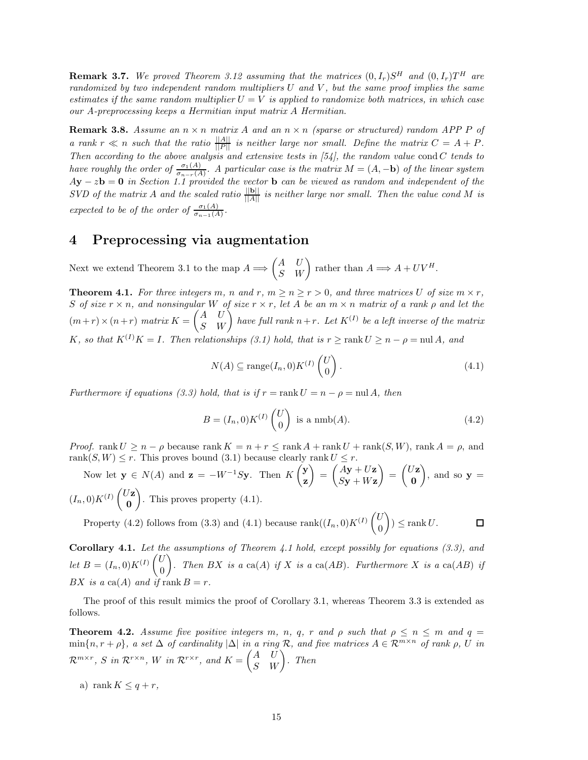**Remark 3.7.** *We proved Theorem 3.12 assuming that the matrices $(0, I_r)S^H$ and $(0, I_r)T^H$ are randomized by two independent random multipliers $U$ and $V$, but the same proof implies the same estimates if the same random multiplier $U = V$ is applied to randomize both matrices, in which case our A-preprocessing keeps a Hermitian input matrix $A$ Hermitian.*

**Remark 3.8.** *Assume an $n \times n$ matrix $A$ and an $n \times n$ (sparse or structured) random APP $P$ of a rank $r \ll n$ such that the ratio $\frac{||A||}{||P||}$ is neither large nor small. Define the matrix $C = A + P$. Then according to the above analysis and extensive tests in [54], the random value $\operatorname{cond} C$ tends to have roughly the order of $\frac{\sigma_1(A)}{\sigma_{n-r}(A)}$. A particular case is the matrix $M = (A, -\mathbf{b})$ of the linear system $A\mathbf{y} - z\mathbf{b} = \mathbf{0}$ in Section 1.1 provided the vector $\mathbf{b}$ can be viewed as random and independent of the SVD of the matrix $A$ and the scaled ratio $\frac{||\mathbf{b}||}{||A||}$ is neither large nor small. Then the value cond $M$ is expected to be of the order of $\frac{\sigma_1(A)}{\sigma_{n-1}(A)}$.*

# 4 Preprocessing via augmentation

Next we extend Theorem 3.1 to the map $A \Longrightarrow \begin{pmatrix} A & U \\ S & W \end{pmatrix}$ rather than $A \Longrightarrow A + UV^H$.

**Theorem 4.1.** *For three integers $m$, $n$ and $r$, $m \geq n \geq r > 0$, and three matrices $U$ of size $m \times r$, $S$ of size $r \times n$, and nonsingular $W$ of size $r \times r$, let $A$ be an $m \times n$ matrix of a rank $\rho$ and let the $(m+r) \times (n+r)$ matrix $K = \begin{pmatrix} A & U \\ S & W \end{pmatrix}$ have full rank $n+r$. Let $K^{(I)}$ be a left inverse of the matrix $K$, so that $K^{(I)}K = I$. Then relationships (3.1) hold, that is $r \geq \operatorname{rank} U \geq n - \rho = \operatorname{nul} A$, and*

$$N(A) \subseteq \operatorname{range}(I_n, 0)K^{(I)} \begin{pmatrix} U \\ 0 \end{pmatrix}. \tag{4.1}$$

*Furthermore if equations (3.3) hold, that is if $r = \operatorname{rank} U = n - \rho = \operatorname{nul} A$, then*

$$B = (I_n, 0)K^{(I)} \begin{pmatrix} U \\ 0 \end{pmatrix} \text{ is a } \operatorname{nmb}(A). \tag{4.2}$$

*Proof.* $\operatorname{rank} U \geq n - \rho$ because $\operatorname{rank} K = n + r \leq \operatorname{rank} A + \operatorname{rank} U + \operatorname{rank}(S, W)$, $\operatorname{rank} A = \rho$, and $\operatorname{rank}(S, W) \leq r$. This proves bound (3.1) because clearly $\operatorname{rank} U \leq r$.

Now let $\mathbf{y} \in N(A)$ and $\mathbf{z} = -W^{-1}S\mathbf{y}$. Then $K \begin{pmatrix} \mathbf{y} \\ \mathbf{z} \end{pmatrix} = \begin{pmatrix} A\mathbf{y} + U\mathbf{z} \\ S\mathbf{y} + W\mathbf{z} \end{pmatrix} = \begin{pmatrix} U\mathbf{z} \\ \mathbf{0} \end{pmatrix}$, and so $\mathbf{y} = (I_n, 0)K^{(I)} \begin{pmatrix} U\mathbf{z} \\ \mathbf{0} \end{pmatrix}$. This proves property (4.1).

Property (4.2) follows from (3.3) and (4.1) because $\operatorname{rank}((I_n, 0)K^{(I)} \begin{pmatrix} U \\ 0 \end{pmatrix}) \leq \operatorname{rank} U$. $\square$

**Corollary 4.1.** *Let the assumptions of Theorem 4.1 hold, except possibly for equations (3.3), and let $B = (I_n, 0)K^{(I)} \begin{pmatrix} U \\ 0 \end{pmatrix}$. Then $BX$ is a $\operatorname{ca}(A)$ if $X$ is a $\operatorname{ca}(AB)$. Furthermore $X$ is a $\operatorname{ca}(AB)$ if $BX$ is a $\operatorname{ca}(A)$ and if $\operatorname{rank} B = r$.*

The proof of this result mimics the proof of Corollary 3.1, whereas Theorem 3.3 is extended as follows.

**Theorem 4.2.** *Assume five positive integers $m$, $n$, $q$, $r$ and $\rho$ such that $\rho \leq n \leq m$ and $q = \min\{n, r + \rho\}$, a set $\Delta$ of cardinality $|\Delta|$ in a ring $\mathcal{R}$, and five matrices $A \in \mathcal{R}^{m \times n}$ of rank $\rho$, $U$ in $\mathcal{R}^{m \times r}$, $S$ in $\mathcal{R}^{r \times n}$, $W$ in $\mathcal{R}^{r \times r}$, and $K = \begin{pmatrix} A & U \\ S & W \end{pmatrix}$. Then*

a) $\operatorname{rank} K \leq q + r$,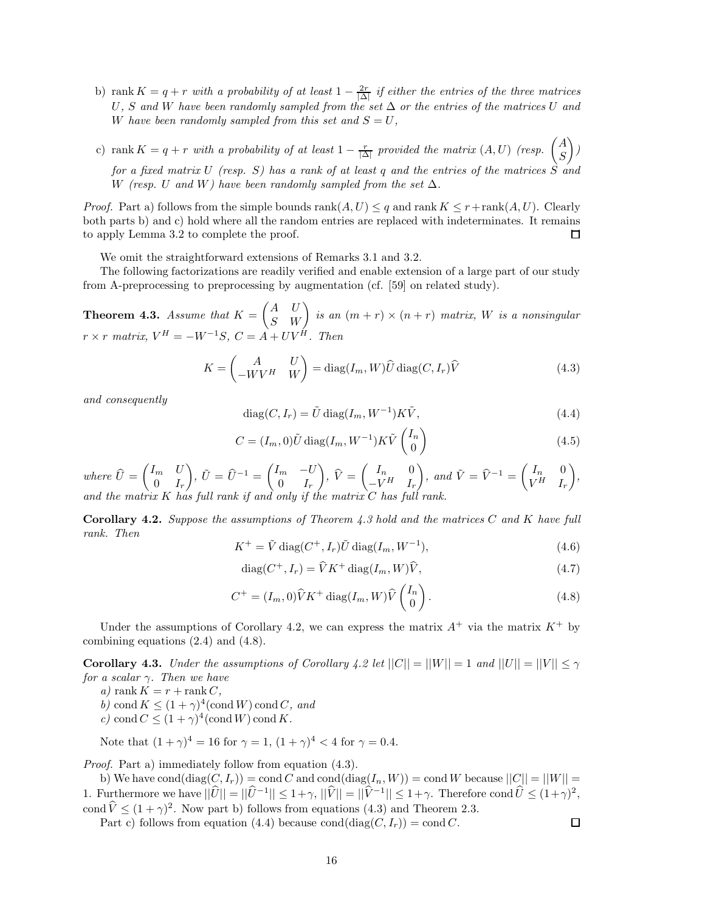b) $\operatorname{rank} K = q + r$ *with a probability of at least* $1 - \frac{2r}{|\Delta|}$ *if either the entries of the three matrices* $U$*,* $S$ *and* $W$ *have been randomly sampled from the set* $\Delta$ *or the entries of the matrices* $U$ *and* $W$ *have been randomly sampled from this set and* $S = U$*,*

c) $\operatorname{rank} K = q + r$ *with a probability of at least* $1 - \frac{r}{|\Delta|}$ *provided the matrix* $(A, U)$ *(resp.* $\begin{pmatrix} A \\ S \end{pmatrix}$*) for a fixed matrix* $U$ *(resp.* $S$*) has a rank of at least* $q$ *and the entries of the matrices* $S$ *and* $W$ *(resp.* $U$ *and* $W$*) have been randomly sampled from the set* $\Delta$*.*

*Proof.* Part a) follows from the simple bounds $\operatorname{rank}(A, U) \leq q$ and $\operatorname{rank} K \leq r + \operatorname{rank}(A, U)$. Clearly both parts b) and c) hold where all the random entries are replaced with indeterminates. It remains to apply Lemma 3.2 to complete the proof. □

We omit the straightforward extensions of Remarks 3.1 and 3.2.

The following factorizations are readily verified and enable extension of a large part of our study from A-preprocessing to preprocessing by augmentation (cf. [59] on related study).

**Theorem 4.3.** *Assume that* $K = \begin{pmatrix} A & U \\ S & W \end{pmatrix}$ *is an* $(m + r) \times (n + r)$ *matrix,* $W$ *is a nonsingular* $r \times r$ *matrix,* $V^H = -W^{-1}S$*,* $C = A + UV^H$*. Then*

$$K = \begin{pmatrix} A & U \\ -WV^H & W \end{pmatrix} = \operatorname{diag}(I_m, W)\widehat{U} \operatorname{diag}(C, I_r)\widehat{V} \tag{4.3}$$

*and consequently*

$$\operatorname{diag}(C, I_r) = \tilde{U} \operatorname{diag}(I_m, W^{-1})K\tilde{V}, \tag{4.4}$$

$$C = (I_m, 0)\tilde{U} \operatorname{diag}(I_m, W^{-1})K\tilde{V} \begin{pmatrix} I_n \\ 0 \end{pmatrix} \tag{4.5}$$

*where* $\widehat{U} = \begin{pmatrix} I_m & U \\ 0 & I_r \end{pmatrix}$*,* $\tilde{U} = \widehat{U}^{-1} = \begin{pmatrix} I_m & -U \\ 0 & I_r \end{pmatrix}$*,* $\widehat{V} = \begin{pmatrix} I_n & 0 \\ -V^H & I_r \end{pmatrix}$*, and* $\tilde{V} = \widehat{V}^{-1} = \begin{pmatrix} I_n & 0 \\ V^H & I_r \end{pmatrix}$*, and the matrix* $K$ *has full rank if and only if the matrix* $C$ *has full rank.*

**Corollary 4.2.** *Suppose the assumptions of Theorem 4.3 hold and the matrices* $C$ *and* $K$ *have full rank. Then*

$$K^+ = \tilde{V} \operatorname{diag}(C^+, I_r)\tilde{U} \operatorname{diag}(I_m, W^{-1}), \tag{4.6}$$

$$\operatorname{diag}(C^+, I_r) = \widehat{V} K^+ \operatorname{diag}(I_m, W)\widehat{V}, \tag{4.7}$$

$$C^+ = (I_m, 0)\widehat{V} K^+ \operatorname{diag}(I_m, W)\widehat{V} \begin{pmatrix} I_n \\ 0 \end{pmatrix}. \tag{4.8}$$

Under the assumptions of Corollary 4.2, we can express the matrix $A^+$ via the matrix $K^+$ by combining equations (2.4) and (4.8).

**Corollary 4.3.** *Under the assumptions of Corollary 4.2 let* $||C|| = ||W|| = 1$ *and* $||U|| = ||V|| \leq \gamma$ *for a scalar* $\gamma$*. Then we have*

*a)* $\operatorname{rank} K = r + \operatorname{rank} C$*,*

*b)* $\operatorname{cond} K \leq (1 + \gamma)^4 (\operatorname{cond} W) \operatorname{cond} C$*, and*

*c)* $\operatorname{cond} C \leq (1 + \gamma)^4 (\operatorname{cond} W) \operatorname{cond} K$*.*

Note that $(1 + \gamma)^4 = 16$ for $\gamma = 1$, $(1 + \gamma)^4 < 4$ for $\gamma = 0.4$.

*Proof.* Part a) immediately follow from equation (4.3).

b) We have $\operatorname{cond}(\operatorname{diag}(C, I_r)) = \operatorname{cond} C$ and $\operatorname{cond}(\operatorname{diag}(I_n, W)) = \operatorname{cond} W$ because $||C|| = ||W|| = 1$. Furthermore we have $||\widehat{U}|| = ||\widehat{U}^{-1}|| \leq 1+\gamma$, $||\widehat{V}|| = ||\widehat{V}^{-1}|| \leq 1+\gamma$. Therefore $\operatorname{cond} \widehat{U} \leq (1+\gamma)^2$, $\operatorname{cond} \widehat{V} \leq (1 + \gamma)^2$. Now part b) follows from equations (4.3) and Theorem 2.3.

Part c) follows from equation (4.4) because $\operatorname{cond}(\operatorname{diag}(C, I_r)) = \operatorname{cond} C$. □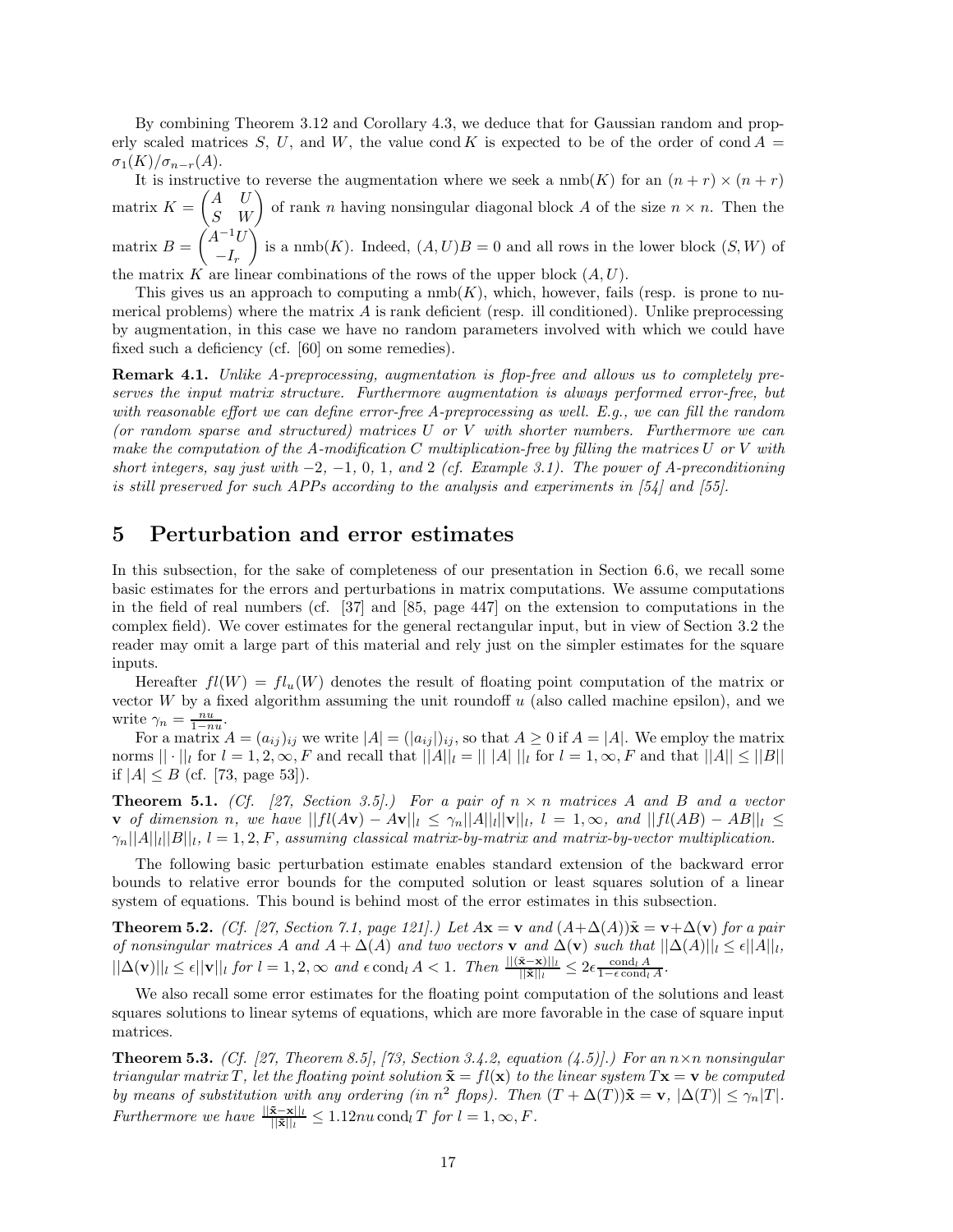By combining Theorem 3.12 and Corollary 4.3, we deduce that for Gaussian random and properly scaled matrices $S$, $U$, and $W$, the value $\operatorname{cond} K$ is expected to be of the order of $\operatorname{cond} A = \sigma_1(K)/\sigma_{n-r}(A)$.

It is instructive to reverse the augmentation where we seek a nmb($K$) for an $(n+r) \times (n+r)$ matrix $K = \begin{pmatrix} A & U \\ S & W \end{pmatrix}$ of rank $n$ having nonsingular diagonal block $A$ of the size $n \times n$. Then the matrix $B = \begin{pmatrix} A^{-1}U \\ -I_r \end{pmatrix}$ is a nmb($K$). Indeed, $(A, U)B = 0$ and all rows in the lower block $(S, W)$ of the matrix $K$ are linear combinations of the rows of the upper block $(A, U)$.

This gives us an approach to computing a nmb($K$), which, however, fails (resp. is prone to numerical problems) where the matrix $A$ is rank deficient (resp. ill conditioned). Unlike preprocessing by augmentation, in this case we have no random parameters involved with which we could have fixed such a deficiency (cf. [60] on some remedies).

**Remark 4.1.** *Unlike A-preprocessing, augmentation is flop-free and allows us to completely preserves the input matrix structure. Furthermore augmentation is always performed error-free, but with reasonable effort we can define error-free A-preprocessing as well. E.g., we can fill the random (or random sparse and structured) matrices $U$ or $V$ with shorter numbers. Furthermore we can make the computation of the A-modification $C$ multiplication-free by filling the matrices $U$ or $V$ with short integers, say just with $-2$, $-1$, $0$, $1$, and $2$ (cf. Example 3.1). The power of A-preconditioning is still preserved for such APPs according to the analysis and experiments in [54] and [55].*

# 5 Perturbation and error estimates

In this subsection, for the sake of completeness of our presentation in Section 6.6, we recall some basic estimates for the errors and perturbations in matrix computations. We assume computations in the field of real numbers (cf. [37] and [85, page 447] on the extension to computations in the complex field). We cover estimates for the general rectangular input, but in view of Section 3.2 the reader may omit a large part of this material and rely just on the simpler estimates for the square inputs.

Hereafter $fl(W) = fl_u(W)$ denotes the result of floating point computation of the matrix or vector $W$ by a fixed algorithm assuming the unit roundoff $u$ (also called machine epsilon), and we write $\gamma_n = \frac{nu}{1-nu}$.

For a matrix $A = (a_{ij})_{ij}$ we write $|A| = (|a_{ij}|)_{ij}$, so that $A \geq 0$ if $A = |A|$. We employ the matrix norms $||\cdot||_l$ for $l = 1, 2, \infty, F$ and recall that $||A||_l = ||\,|A|\,||_l$ for $l = 1, \infty, F$ and that $||A|| \leq ||B||$ if $|A| \leq B$ (cf. [73, page 53]).

**Theorem 5.1.** *(Cf. [27, Section 3.5].) For a pair of $n \times n$ matrices $A$ and $B$ and a vector $\mathbf{v}$ of dimension $n$, we have $||fl(A\mathbf{v}) - A\mathbf{v}||_l \leq \gamma_n ||A||_l ||\mathbf{v}||_l$, $l = 1, \infty$, and $||fl(AB) - AB||_l \leq \gamma_n ||A||_l ||B||_l$, $l = 1, 2, F$, assuming classical matrix-by-matrix and matrix-by-vector multiplication.*

The following basic perturbation estimate enables standard extension of the backward error bounds to relative error bounds for the computed solution or least squares solution of a linear system of equations. This bound is behind most of the error estimates in this subsection.

**Theorem 5.2.** *(Cf. [27, Section 7.1, page 121].) Let $A\mathbf{x} = \mathbf{v}$ and $(A+\Delta(A))\tilde{\mathbf{x}} = \mathbf{v}+\Delta(\mathbf{v})$ for a pair of nonsingular matrices $A$ and $A + \Delta(A)$ and two vectors $\mathbf{v}$ and $\Delta(\mathbf{v})$ such that $||\Delta(A)||_l \leq \epsilon ||A||_l$, $||\Delta(\mathbf{v})||_l \leq \epsilon ||\mathbf{v}||_l$ for $l = 1, 2, \infty$ and $\epsilon \operatorname{cond}_l A < 1$. Then $\frac{||(\tilde{\mathbf{x}}-\mathbf{x})||_l}{||\tilde{\mathbf{x}}||_l} \leq 2\epsilon \frac{\operatorname{cond}_l A}{1-\epsilon \operatorname{cond}_l A}$.*

We also recall some error estimates for the floating point computation of the solutions and least squares solutions to linear sytems of equations, which are more favorable in the case of square input matrices.

**Theorem 5.3.** *(Cf. [27, Theorem 8.5], [73, Section 3.4.2, equation (4.5)].) For an $n \times n$ nonsingular triangular matrix $T$, let the floating point solution $\tilde{\mathbf{x}} = fl(\mathbf{x})$ to the linear system $T\mathbf{x} = \mathbf{v}$ be computed by means of substitution with any ordering (in $n^2$ flops). Then $(T + \Delta(T))\tilde{\mathbf{x}} = \mathbf{v}$, $|\Delta(T)| \leq \gamma_n |T|$. Furthermore we have $\frac{||\tilde{\mathbf{x}}-\mathbf{x}||_l}{||\tilde{\mathbf{x}}||_l} \leq 1.12nu \operatorname{cond}_l T$ for $l = 1, \infty, F$.*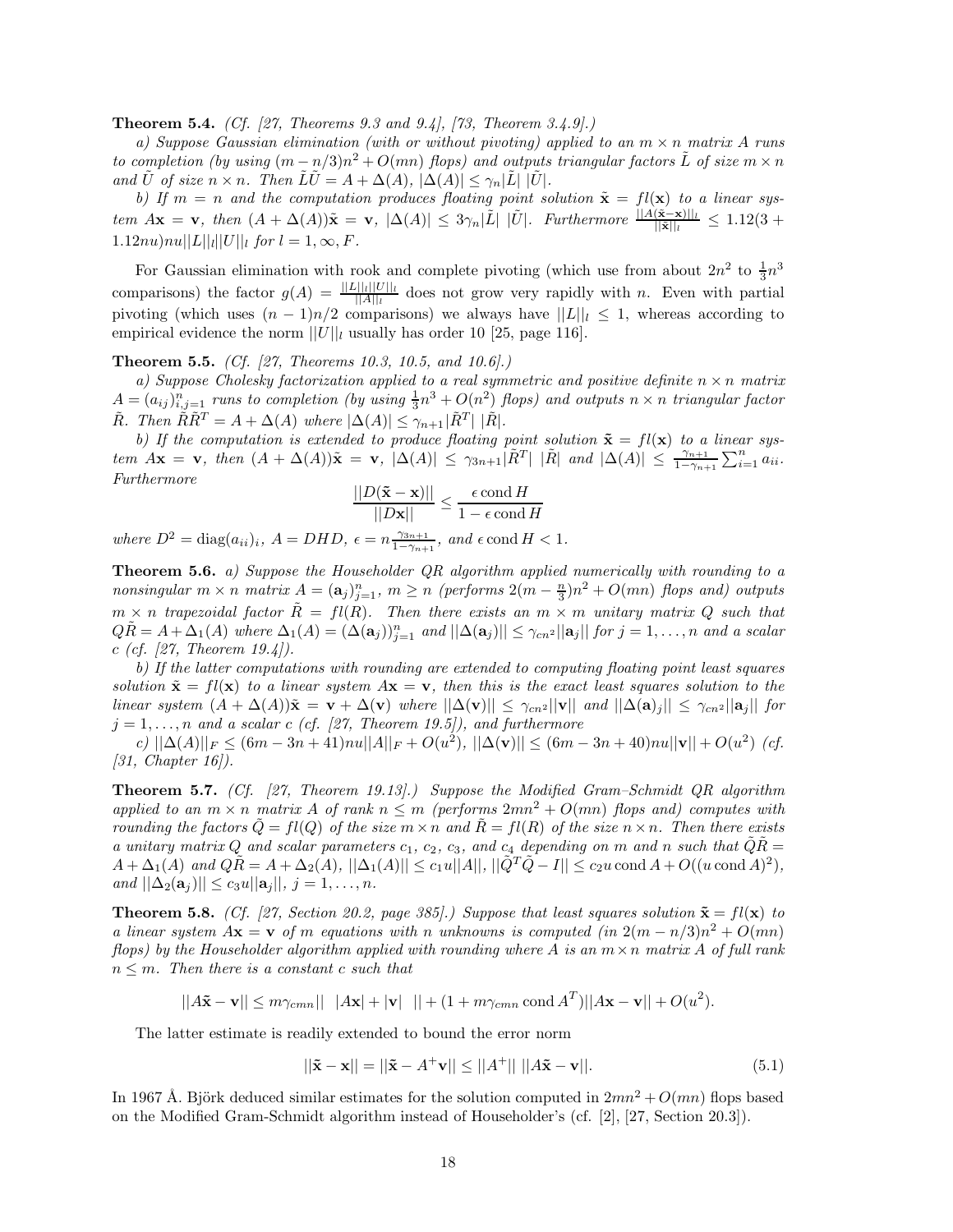**Theorem 5.4.** *(Cf. [27, Theorems 9.3 and 9.4], [73, Theorem 3.4.9].)*

*a) Suppose Gaussian elimination (with or without pivoting) applied to an $m \times n$ matrix $A$ runs to completion (by using $(m - n/3)n^2 + O(mn)$ flops) and outputs triangular factors $\tilde{L}$ of size $m \times n$ and $\tilde{U}$ of size $n \times n$. Then $\tilde{L}\tilde{U} = A + \Delta(A)$, $|\Delta(A)| \le \gamma_n |\tilde{L}|\ |\tilde{U}|$.*

*b) If $m = n$ and the computation produces floating point solution $\tilde{\mathbf{x}} = fl(\mathbf{x})$ to a linear system $A\mathbf{x} = \mathbf{v}$, then $(A + \Delta(A))\tilde{\mathbf{x}} = \mathbf{v}$, $|\Delta(A)| \le 3\gamma_n |\tilde{L}|\ |\tilde{U}|$. Furthermore $\frac{||A(\tilde{\mathbf{x}}-\mathbf{x})||_l}{||\tilde{\mathbf{x}}||_l} \le 1.12(3 + 1.12nu)nu||L||_l||U||_l$ for $l = 1, \infty, F$.*

For Gaussian elimination with rook and complete pivoting (which use from about $2n^2$ to $\frac{1}{3}n^3$ comparisons) the factor $g(A) = \frac{||L||_l||U||_l}{||A||_l}$ does not grow very rapidly with $n$. Even with partial pivoting (which uses $(n-1)n/2$ comparisons) we always have $||L||_l \le 1$, whereas according to empirical evidence the norm $||U||_l$ usually has order 10 [25, page 116].

**Theorem 5.5.** *(Cf. [27, Theorems 10.3, 10.5, and 10.6].)*

*a) Suppose Cholesky factorization applied to a real symmetric and positive definite $n \times n$ matrix $A = (a_{ij})_{i,j=1}^n$ runs to completion (by using $\frac{1}{3}n^3 + O(n^2)$ flops) and outputs $n \times n$ triangular factor $\tilde{R}$. Then $\tilde{R}\tilde{R}^T = A + \Delta(A)$ where $|\Delta(A)| \le \gamma_{n+1}|\tilde{R}^T|\ |\tilde{R}|$.*

*b) If the computation is extended to produce floating point solution $\tilde{\mathbf{x}} = fl(\mathbf{x})$ to a linear system $A\mathbf{x} = \mathbf{v}$, then $(A + \Delta(A))\tilde{\mathbf{x}} = \mathbf{v}$, $|\Delta(A)| \le \gamma_{3n+1}|\tilde{R}^T|\ |\tilde{R}|$ and $|\Delta(A)| \le \frac{\gamma_{n+1}}{1-\gamma_{n+1}}\sum_{i=1}^n a_{ii}$. Furthermore*

$$\frac{||D(\tilde{\mathbf{x}} - \mathbf{x})||}{||D\mathbf{x}||} \le \frac{\epsilon \operatorname{cond} H}{1 - \epsilon \operatorname{cond} H}$$

*where $D^2 = \operatorname{diag}(a_{ii})_i$, $A = DHD$, $\epsilon = n\frac{\gamma_{3n+1}}{1-\gamma_{n+1}}$, and $\epsilon \operatorname{cond} H < 1$.*

**Theorem 5.6.** *a) Suppose the Householder QR algorithm applied numerically with rounding to a nonsingular $m \times n$ matrix $A = (\mathbf{a}_j)_{j=1}^n$, $m \ge n$ (performs $2(m - \frac{n}{3})n^2 + O(mn)$ flops and) outputs $m \times n$ trapezoidal factor $\tilde{R} = fl(R)$. Then there exists an $m \times m$ unitary matrix $Q$ such that $Q\tilde{R} = A + \Delta_1(A)$ where $\Delta_1(A) = (\Delta(\mathbf{a}_j))_{j=1}^n$ and $||\Delta(\mathbf{a}_j)|| \le \gamma_{cn^2}||\mathbf{a}_j||$ for $j = 1, \dots, n$ and a scalar $c$ (cf. [27, Theorem 19.4]).*

*b) If the latter computations with rounding are extended to computing floating point least squares solution $\tilde{\mathbf{x}} = fl(\mathbf{x})$ to a linear system $A\mathbf{x} = \mathbf{v}$, then this is the exact least squares solution to the linear system $(A + \Delta(A))\tilde{\mathbf{x}} = \mathbf{v} + \Delta(\mathbf{v})$ where $||\Delta(\mathbf{v})|| \le \gamma_{cn^2}||\mathbf{v}||$ and $||\Delta(\mathbf{a})_j|| \le \gamma_{cn^2}||\mathbf{a}_j||$ for $j = 1, \dots, n$ and a scalar $c$ (cf. [27, Theorem 19.5]), and furthermore*

*c) $||\Delta(A)||_F \le (6m - 3n + 41)nu||A||_F + O(u^2)$, $||\Delta(\mathbf{v})|| \le (6m - 3n + 40)nu||\mathbf{v}|| + O(u^2)$ (cf. [31, Chapter 16]).*

**Theorem 5.7.** *(Cf. [27, Theorem 19.13].) Suppose the Modified Gram–Schmidt QR algorithm applied to an $m \times n$ matrix $A$ of rank $n \le m$ (performs $2mn^2 + O(mn)$ flops and) computes with rounding the factors $\tilde{Q} = fl(Q)$ of the size $m \times n$ and $\tilde{R} = fl(R)$ of the size $n \times n$. Then there exists a unitary matrix $Q$ and scalar parameters $c_1$, $c_2$, $c_3$, and $c_4$ depending on $m$ and $n$ such that $\tilde{Q}\tilde{R} = A + \Delta_1(A)$ and $Q\tilde{R} = A + \Delta_2(A)$, $||\Delta_1(A)|| \le c_1 u||A||$, $||\tilde{Q}^T\tilde{Q} - I|| \le c_2 u \operatorname{cond} A + O((u \operatorname{cond} A)^2)$, and $||\Delta_2(\mathbf{a}_j)|| \le c_3 u||\mathbf{a}_j||$, $j = 1, \dots, n$.*

**Theorem 5.8.** *(Cf. [27, Section 20.2, page 385].) Suppose that least squares solution $\tilde{\mathbf{x}} = fl(\mathbf{x})$ to a linear system $A\mathbf{x} = \mathbf{v}$ of $m$ equations with $n$ unknowns is computed (in $2(m - n/3)n^2 + O(mn)$ flops) by the Householder algorithm applied with rounding where $A$ is an $m \times n$ matrix $A$ of full rank $n \le m$. Then there is a constant $c$ such that*

$$||A\tilde{\mathbf{x}} - \mathbf{v}|| \le m\gamma_{cmn}||\ \ |A\mathbf{x}| + |\mathbf{v}|\ \ || + (1 + m\gamma_{cmn} \operatorname{cond} A^T)||A\mathbf{x} - \mathbf{v}|| + O(u^2).$$

The latter estimate is readily extended to bound the error norm

$$||\tilde{\mathbf{x}} - \mathbf{x}|| = ||\tilde{\mathbf{x}} - A^+\mathbf{v}|| \le ||A^+||\ ||A\tilde{\mathbf{x}} - \mathbf{v}||. \tag{5.1}$$

In 1967 Å. Björk deduced similar estimates for the solution computed in $2mn^2 + O(mn)$ flops based on the Modified Gram-Schmidt algorithm instead of Householder's (cf. [2], [27, Section 20.3]).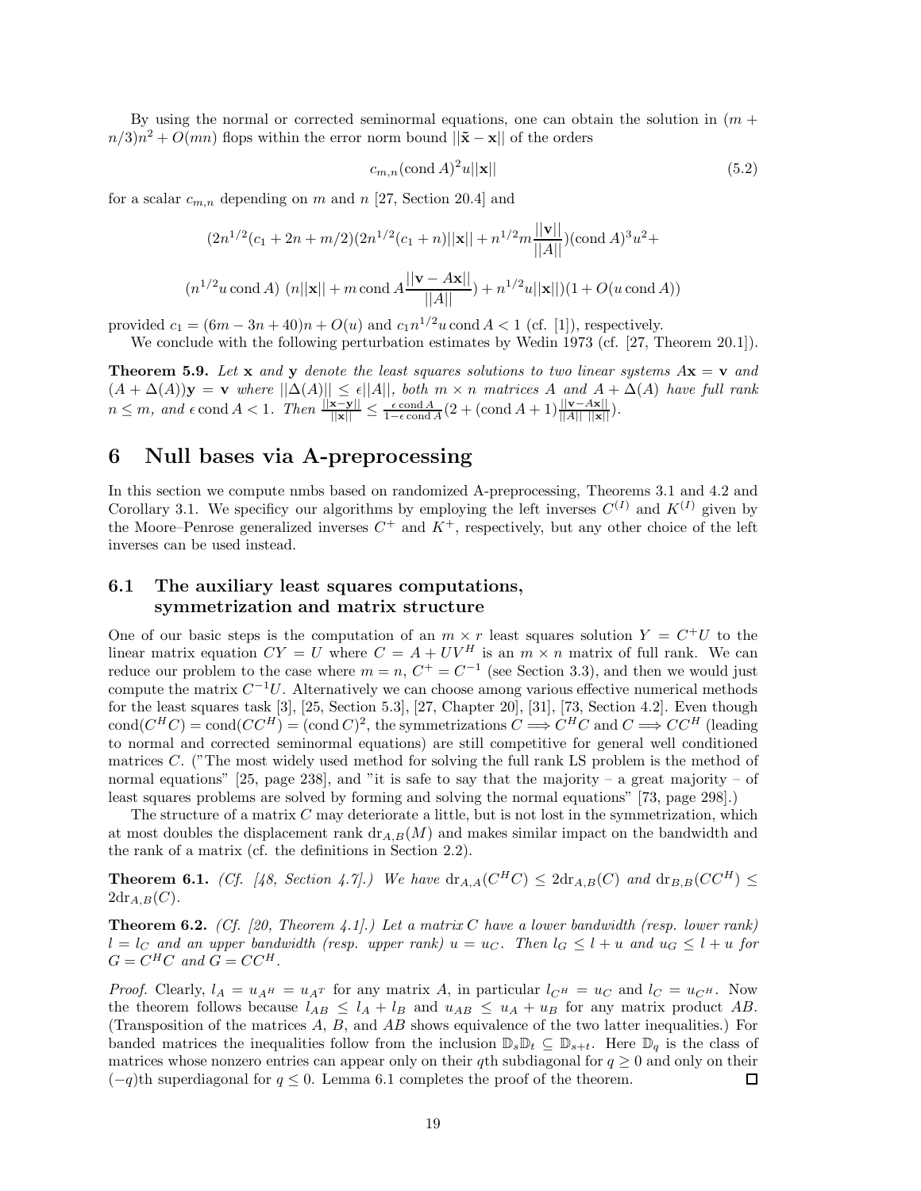By using the normal or corrected seminormal equations, one can obtain the solution in $(m + n/3)n^2 + O(mn)$ flops within the error norm bound $||\tilde{\mathbf{x}} - \mathbf{x}||$ of the orders

$$c_{m,n}(\text{cond } A)^2 u||\mathbf{x}|| \tag{5.2}$$

for a scalar $c_{m,n}$ depending on $m$ and $n$ [27, Section 20.4] and

$$(2n^{1/2}(c_1 + 2n + m/2)(2n^{1/2}(c_1 + n))||\mathbf{x}|| + n^{1/2}m\frac{||\mathbf{v}||}{||A||})(\text{cond } A)^3 u^2 +$$

$$(n^{1/2}u \,\text{cond } A)\ (n||\mathbf{x}|| + m \,\text{cond } A\frac{||\mathbf{v} - A\mathbf{x}||}{||A||}) + n^{1/2}u||\mathbf{x}||)(1 + O(u \,\text{cond } A))$$

provided $c_1 = (6m - 3n + 40)n + O(u)$ and $c_1 n^{1/2} u \,\text{cond } A < 1$ (cf. [1]), respectively.

We conclude with the following perturbation estimates by Wedin 1973 (cf. [27, Theorem 20.1]).

**Theorem 5.9.** *Let* $\mathbf{x}$ *and* $\mathbf{y}$ *denote the least squares solutions to two linear systems* $A\mathbf{x} = \mathbf{v}$ *and* $(A + \Delta(A))\mathbf{y} = \mathbf{v}$ *where* $||\Delta(A)|| \le \epsilon||A||$*, both* $m \times n$ *matrices* $A$ *and* $A + \Delta(A)$ *have full rank* $n \le m$*, and* $\epsilon \,\text{cond } A < 1$*. Then* $\frac{||\mathbf{x}-\mathbf{y}||}{||\mathbf{x}||} \le \frac{\epsilon \,\text{cond } A}{1-\epsilon \,\text{cond } A}(2 + (\text{cond } A + 1)\frac{||\mathbf{v}-A\mathbf{x}||}{||A||\ ||\mathbf{x}||})$.

# 6 Null bases via A-preprocessing

In this section we compute nmbs based on randomized A-preprocessing, Theorems 3.1 and 4.2 and Corollary 3.1. We specificy our algorithms by employing the left inverses $C^{(I)}$ and $K^{(I)}$ given by the Moore–Penrose generalized inverses $C^+$ and $K^+$, respectively, but any other choice of the left inverses can be used instead.

## 6.1 The auxiliary least squares computations, symmetrization and matrix structure

One of our basic steps is the computation of an $m \times r$ least squares solution $Y = C^+U$ to the linear matrix equation $CY = U$ where $C = A + UV^H$ is an $m \times n$ matrix of full rank. We can reduce our problem to the case where $m = n$, $C^+ = C^{-1}$ (see Section 3.3), and then we would just compute the matrix $C^{-1}U$. Alternatively we can choose among various effective numerical methods for the least squares task [3], [25, Section 5.3], [27, Chapter 20], [31], [73, Section 4.2]. Even though $\text{cond}(C^HC) = \text{cond}(CC^H) = (\text{cond } C)^2$, the symmetrizations $C \Longrightarrow C^HC$ and $C \Longrightarrow CC^H$ (leading to normal and corrected seminormal equations) are still competitive for general well conditioned matrices $C$. ("The most widely used method for solving the full rank LS problem is the method of normal equations" [25, page 238], and "it is safe to say that the majority – a great majority – of least squares problems are solved by forming and solving the normal equations" [73, page 298].)

The structure of a matrix $C$ may deteriorate a little, but is not lost in the symmetrization, which at most doubles the displacement rank $\text{dr}_{A,B}(M)$ and makes similar impact on the bandwidth and the rank of a matrix (cf. the definitions in Section 2.2).

**Theorem 6.1.** *(Cf. [48, Section 4.7].) We have* $\text{dr}_{A,A}(C^HC) \le 2\text{dr}_{A,B}(C)$ *and* $\text{dr}_{B,B}(CC^H) \le 2\text{dr}_{A,B}(C)$*.*

**Theorem 6.2.** *(Cf. [20, Theorem 4.1].) Let a matrix* $C$ *have a lower bandwidth (resp. lower rank)* $l = l_C$ *and an upper bandwidth (resp. upper rank)* $u = u_C$*. Then* $l_G \le l + u$ *and* $u_G \le l + u$ *for* $G = C^HC$ *and* $G = CC^H$*.*

*Proof.* Clearly, $l_A = u_{A^H} = u_{A^T}$ for any matrix $A$, in particular $l_{C^H} = u_C$ and $l_C = u_{C^H}$. Now the theorem follows because $l_{AB} \le l_A + l_B$ and $u_{AB} \le u_A + u_B$ for any matrix product $AB$. (Transposition of the matrices $A$, $B$, and $AB$ shows equivalence of the two latter inequalities.) For banded matrices the inequalities follow from the inclusion $\mathbb{D}_s\mathbb{D}_t \subseteq \mathbb{D}_{s+t}$. Here $\mathbb{D}_q$ is the class of matrices whose nonzero entries can appear only on their $q$th subdiagonal for $q \ge 0$ and only on their $(-q)$th superdiagonal for $q \le 0$. Lemma 6.1 completes the proof of the theorem. □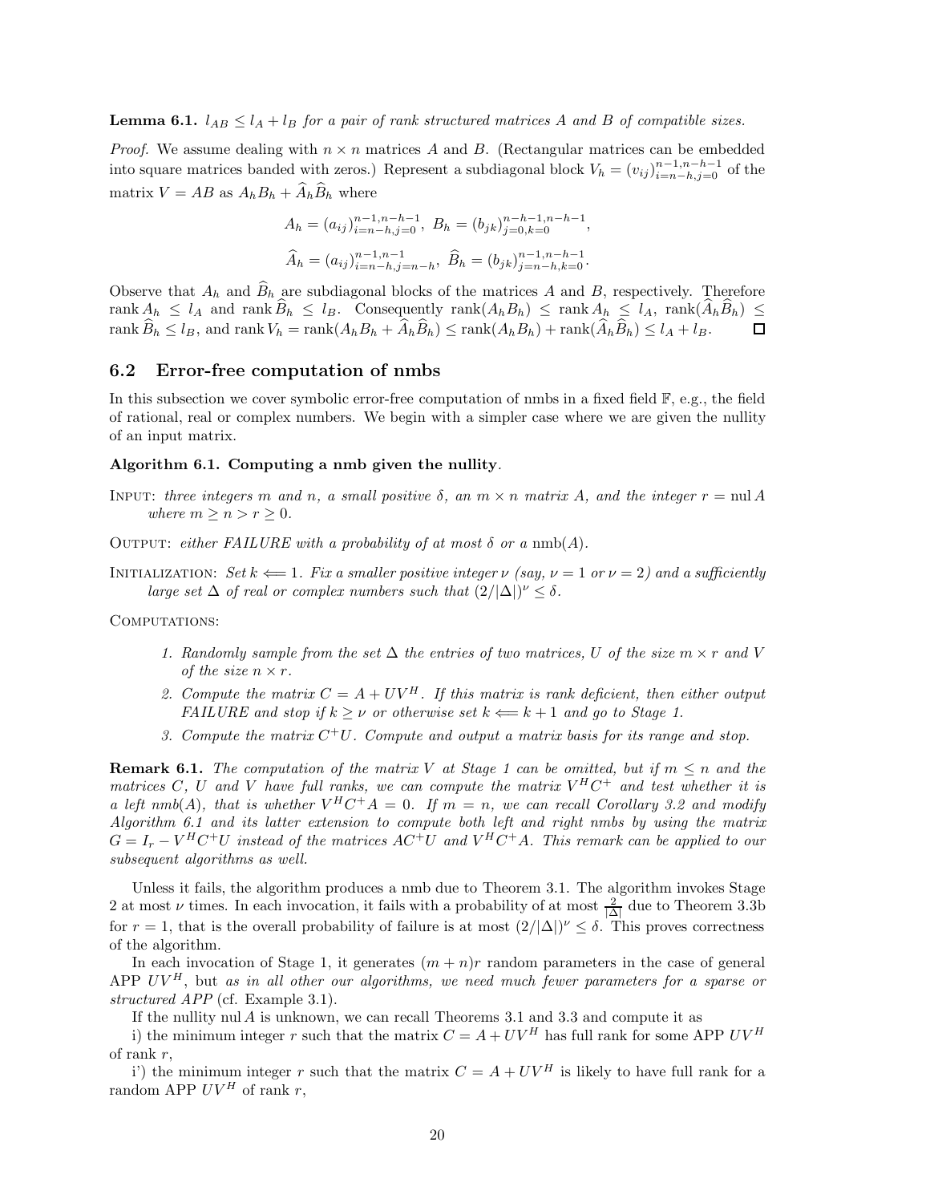**Lemma 6.1.** *$l_{AB} \leq l_A + l_B$ for a pair of rank structured matrices $A$ and $B$ of compatible sizes.*

*Proof.* We assume dealing with $n \times n$ matrices $A$ and $B$. (Rectangular matrices can be embedded into square matrices banded with zeros.) Represent a subdiagonal block $V_h = (v_{ij})_{i=n-h,j=0}^{n-1,n-h-1}$ of the matrix $V = AB$ as $A_h B_h + \widehat{A}_h \widehat{B}_h$ where

$$A_h = (a_{ij})_{i=n-h,j=0}^{n-1,n-h-1},\ B_h = (b_{jk})_{j=0,k=0}^{n-h-1,n-h-1},$$

$$\widehat{A}_h = (a_{ij})_{i=n-h,j=n-h}^{n-1,n-1},\ \widehat{B}_h = (b_{jk})_{j=n-h,k=0}^{n-1,n-h-1}.$$

Observe that $A_h$ and $\widehat{B}_h$ are subdiagonal blocks of the matrices $A$ and $B$, respectively. Therefore $\operatorname{rank} A_h \leq l_A$ and $\operatorname{rank} \widehat{B}_h \leq l_B$. Consequently $\operatorname{rank}(A_h B_h) \leq \operatorname{rank} A_h \leq l_A$, $\operatorname{rank}(\widehat{A}_h \widehat{B}_h) \leq \operatorname{rank} \widehat{B}_h \leq l_B$, and $\operatorname{rank} V_h = \operatorname{rank}(A_h B_h + \widehat{A}_h \widehat{B}_h) \leq \operatorname{rank}(A_h B_h) + \operatorname{rank}(\widehat{A}_h \widehat{B}_h) \leq l_A + l_B$. $\square$

## 6.2 Error-free computation of nmbs

In this subsection we cover symbolic error-free computation of nmbs in a fixed field $\mathbb{F}$, e.g., the field of rational, real or complex numbers. We begin with a simpler case where we are given the nullity of an input matrix.

**Algorithm 6.1. Computing a nmb given the nullity**.

INPUT: *three integers $m$ and $n$, a small positive $\delta$, an $m \times n$ matrix $A$, and the integer $r = \operatorname{nul} A$ where $m \geq n > r \geq 0$.*

OUTPUT: *either FAILURE with a probability of at most $\delta$ or a $\operatorname{nmb}(A)$.*

INITIALIZATION: *Set $k \Longleftarrow 1$. Fix a smaller positive integer $\nu$ (say, $\nu = 1$ or $\nu = 2$) and a sufficiently large set $\Delta$ of real or complex numbers such that $(2/|\Delta|)^\nu \leq \delta$.*

COMPUTATIONS:

1. *Randomly sample from the set $\Delta$ the entries of two matrices, $U$ of the size $m \times r$ and $V$ of the size $n \times r$.*
2. *Compute the matrix $C = A + UV^H$. If this matrix is rank deficient, then either output FAILURE and stop if $k \geq \nu$ or otherwise set $k \Longleftarrow k + 1$ and go to Stage 1.*
3. *Compute the matrix $C^+U$. Compute and output a matrix basis for its range and stop.*

**Remark 6.1.** *The computation of the matrix $V$ at Stage 1 can be omitted, but if $m \leq n$ and the matrices $C$, $U$ and $V$ have full ranks, we can compute the matrix $V^H C^+$ and test whether it is a left nmb($A$), that is whether $V^H C^+ A = 0$. If $m = n$, we can recall Corollary 3.2 and modify Algorithm 6.1 and its latter extension to compute both left and right nmbs by using the matrix $G = I_r - V^H C^+ U$ instead of the matrices $AC^+U$ and $V^H C^+ A$. This remark can be applied to our subsequent algorithms as well.*

Unless it fails, the algorithm produces a nmb due to Theorem 3.1. The algorithm invokes Stage 2 at most $\nu$ times. In each invocation, it fails with a probability of at most $\frac{2}{|\Delta|}$ due to Theorem 3.3b for $r = 1$, that is the overall probability of failure is at most $(2/|\Delta|)^\nu \leq \delta$. This proves correctness of the algorithm.

In each invocation of Stage 1, it generates $(m + n)r$ random parameters in the case of general APP $UV^H$, but *as in all other our algorithms, we need much fewer parameters for a sparse or structured APP* (cf. Example 3.1).

If the nullity $\operatorname{nul} A$ is unknown, we can recall Theorems 3.1 and 3.3 and compute it as

i) the minimum integer $r$ such that the matrix $C = A + UV^H$ has full rank for some APP $UV^H$ of rank $r$,

i') the minimum integer $r$ such that the matrix $C = A + UV^H$ is likely to have full rank for a random APP $UV^H$ of rank $r$,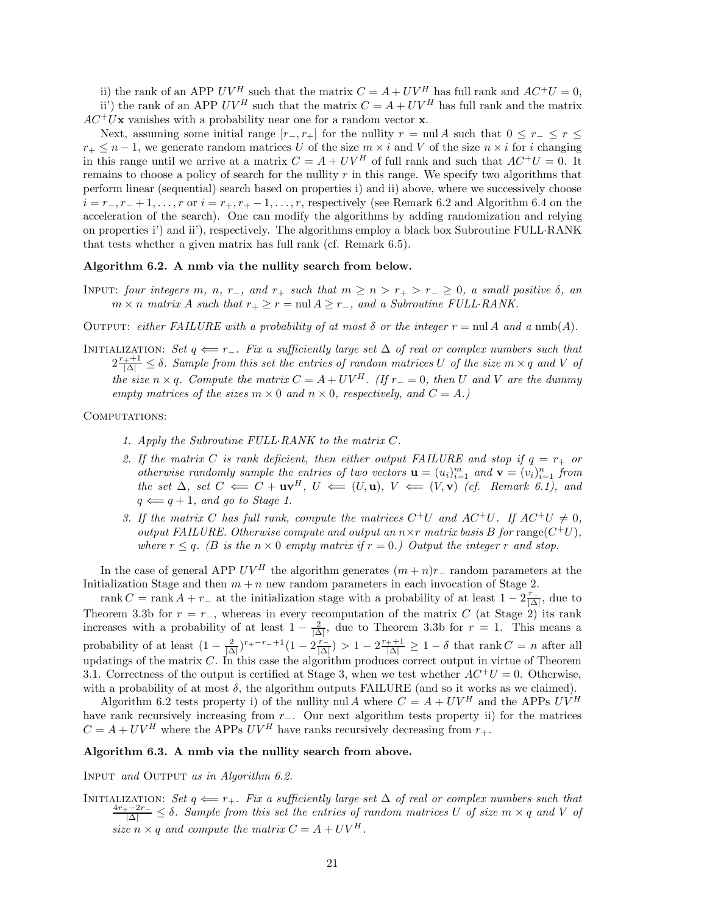ii) the rank of an APP $UV^H$ such that the matrix $C = A + UV^H$ has full rank and $AC^+U = 0$,

ii') the rank of an APP $UV^H$ such that the matrix $C = A + UV^H$ has full rank and the matrix $AC^+U\mathbf{x}$ vanishes with a probability near one for a random vector $\mathbf{x}$.

Next, assuming some initial range $[r_-, r_+]$ for the nullity $r = \operatorname{nul} A$ such that $0 \le r_- \le r \le r_+ \le n-1$, we generate random matrices $U$ of the size $m \times i$ and $V$ of the size $n \times i$ for $i$ changing in this range until we arrive at a matrix $C = A + UV^H$ of full rank and such that $AC^+U = 0$. It remains to choose a policy of search for the nullity $r$ in this range. We specify two algorithms that perform linear (sequential) search based on properties i) and ii) above, where we successively choose $i = r_-, r_- + 1, \dots, r$ or $i = r_+, r_+ - 1, \dots, r$, respectively (see Remark 6.2 and Algorithm 6.4 on the acceleration of the search). One can modify the algorithms by adding randomization and relying on properties i') and ii'), respectively. The algorithms employ a black box Subroutine FULL·RANK that tests whether a given matrix has full rank (cf. Remark 6.5).

**Algorithm 6.2. A nmb via the nullity search from below.**

Input: *four integers $m$, $n$, $r_-$, and $r_+$ such that $m \ge n > r_+ > r_- \ge 0$, a small positive $\delta$, an $m \times n$ matrix $A$ such that $r_+ \ge r = \operatorname{nul} A \ge r_-$, and a Subroutine FULL·RANK.*

Output: *either FAILURE with a probability of at most $\delta$ or the integer $r = \operatorname{nul} A$ and a $\operatorname{nmb}(A)$.*

Initialization: *Set $q \Longleftarrow r_-$. Fix a sufficiently large set $\Delta$ of real or complex numbers such that $2\frac{r_+ + 1}{|\Delta|} \le \delta$. Sample from this set the entries of random matrices $U$ of the size $m \times q$ and $V$ of the size $n \times q$. Compute the matrix $C = A + UV^H$. (If $r_- = 0$, then $U$ and $V$ are the dummy empty matrices of the sizes $m \times 0$ and $n \times 0$, respectively, and $C = A$.)*

Computations:

1. *Apply the Subroutine FULL·RANK to the matrix $C$.*
2. *If the matrix $C$ is rank deficient, then either output FAILURE and stop if $q = r_+$ or otherwise randomly sample the entries of two vectors $\mathbf{u} = (u_i)_{i=1}^m$ and $\mathbf{v} = (v_i)_{i=1}^n$ from the set $\Delta$, set $C \Longleftarrow C + \mathbf{u}\mathbf{v}^H$, $U \Longleftarrow (U, \mathbf{u})$, $V \Longleftarrow (V, \mathbf{v})$ (cf. Remark 6.1), and $q \Longleftarrow q + 1$, and go to Stage 1.*
3. *If the matrix $C$ has full rank, compute the matrices $C^+U$ and $AC^+U$. If $AC^+U \ne 0$, output FAILURE. Otherwise compute and output an $n \times r$ matrix basis $B$ for $\operatorname{range}(C^+U)$, where $r \le q$. ($B$ is the $n \times 0$ empty matrix if $r = 0$.) Output the integer $r$ and stop.*

In the case of general APP $UV^H$ the algorithm generates $(m+n)r_-$ random parameters at the Initialization Stage and then $m+n$ new random parameters in each invocation of Stage 2.

$\operatorname{rank} C = \operatorname{rank} A + r_-$ at the initialization stage with a probability of at least $1 - 2\frac{r_-}{|\Delta|}$, due to Theorem 3.3b for $r = r_-$, whereas in every recomputation of the matrix $C$ (at Stage 2) its rank increases with a probability of at least $1 - \frac{2}{|\Delta|}$, due to Theorem 3.3b for $r = 1$. This means a probability of at least $(1 - \frac{2}{|\Delta|})^{r_+ - r_- + 1}(1 - 2\frac{r_-}{|\Delta|}) > 1 - 2\frac{r_+ + 1}{|\Delta|} \ge 1 - \delta$ that $\operatorname{rank} C = n$ after all updatings of the matrix $C$. In this case the algorithm produces correct output in virtue of Theorem 3.1. Correctness of the output is certified at Stage 3, when we test whether $AC^+U = 0$. Otherwise, with a probability of at most $\delta$, the algorithm outputs FAILURE (and so it works as we claimed).

Algorithm 6.2 tests property i) of the nullity $\operatorname{nul} A$ where $C = A + UV^H$ and the APPs $UV^H$ have rank recursively increasing from $r_-$. Our next algorithm tests property ii) for the matrices $C = A + UV^H$ where the APPs $UV^H$ have ranks recursively decreasing from $r_+$.

**Algorithm 6.3. A nmb via the nullity search from above.**

Input *and* Output *as in Algorithm 6.2.*

Initialization: *Set $q \Longleftarrow r_+$. Fix a sufficiently large set $\Delta$ of real or complex numbers such that $\frac{4r_+ - 2r_-}{|\Delta|} \le \delta$. Sample from this set the entries of random matrices $U$ of size $m \times q$ and $V$ of size $n \times q$ and compute the matrix $C = A + UV^H$.*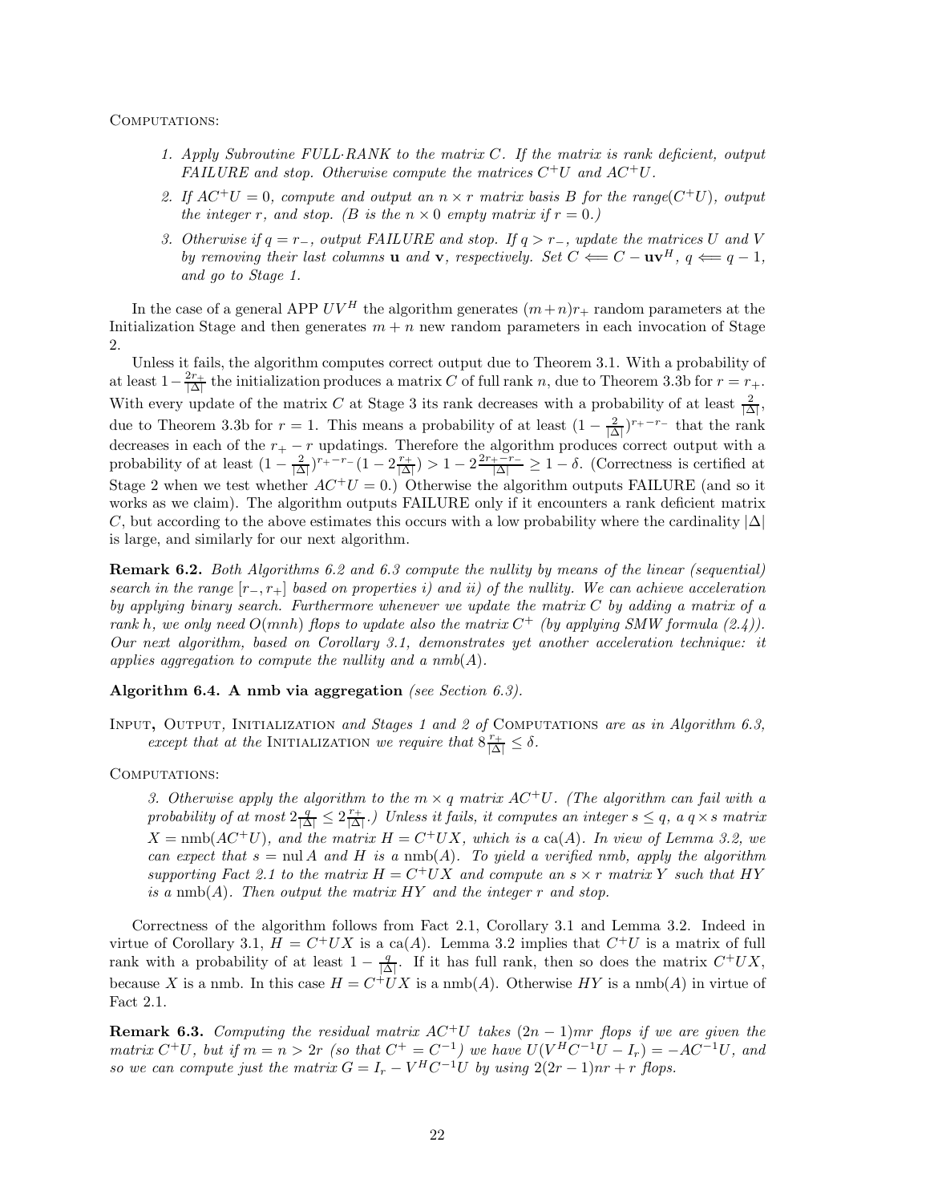Computations:

1. *Apply Subroutine FULL·RANK to the matrix $C$. If the matrix is rank deficient, output FAILURE and stop. Otherwise compute the matrices $C^+U$ and $AC^+U$.*

2. *If $AC^+U = 0$, compute and output an $n \times r$ matrix basis $B$ for the range$(C^+U)$, output the integer $r$, and stop. ($B$ is the $n \times 0$ empty matrix if $r = 0$.)*

3. *Otherwise if $q = r_-$, output FAILURE and stop. If $q > r_-$, update the matrices $U$ and $V$ by removing their last columns $\mathbf{u}$ and $\mathbf{v}$, respectively. Set $C \Longleftarrow C - \mathbf{u}\mathbf{v}^H$, $q \Longleftarrow q - 1$, and go to Stage 1.*

In the case of a general APP $UV^H$ the algorithm generates $(m+n)r_+$ random parameters at the Initialization Stage and then generates $m + n$ new random parameters in each invocation of Stage 2.

Unless it fails, the algorithm computes correct output due to Theorem 3.1. With a probability of at least $1 - \frac{2r_+}{|\Delta|}$ the initialization produces a matrix $C$ of full rank $n$, due to Theorem 3.3b for $r = r_+$. With every update of the matrix $C$ at Stage 3 its rank decreases with a probability of at least $\frac{2}{|\Delta|}$, due to Theorem 3.3b for $r = 1$. This means a probability of at least $(1 - \frac{2}{|\Delta|})^{r_+ - r_-}$ that the rank decreases in each of the $r_+ - r$ updatings. Therefore the algorithm produces correct output with a probability of at least $(1 - \frac{2}{|\Delta|})^{r_+ - r_-}(1 - 2\frac{r_+}{|\Delta|}) > 1 - 2\frac{2r_+ - r_-}{|\Delta|} \geq 1 - \delta$. (Correctness is certified at Stage 2 when we test whether $AC^+U = 0$.) Otherwise the algorithm outputs FAILURE (and so it works as we claim). The algorithm outputs FAILURE only if it encounters a rank deficient matrix $C$, but according to the above estimates this occurs with a low probability where the cardinality $|\Delta|$ is large, and similarly for our next algorithm.

**Remark 6.2.** *Both Algorithms 6.2 and 6.3 compute the nullity by means of the linear (sequential) search in the range $[r_-, r_+]$ based on properties i) and ii) of the nullity. We can achieve acceleration by applying binary search. Furthermore whenever we update the matrix $C$ by adding a matrix of a rank $h$, we only need $O(mnh)$ flops to update also the matrix $C^+$ (by applying SMW formula (2.4)). Our next algorithm, based on Corollary 3.1, demonstrates yet another acceleration technique: it applies aggregation to compute the nullity and a nmb$(A)$.*

**Algorithm 6.4. A nmb via aggregation** *(see Section 6.3).*

Input, Output, Initialization *and Stages 1 and 2 of* Computations *are as in Algorithm 6.3, except that at the* Initialization *we require that $8\frac{r_+}{|\Delta|} \leq \delta$.*

Computations:

*3. Otherwise apply the algorithm to the $m \times q$ matrix $AC^+U$. (The algorithm can fail with a probability of at most $2\frac{q}{|\Delta|} \leq 2\frac{r_+}{|\Delta|}$.) Unless it fails, it computes an integer $s \leq q$, a $q \times s$ matrix $X = \text{nmb}(AC^+U)$, and the matrix $H = C^+UX$, which is a ca$(A)$. In view of Lemma 3.2, we can expect that $s = \text{nul}\, A$ and $H$ is a nmb$(A)$. To yield a verified nmb, apply the algorithm supporting Fact 2.1 to the matrix $H = C^+UX$ and compute an $s \times r$ matrix $Y$ such that $HY$ is a nmb$(A)$. Then output the matrix $HY$ and the integer $r$ and stop.*

Correctness of the algorithm follows from Fact 2.1, Corollary 3.1 and Lemma 3.2. Indeed in virtue of Corollary 3.1, $H = C^+UX$ is a ca$(A)$. Lemma 3.2 implies that $C^+U$ is a matrix of full rank with a probability of at least $1 - \frac{q}{|\Delta|}$. If it has full rank, then so does the matrix $C^+UX$, because $X$ is a nmb. In this case $H = C^+UX$ is a nmb$(A)$. Otherwise $HY$ is a nmb$(A)$ in virtue of Fact 2.1.

**Remark 6.3.** *Computing the residual matrix $AC^+U$ takes $(2n-1)mr$ flops if we are given the matrix $C^+U$, but if $m = n > 2r$ (so that $C^+ = C^{-1}$) we have $U(V^HC^{-1}U - I_r) = -AC^{-1}U$, and so we can compute just the matrix $G = I_r - V^HC^{-1}U$ by using $2(2r-1)nr + r$ flops.*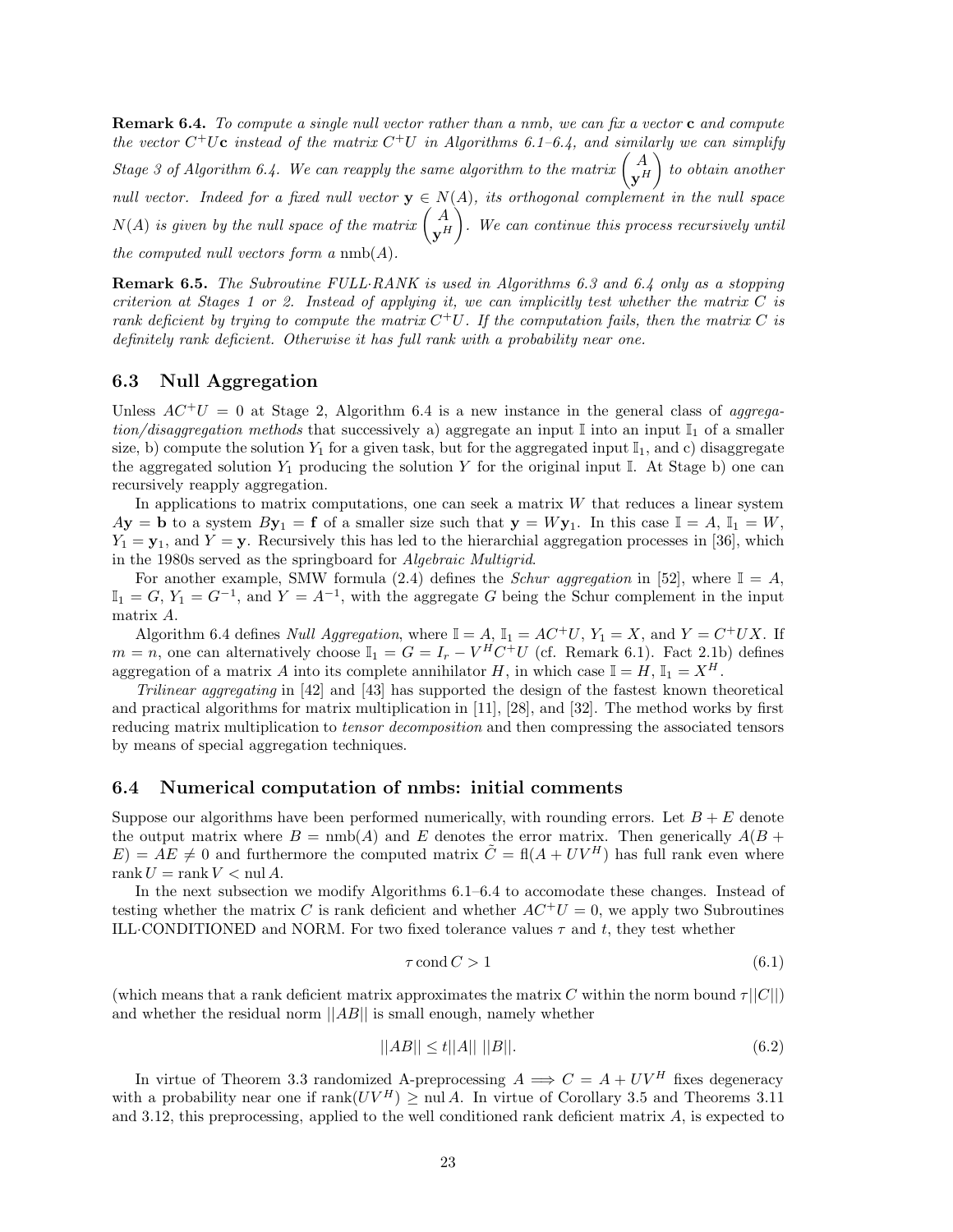**Remark 6.4.** *To compute a single null vector rather than a nmb, we can fix a vector* $\mathbf{c}$ *and compute the vector* $C^+U\mathbf{c}$ *instead of the matrix* $C^+U$ *in Algorithms 6.1–6.4, and similarly we can simplify Stage 3 of Algorithm 6.4. We can reapply the same algorithm to the matrix* $\begin{pmatrix} A \\ \mathbf{y}^H \end{pmatrix}$ *to obtain another null vector. Indeed for a fixed null vector* $\mathbf{y} \in N(A)$*, its orthogonal complement in the null space* $N(A)$ *is given by the null space of the matrix* $\begin{pmatrix} A \\ \mathbf{y}^H \end{pmatrix}$*. We can continue this process recursively until the computed null vectors form a* $\text{nmb}(A)$*.*

**Remark 6.5.** *The Subroutine FULL·RANK is used in Algorithms 6.3 and 6.4 only as a stopping criterion at Stages 1 or 2. Instead of applying it, we can implicitly test whether the matrix* $C$ *is rank deficient by trying to compute the matrix* $C^+U$*. If the computation fails, then the matrix* $C$ *is definitely rank deficient. Otherwise it has full rank with a probability near one.*

### 6.3 Null Aggregation

Unless $AC^+U = 0$ at Stage 2, Algorithm 6.4 is a new instance in the general class of *aggregation/disaggregation methods* that successively a) aggregate an input $\mathbb{I}$ into an input $\mathbb{I}_1$ of a smaller size, b) compute the solution $Y_1$ for a given task, but for the aggregated input $\mathbb{I}_1$, and c) disaggregate the aggregated solution $Y_1$ producing the solution $Y$ for the original input $\mathbb{I}$. At Stage b) one can recursively reapply aggregation.

In applications to matrix computations, one can seek a matrix $W$ that reduces a linear system $A\mathbf{y} = \mathbf{b}$ to a system $B\mathbf{y}_1 = \mathbf{f}$ of a smaller size such that $\mathbf{y} = W\mathbf{y}_1$. In this case $\mathbb{I} = A$, $\mathbb{I}_1 = W$, $Y_1 = \mathbf{y}_1$, and $Y = \mathbf{y}$. Recursively this has led to the hierarchial aggregation processes in [36], which in the 1980s served as the springboard for *Algebraic Multigrid*.

For another example, SMW formula (2.4) defines the *Schur aggregation* in [52], where $\mathbb{I} = A$, $\mathbb{I}_1 = G$, $Y_1 = G^{-1}$, and $Y = A^{-1}$, with the aggregate $G$ being the Schur complement in the input matrix $A$.

Algorithm 6.4 defines *Null Aggregation*, where $\mathbb{I} = A$, $\mathbb{I}_1 = AC^+U$, $Y_1 = X$, and $Y = C^+UX$. If $m = n$, one can alternatively choose $\mathbb{I}_1 = G = I_r - V^HC^+U$ (cf. Remark 6.1). Fact 2.1b) defines aggregation of a matrix $A$ into its complete annihilator $H$, in which case $\mathbb{I} = H$, $\mathbb{I}_1 = X^H$.

*Trilinear aggregating* in [42] and [43] has supported the design of the fastest known theoretical and practical algorithms for matrix multiplication in [11], [28], and [32]. The method works by first reducing matrix multiplication to *tensor decomposition* and then compressing the associated tensors by means of special aggregation techniques.

### 6.4 Numerical computation of nmbs: initial comments

Suppose our algorithms have been performed numerically, with rounding errors. Let $B + E$ denote the output matrix where $B = \text{nmb}(A)$ and $E$ denotes the error matrix. Then generically $A(B + E) = AE \neq 0$ and furthermore the computed matrix $\tilde{C} = \text{fl}(A + UV^H)$ has full rank even where $\text{rank}\, U = \text{rank}\, V < \text{nul}\, A$.

In the next subsection we modify Algorithms 6.1–6.4 to accomodate these changes. Instead of testing whether the matrix $C$ is rank deficient and whether $AC^+U = 0$, we apply two Subroutines ILL·CONDITIONED and NORM. For two fixed tolerance values $\tau$ and $t$, they test whether

$$\tau \,\text{cond}\, C > 1 \tag{6.1}$$

(which means that a rank deficient matrix approximates the matrix $C$ within the norm bound $\tau||C||$) and whether the residual norm $||AB||$ is small enough, namely whether

$$||AB|| \leq t||A||\,||B||. \tag{6.2}$$

In virtue of Theorem 3.3 randomized A-preprocessing $A \Longrightarrow C = A + UV^H$ fixes degeneracy with a probability near one if $\text{rank}(UV^H) \geq \text{nul}\, A$. In virtue of Corollary 3.5 and Theorems 3.11 and 3.12, this preprocessing, applied to the well conditioned rank deficient matrix $A$, is expected to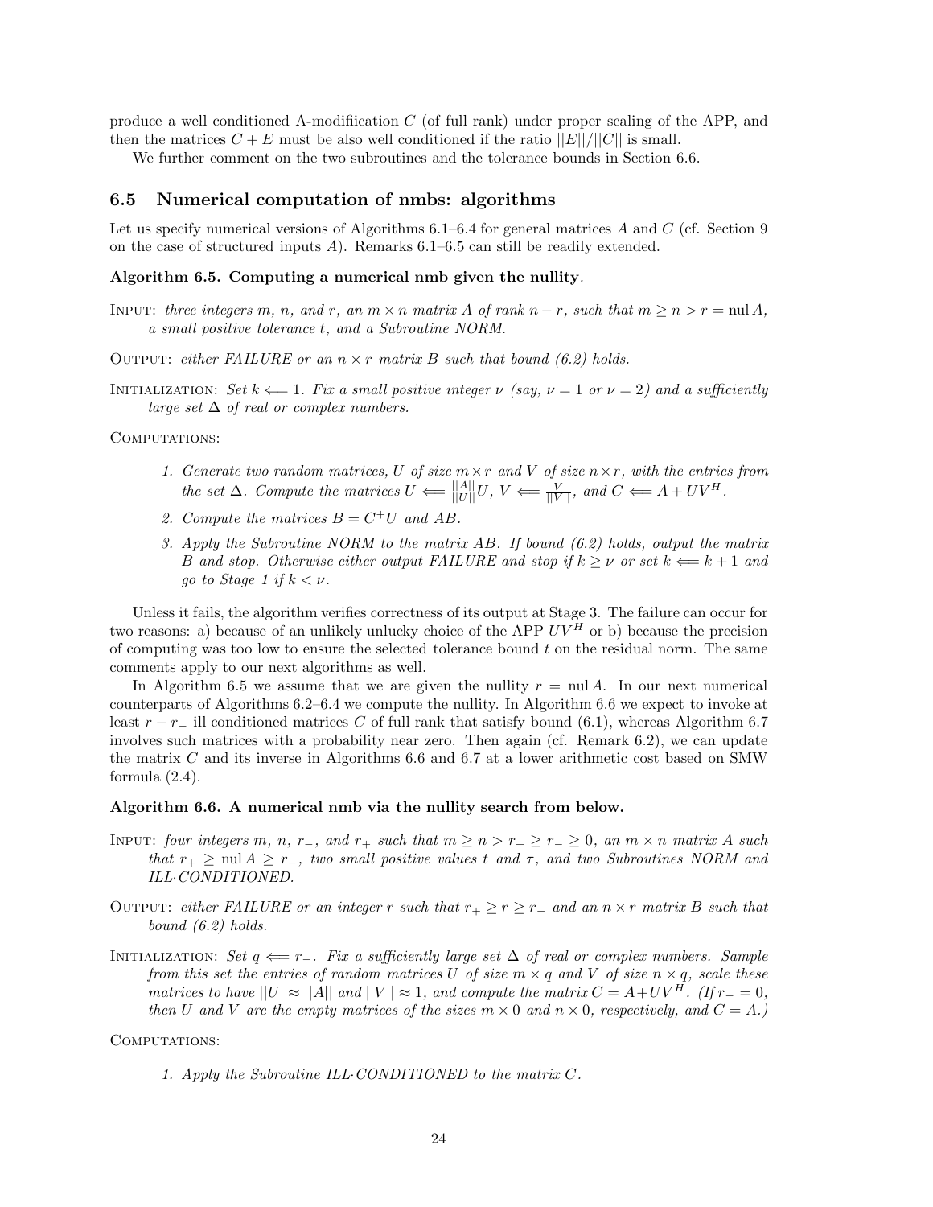produce a well conditioned A-modifiication $C$ (of full rank) under proper scaling of the APP, and then the matrices $C + E$ must be also well conditioned if the ratio $||E||/||C||$ is small.

We further comment on the two subroutines and the tolerance bounds in Section 6.6.

### 6.5 Numerical computation of nmbs: algorithms

Let us specify numerical versions of Algorithms 6.1–6.4 for general matrices $A$ and $C$ (cf. Section 9 on the case of structured inputs $A$). Remarks 6.1–6.5 can still be readily extended.

**Algorithm 6.5. Computing a numerical nmb given the nullity**.

INPUT: *three integers $m$, $n$, and $r$, an $m \times n$ matrix $A$ of rank $n - r$, such that $m \geq n > r = \text{nul}\, A$, a small positive tolerance $t$, and a Subroutine NORM.*

OUTPUT: *either FAILURE or an $n \times r$ matrix $B$ such that bound (6.2) holds.*

INITIALIZATION: *Set $k \Longleftarrow 1$. Fix a small positive integer $\nu$ (say, $\nu = 1$ or $\nu = 2$) and a sufficiently large set $\Delta$ of real or complex numbers.*

COMPUTATIONS:

1. *Generate two random matrices, $U$ of size $m \times r$ and $V$ of size $n \times r$, with the entries from the set $\Delta$. Compute the matrices $U \Longleftarrow \frac{||A||}{||U||} U$, $V \Longleftarrow \frac{V}{||V||}$, and $C \Longleftarrow A + UV^H$.*
2. *Compute the matrices $B = C^+ U$ and $AB$.*
3. *Apply the Subroutine NORM to the matrix $AB$. If bound (6.2) holds, output the matrix $B$ and stop. Otherwise either output FAILURE and stop if $k \geq \nu$ or set $k \Longleftarrow k + 1$ and go to Stage 1 if $k < \nu$.*

Unless it fails, the algorithm verifies correctness of its output at Stage 3. The failure can occur for two reasons: a) because of an unlikely unlucky choice of the APP $UV^H$ or b) because the precision of computing was too low to ensure the selected tolerance bound $t$ on the residual norm. The same comments apply to our next algorithms as well.

In Algorithm 6.5 we assume that we are given the nullity $r = \text{nul}\, A$. In our next numerical counterparts of Algorithms 6.2–6.4 we compute the nullity. In Algorithm 6.6 we expect to invoke at least $r - r_-$ ill conditioned matrices $C$ of full rank that satisfy bound (6.1), whereas Algorithm 6.7 involves such matrices with a probability near zero. Then again (cf. Remark 6.2), we can update the matrix $C$ and its inverse in Algorithms 6.6 and 6.7 at a lower arithmetic cost based on SMW formula (2.4).

**Algorithm 6.6. A numerical nmb via the nullity search from below.**

INPUT: *four integers $m$, $n$, $r_-$, and $r_+$ such that $m \geq n > r_+ \geq r_- \geq 0$, an $m \times n$ matrix $A$ such that $r_+ \geq \text{nul}\, A \geq r_-$, two small positive values $t$ and $\tau$, and two Subroutines NORM and ILL·CONDITIONED.*

OUTPUT: *either FAILURE or an integer $r$ such that $r_+ \geq r \geq r_-$ and an $n \times r$ matrix $B$ such that bound (6.2) holds.*

INITIALIZATION: *Set $q \Longleftarrow r_-$. Fix a sufficiently large set $\Delta$ of real or complex numbers. Sample from this set the entries of random matrices $U$ of size $m \times q$ and $V$ of size $n \times q$, scale these matrices to have $||U| \approx ||A||$ and $||V|| \approx 1$, and compute the matrix $C = A + UV^H$. (If $r_- = 0$, then $U$ and $V$ are the empty matrices of the sizes $m \times 0$ and $n \times 0$, respectively, and $C = A$.)*

COMPUTATIONS:

1. *Apply the Subroutine ILL·CONDITIONED to the matrix $C$.*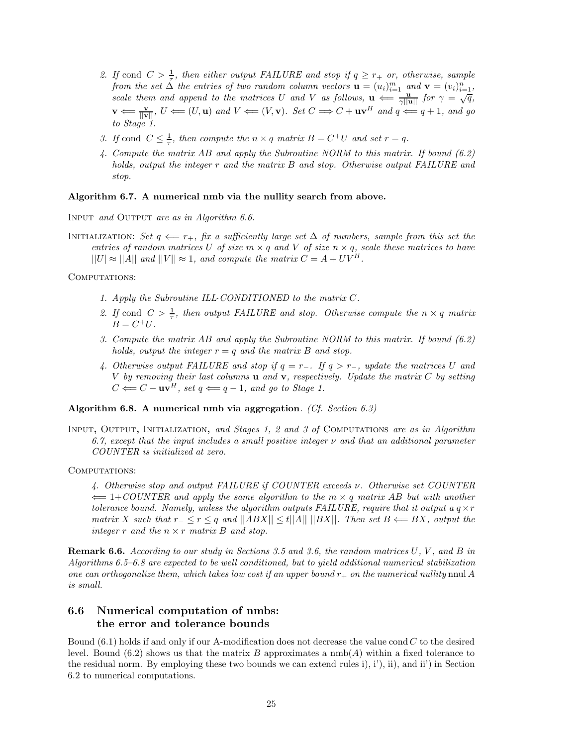2. *If* cond $C > \frac{1}{\tau}$*, then either output FAILURE and stop if* $q \geq r_+$ *or, otherwise, sample from the set* $\Delta$ *the entries of two random column vectors* $\mathbf{u} = (u_i)_{i=1}^m$ *and* $\mathbf{v} = (v_i)_{i=1}^n$*, scale them and append to the matrices* $U$ *and* $V$ *as follows,* $\mathbf{u} \Longleftarrow \frac{\mathbf{u}}{\gamma||\mathbf{u}||}$ *for* $\gamma = \sqrt{q}$*,* $\mathbf{v} \Longleftarrow \frac{\mathbf{v}}{||\mathbf{v}||}$*,* $U \Longleftarrow (U, \mathbf{u})$ *and* $V \Longleftarrow (V, \mathbf{v})$*. Set* $C \Longrightarrow C + \mathbf{u}\mathbf{v}^H$ *and* $q \Longleftarrow q + 1$*, and go to Stage 1.*

3. *If* cond $C \leq \frac{1}{\tau}$*, then compute the* $n \times q$ *matrix* $B = C^+U$ *and set* $r = q$*.*

4. *Compute the matrix* $AB$ *and apply the Subroutine NORM to this matrix. If bound (6.2) holds, output the integer* $r$ *and the matrix* $B$ *and stop. Otherwise output FAILURE and stop.*

**Algorithm 6.7. A numerical nmb via the nullity search from above.**

Input *and* Output *are as in Algorithm 6.6.*

Initialization: *Set* $q \Longleftarrow r_+$*, fix a sufficiently large set* $\Delta$ *of numbers, sample from this set the entries of random matrices* $U$ *of size* $m \times q$ *and* $V$ *of size* $n \times q$*, scale these matrices to have* $||U| \approx ||A||$ *and* $||V|| \approx 1$*, and compute the matrix* $C = A + UV^H$*.*

Computations:

1. *Apply the Subroutine ILL·CONDITIONED to the matrix* $C$*.*

2. *If* cond $C > \frac{1}{\tau}$*, then output FAILURE and stop. Otherwise compute the* $n \times q$ *matrix* $B = C^+U$*.*

3. *Compute the matrix* $AB$ *and apply the Subroutine NORM to this matrix. If bound (6.2) holds, output the integer* $r = q$ *and the matrix* $B$ *and stop.*

4. *Otherwise output FAILURE and stop if* $q = r_-$*. If* $q > r_-$*, update the matrices* $U$ *and* $V$ *by removing their last columns* $\mathbf{u}$ *and* $\mathbf{v}$*, respectively. Update the matrix* $C$ *by setting* $C \Longleftarrow C - \mathbf{u}\mathbf{v}^H$*, set* $q \Longleftarrow q - 1$*, and go to Stage 1.*

**Algorithm 6.8. A numerical nmb via aggregation**. *(Cf. Section 6.3)*

Input, Output, Initialization, *and Stages 1, 2 and 3 of* Computations *are as in Algorithm 6.7, except that the input includes a small positive integer* $\nu$ *and that an additional parameter COUNTER is initialized at zero.*

Computations:

4. *Otherwise stop and output FAILURE if COUNTER exceeds* $\nu$*. Otherwise set COUNTER* $\Longleftarrow$ *1+COUNTER and apply the same algorithm to the* $m \times q$ *matrix* $AB$ *but with another tolerance bound. Namely, unless the algorithm outputs FAILURE, require that it output a* $q \times r$ *matrix* $X$ *such that* $r_- \leq r \leq q$ *and* $||ABX|| \leq t||A||\ ||BX||$*. Then set* $B \Longleftarrow BX$*, output the integer* $r$ *and the* $n \times r$ *matrix* $B$ *and stop.*

**Remark 6.6.** *According to our study in Sections 3.5 and 3.6, the random matrices* $U$*,* $V$*, and* $B$ *in Algorithms 6.5–6.8 are expected to be well conditioned, but to yield additional numerical stabilization one can orthogonalize them, which takes low cost if an upper bound* $r_+$ *on the numerical nullity* nnul $A$ *is small.*

## 6.6 Numerical computation of nmbs: the error and tolerance bounds

Bound (6.1) holds if and only if our A-modification does not decrease the value cond $C$ to the desired level. Bound (6.2) shows us that the matrix $B$ approximates a nmb($A$) within a fixed tolerance to the residual norm. By employing these two bounds we can extend rules i), i'), ii), and ii') in Section 6.2 to numerical computations.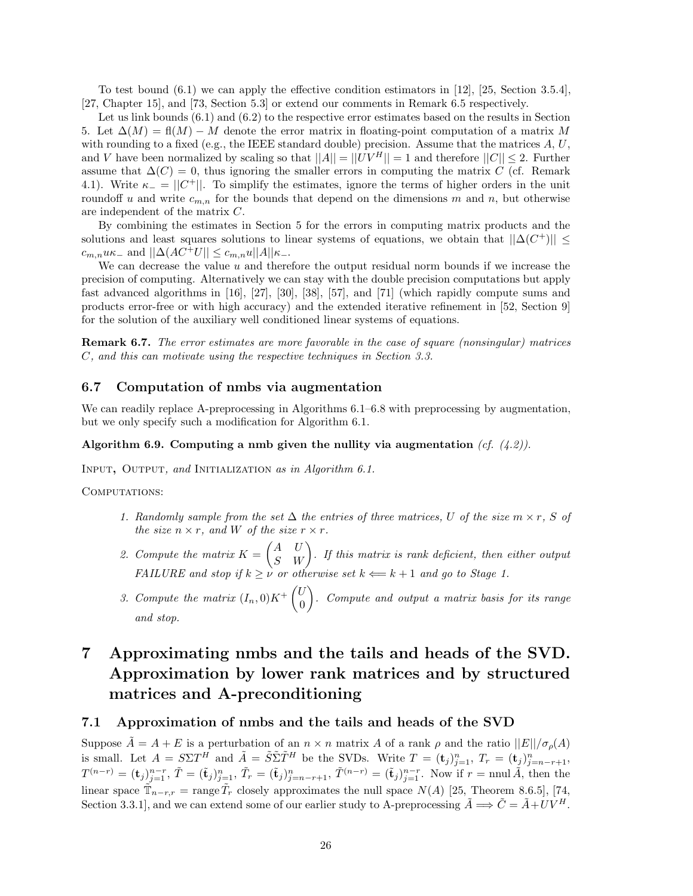To test bound (6.1) we can apply the effective condition estimators in [12], [25, Section 3.5.4], [27, Chapter 15], and [73, Section 5.3] or extend our comments in Remark 6.5 respectively.

Let us link bounds (6.1) and (6.2) to the respective error estimates based on the results in Section 5. Let $\Delta(M) = \mathrm{fl}(M) - M$ denote the error matrix in floating-point computation of a matrix $M$ with rounding to a fixed (e.g., the IEEE standard double) precision. Assume that the matrices $A$, $U$, and $V$ have been normalized by scaling so that $||A|| = ||UV^H|| = 1$ and therefore $||C|| \le 2$. Further assume that $\Delta(C) = 0$, thus ignoring the smaller errors in computing the matrix $C$ (cf. Remark 4.1). Write $\kappa_- = ||C^+||$. To simplify the estimates, ignore the terms of higher orders in the unit roundoff $u$ and write $c_{m,n}$ for the bounds that depend on the dimensions $m$ and $n$, but otherwise are independent of the matrix $C$.

By combining the estimates in Section 5 for the errors in computing matrix products and the solutions and least squares solutions to linear systems of equations, we obtain that $||\Delta(C^+)|| \le c_{m,n} u \kappa_-$ and $||\Delta(AC^+U|| \le c_{m,n} u ||A|| \kappa_-$.

We can decrease the value $u$ and therefore the output residual norm bounds if we increase the precision of computing. Alternatively we can stay with the double precision computations but apply fast advanced algorithms in [16], [27], [30], [38], [57], and [71] (which rapidly compute sums and products error-free or with high accuracy) and the extended iterative refinement in [52, Section 9] for the solution of the auxiliary well conditioned linear systems of equations.

**Remark 6.7.** *The error estimates are more favorable in the case of square (nonsingular) matrices $C$, and this can motivate using the respective techniques in Section 3.3.*

### 6.7 Computation of nmbs via augmentation

We can readily replace A-preprocessing in Algorithms 6.1–6.8 with preprocessing by augmentation, but we only specify such a modification for Algorithm 6.1.

**Algorithm 6.9. Computing a nmb given the nullity via augmentation** *(cf. (4.2)).*

Input, Output, *and* Initialization *as in Algorithm 6.1.*

Computations:

1. *Randomly sample from the set $\Delta$ the entries of three matrices, $U$ of the size $m \times r$, $S$ of the size $n \times r$, and $W$ of the size $r \times r$.*
2. *Compute the matrix $K = \begin{pmatrix} A & U \\ S & W \end{pmatrix}$. If this matrix is rank deficient, then either output FAILURE and stop if $k \ge \nu$ or otherwise set $k \Longleftarrow k+1$ and go to Stage 1.*
3. *Compute the matrix $(I_n, 0)K^+ \begin{pmatrix} U \\ 0 \end{pmatrix}$. Compute and output a matrix basis for its range and stop.*

## 7 Approximating nmbs and the tails and heads of the SVD. Approximation by lower rank matrices and by structured matrices and A-preconditioning

### 7.1 Approximation of nmbs and the tails and heads of the SVD

Suppose $\tilde{A} = A + E$ is a perturbation of an $n \times n$ matrix $A$ of a rank $\rho$ and the ratio $||E||/\sigma_\rho(A)$ is small. Let $A = S\Sigma T^H$ and $\tilde{A} = \tilde{S}\tilde{\Sigma}\tilde{T}^H$ be the SVDs. Write $T = (\mathbf{t}_j)_{j=1}^n$, $T_r = (\mathbf{t}_j)_{j=n-r+1}^n$, $T^{(n-r)} = (\mathbf{t}_j)_{j=1}^{n-r}$, $\tilde{T} = (\tilde{\mathbf{t}}_j)_{j=1}^n$, $\tilde{T}_r = (\tilde{\mathbf{t}}_j)_{j=n-r+1}^n$, $\tilde{T}^{(n-r)} = (\tilde{\mathbf{t}}_j)_{j=1}^{n-r}$. Now if $r = \mathrm{nnul}\,\tilde{A}$, then the linear space $\tilde{\mathbb{T}}_{n-r,r} = \mathrm{range}\,\tilde{T}_r$ closely approximates the null space $N(A)$ [25, Theorem 8.6.5], [74, Section 3.3.1], and we can extend some of our earlier study to A-preprocessing $\tilde{A} \Longrightarrow \tilde{C} = \tilde{A} + UV^H$.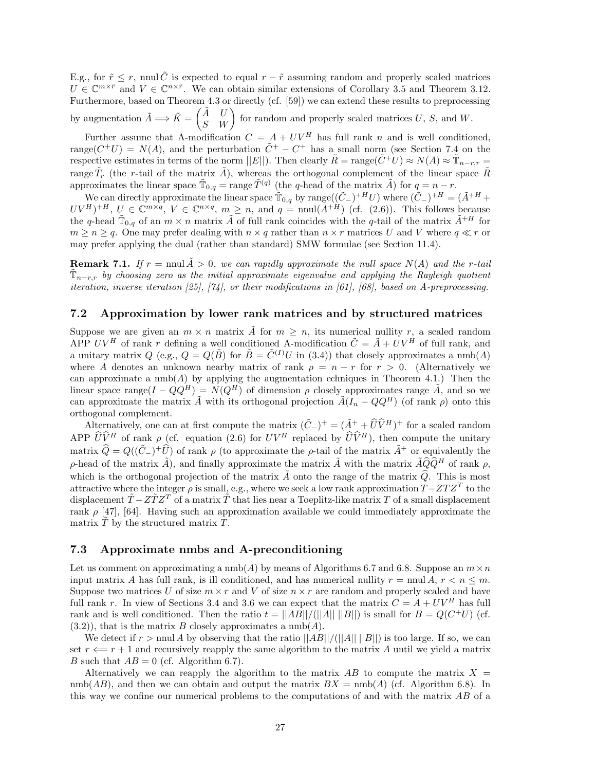E.g., for $\tilde{r} \le r$, $\text{nnul}\,\tilde{C}$ is expected to equal $r - \tilde{r}$ assuming random and properly scaled matrices $U \in \mathbb{C}^{m\times\tilde{r}}$ and $V \in \mathbb{C}^{n\times\tilde{r}}$. We can obtain similar extensions of Corollary 3.5 and Theorem 3.12. Furthermore, based on Theorem 4.3 or directly (cf. [59]) we can extend these results to preprocessing by augmentation $\tilde{A} \Longrightarrow \tilde{K} = \begin{pmatrix} \tilde{A} & U \\ S & W \end{pmatrix}$ for random and properly scaled matrices $U$, $S$, and $W$.

Further assume that A-modification $C = A + UV^H$ has full rank $n$ and is well conditioned, $\text{range}(C^+U) = N(A)$, and the perturbation $\tilde{C}^+ - C^+$ has a small norm (see Section 7.4 on the respective estimates in terms of the norm $||E||$). Then clearly $\tilde{R} = \text{range}(\tilde{C}^+U) \approx N(A) \approx \tilde{\mathbb{T}}_{n-r,r} = \text{range}\,\tilde{T}_r$ (the $r$-tail of the matrix $\tilde{A}$), whereas the orthogonal complement of the linear space $\tilde{R}$ approximates the linear space $\tilde{\mathbb{T}}_{0,q} = \text{range}\,\tilde{T}^{(q)}$ (the $q$-head of the matrix $\tilde{A}$) for $q = n - r$.

We can directly approximate the linear space $\tilde{\mathbb{T}}_{0,q}$ by $\text{range}((\tilde{C}_-)^{+H}U)$ where $(\tilde{C}_-)^{+H} = (\tilde{A}^{+H} + UV^H)^{+H}$, $U \in \mathbb{C}^{m\times q}$, $V \in \mathbb{C}^{n\times q}$, $m \ge n$, and $q = \text{nnul}(A^{+H})$ (cf. (2.6)). This follows because the $q$-head $\tilde{\mathbb{T}}_{0,q}$ of an $m\times n$ matrix $\tilde{A}$ of full rank coincides with the $q$-tail of the matrix $\tilde{A}^{+H}$ for $m \ge n \ge q$. One may prefer dealing with $n \times q$ rather than $n \times r$ matrices $U$ and $V$ where $q \ll r$ or may prefer applying the dual (rather than standard) SMW formulae (see Section 11.4).

**Remark 7.1.** *If $r = \text{nnul}\,\tilde{A} > 0$, we can rapidly approximate the null space $N(A)$ and the $r$-tail $\tilde{\mathbb{T}}_{n-r,r}$ by choosing zero as the initial approximate eigenvalue and applying the Rayleigh quotient iteration, inverse iteration [25], [74], or their modifications in [61], [68], based on A-preprocessing.*

### 7.2 Approximation by lower rank matrices and by structured matrices

Suppose we are given an $m\times n$ matrix $\tilde{A}$ for $m \ge n$, its numerical nullity $r$, a scaled random APP $UV^H$ of rank $r$ defining a well conditioned A-modification $\tilde{C} = \tilde{A} + UV^H$ of full rank, and a unitary matrix $Q$ (e.g., $Q = Q(\tilde{B})$ for $\tilde{B} = \tilde{C}^{(I)}U$ in (3.4)) that closely approximates a $\text{nmb}(A)$ where $A$ denotes an unknown nearby matrix of rank $\rho = n - r$ for $r > 0$. (Alternatively we can approximate a $\text{nmb}(A)$ by applying the augmentation echniques in Theorem 4.1.) Then the linear space $\text{range}(I - QQ^H) = N(Q^H)$ of dimension $\rho$ closely approximates range $\tilde{A}$, and so we can approximate the matrix $\tilde{A}$ with its orthogonal projection $\tilde{A}(I_n - QQ^H)$ (of rank $\rho$) onto this orthogonal complement.

Alternatively, one can at first compute the matrix $(\tilde{C}_-)^+ = (\tilde{A}^+ + \widehat{U}\widehat{V}^H)^+$ for a scaled random APP $\widehat{U}\widehat{V}^H$ of rank $\rho$ (cf. equation (2.6) for $UV^H$ replaced by $\widehat{U}\widehat{V}^H$), then compute the unitary matrix $\widehat{Q} = Q((\tilde{C}_-)^+\widehat{U})$ of rank $\rho$ (to approximate the $\rho$-tail of the matrix $\tilde{A}^+$ or equivalently the $\rho$-head of the matrix $\tilde{A}$), and finally approximate the matrix $\tilde{A}$ with the matrix $\tilde{A}\widehat{Q}\widehat{Q}^H$ of rank $\rho$, which is the orthogonal projection of the matrix $\tilde{A}$ onto the range of the matrix $\widehat{Q}$. This is most attractive where the integer $\rho$ is small, e.g., where we seek a low rank approximation $T - ZTZ^T$ to the displacement $\tilde{T} - Z\tilde{T}Z^T$ of a matrix $\tilde{T}$ that lies near a Toeplitz-like matrix $T$ of a small displacement rank $\rho$ [47], [64]. Having such an approximation available we could immediately approximate the matrix $\tilde{T}$ by the structured matrix $T$.

### 7.3 Approximate nmbs and A-preconditioning

Let us comment on approximating a $\text{nmb}(A)$ by means of Algorithms 6.7 and 6.8. Suppose an $m\times n$ input matrix $A$ has full rank, is ill conditioned, and has numerical nullity $r = \text{nnul}\,A$, $r < n \le m$. Suppose two matrices $U$ of size $m \times r$ and $V$ of size $n\times r$ are random and properly scaled and have full rank $r$. In view of Sections 3.4 and 3.6 we can expect that the matrix $C = A + UV^H$ has full rank and is well conditioned. Then the ratio $t = ||AB||/(||A||\,||B||)$ is small for $B = Q(C^+U)$ (cf. (3.2)), that is the matrix $B$ closely approximates a $\text{nmb}(A)$.

We detect if $r > \text{nnul}\,A$ by observing that the ratio $||AB||/(||A||\,||B||)$ is too large. If so, we can set $r \Longleftarrow r + 1$ and recursively reapply the same algorithm to the matrix $A$ until we yield a matrix $B$ such that $AB = 0$ (cf. Algorithm 6.7).

Alternatively we can reapply the algorithm to the matrix $AB$ to compute the matrix $X = \text{nmb}(AB)$, and then we can obtain and output the matrix $BX = \text{nmb}(A)$ (cf. Algorithm 6.8). In this way we confine our numerical problems to the computations of and with the matrix $AB$ of a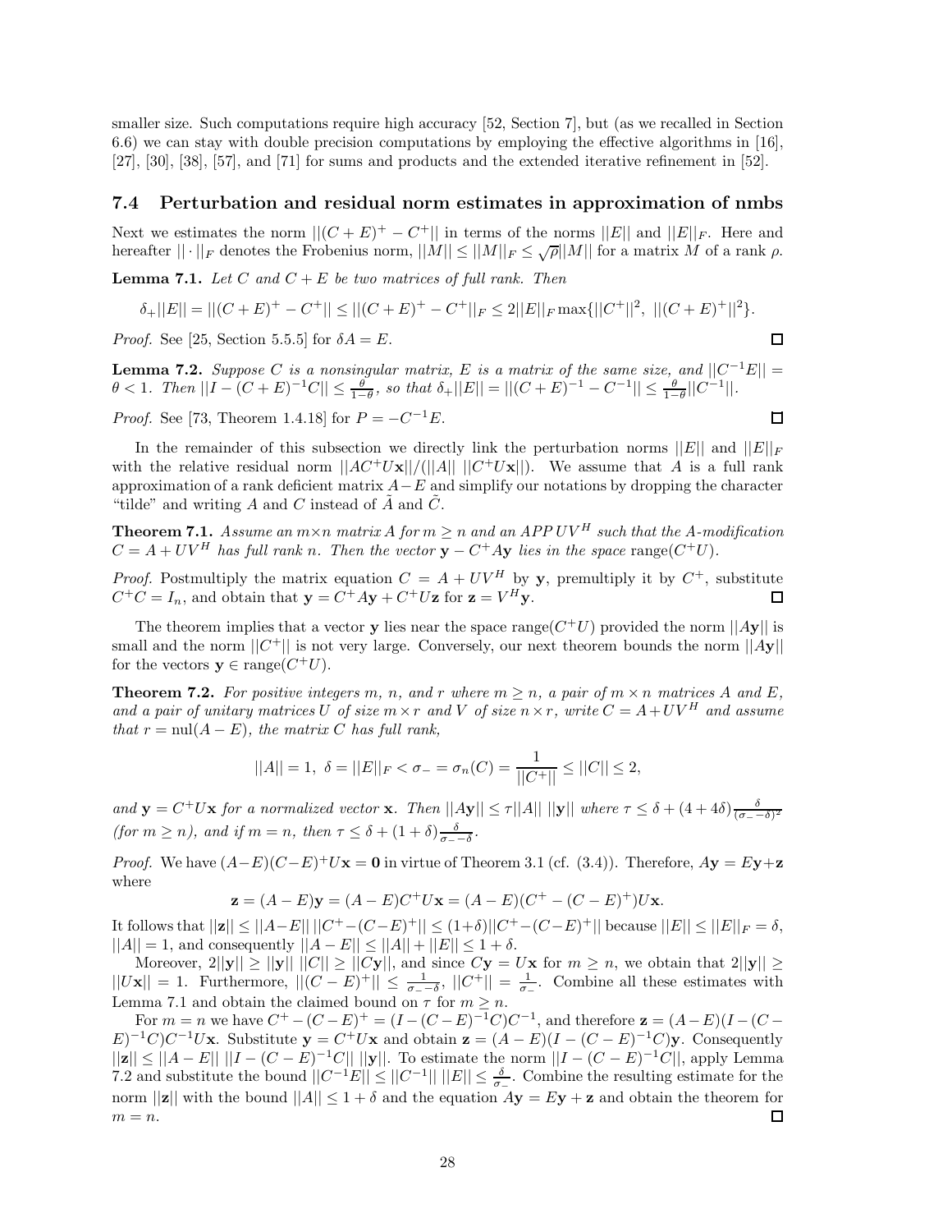smaller size. Such computations require high accuracy [52, Section 7], but (as we recalled in Section 6.6) we can stay with double precision computations by employing the effective algorithms in [16], [27], [30], [38], [57], and [71] for sums and products and the extended iterative refinement in [52].

### 7.4 Perturbation and residual norm estimates in approximation of nmbs

Next we estimates the norm $||(C+E)^+ - C^+||$ in terms of the norms $||E||$ and $||E||_F$. Here and hereafter $||\cdot||_F$ denotes the Frobenius norm, $||M|| \le ||M||_F \le \sqrt{\rho}||M||$ for a matrix $M$ of a rank $\rho$.

**Lemma 7.1.** *Let $C$ and $C+E$ be two matrices of full rank. Then*

$$\delta_+||E|| = ||(C+E)^+ - C^+|| \le ||(C+E)^+ - C^+||_F \le 2||E||_F \max\{||C^+||^2,\ ||(C+E)^+||^2\}.$$

*Proof.* See [25, Section 5.5.5] for $\delta A = E$. ◻

**Lemma 7.2.** *Suppose $C$ is a nonsingular matrix, $E$ is a matrix of the same size, and $||C^{-1}E|| = \theta < 1$. Then $||I - (C+E)^{-1}C|| \le \frac{\theta}{1-\theta}$, so that $\delta_+||E|| = ||(C+E)^{-1} - C^{-1}|| \le \frac{\theta}{1-\theta}||C^{-1}||$.*

*Proof.* See [73, Theorem 1.4.18] for $P = -C^{-1}E$. ◻

In the remainder of this subsection we directly link the perturbation norms $||E||$ and $||E||_F$ with the relative residual norm $||AC^+U\mathbf{x}||/(||A||\ ||C^+U\mathbf{x}||)$. We assume that $A$ is a full rank approximation of a rank deficient matrix $A-E$ and simplify our notations by dropping the character "tilde" and writing $A$ and $C$ instead of $\tilde{A}$ and $\tilde{C}$.

**Theorem 7.1.** *Assume an $m\times n$ matrix $A$ for $m \ge n$ and an APP $UV^H$ such that the A-modification $C = A + UV^H$ has full rank $n$. Then the vector $\mathbf{y} - C^+A\mathbf{y}$ lies in the space* range$(C^+U)$.

*Proof.* Postmultiply the matrix equation $C = A + UV^H$ by $\mathbf{y}$, premultiply it by $C^+$, substitute $C^+C = I_n$, and obtain that $\mathbf{y} = C^+A\mathbf{y} + C^+U\mathbf{z}$ for $\mathbf{z} = V^H\mathbf{y}$. ◻

The theorem implies that a vector $\mathbf{y}$ lies near the space range$(C^+U)$ provided the norm $||A\mathbf{y}||$ is small and the norm $||C^+||$ is not very large. Conversely, our next theorem bounds the norm $||A\mathbf{y}||$ for the vectors $\mathbf{y} \in$ range$(C^+U)$.

**Theorem 7.2.** *For positive integers $m$, $n$, and $r$ where $m \ge n$, a pair of $m\times n$ matrices $A$ and $E$, and a pair of unitary matrices $U$ of size $m\times r$ and $V$ of size $n\times r$, write $C = A+UV^H$ and assume that $r = \text{nul}(A-E)$, the matrix $C$ has full rank,*

$$||A|| = 1,\ \delta = ||E||_F < \sigma_- = \sigma_n(C) = \frac{1}{||C^+||} \le ||C|| \le 2,$$

*and $\mathbf{y} = C^+U\mathbf{x}$ for a normalized vector $\mathbf{x}$. Then $||A\mathbf{y}|| \le \tau||A||\ ||\mathbf{y}||$ where $\tau \le \delta + (4+4\delta)\frac{\delta}{(\sigma_- - \delta)^2}$ (for $m \ge n$), and if $m = n$, then $\tau \le \delta + (1+\delta)\frac{\delta}{\sigma_- - \delta}$.*

*Proof.* We have $(A-E)(C-E)^+U\mathbf{x} = \mathbf{0}$ in virtue of Theorem 3.1 (cf. (3.4)). Therefore, $A\mathbf{y} = E\mathbf{y}+\mathbf{z}$ where

$$\mathbf{z} = (A-E)\mathbf{y} = (A-E)C^+U\mathbf{x} = (A-E)(C^+ - (C-E)^+)U\mathbf{x}.$$

It follows that $||\mathbf{z}|| \le ||A-E||\ ||C^+ - (C-E)^+|| \le (1+\delta)||C^+ - (C-E)^+||$ because $||E|| \le ||E||_F = \delta$, $||A|| = 1$, and consequently $||A-E|| \le ||A|| + ||E|| \le 1+\delta$.

Moreover, $2||\mathbf{y}|| \ge ||\mathbf{y}||\ ||C|| \ge ||C\mathbf{y}||$, and since $C\mathbf{y} = U\mathbf{x}$ for $m \ge n$, we obtain that $2||\mathbf{y}|| \ge ||U\mathbf{x}|| = 1$. Furthermore, $||(C-E)^+|| \le \frac{1}{\sigma_- - \delta}$, $||C^+|| = \frac{1}{\sigma_-}$. Combine all these estimates with Lemma 7.1 and obtain the claimed bound on $\tau$ for $m \ge n$.

For $m = n$ we have $C^+ - (C-E)^+ = (I - (C-E)^{-1}C)C^{-1}$, and therefore $\mathbf{z} = (A-E)(I-(C-E)^{-1}C)C^{-1}U\mathbf{x}$. Substitute $\mathbf{y} = C^+U\mathbf{x}$ and obtain $\mathbf{z} = (A-E)(I-(C-E)^{-1}C)\mathbf{y}$. Consequently $||\mathbf{z}|| \le ||A-E||\ ||I-(C-E)^{-1}C||\ ||\mathbf{y}||$. To estimate the norm $||I-(C-E)^{-1}C||$, apply Lemma 7.2 and substitute the bound $||C^{-1}E|| \le ||C^{-1}||\ ||E|| \le \frac{\delta}{\sigma_-}$. Combine the resulting estimate for the norm $||\mathbf{z}||$ with the bound $||A|| \le 1+\delta$ and the equation $A\mathbf{y} = E\mathbf{y} + \mathbf{z}$ and obtain the theorem for $m = n$. ◻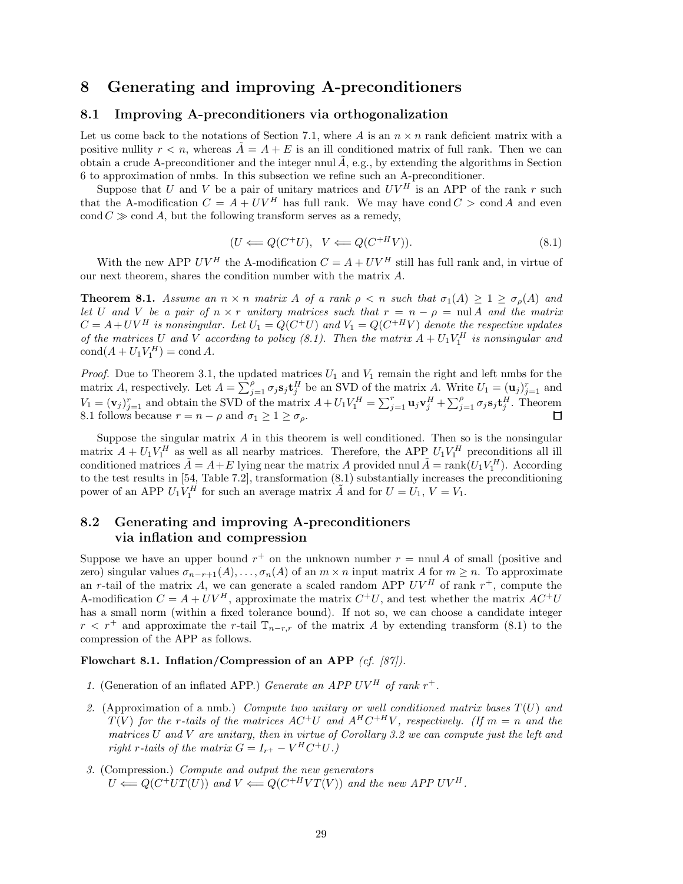# 8 Generating and improving A-preconditioners

## 8.1 Improving A-preconditioners via orthogonalization

Let us come back to the notations of Section 7.1, where $A$ is an $n \times n$ rank deficient matrix with a positive nullity $r < n$, whereas $\tilde{A} = A + E$ is an ill conditioned matrix of full rank. Then we can obtain a crude A-preconditioner and the integer $\operatorname{nnul} \tilde{A}$, e.g., by extending the algorithms in Section 6 to approximation of nmbs. In this subsection we refine such an A-preconditioner.

Suppose that $U$ and $V$ be a pair of unitary matrices and $UV^H$ is an APP of the rank $r$ such that the A-modification $C = A + UV^H$ has full rank. We may have $\operatorname{cond} C > \operatorname{cond} A$ and even $\operatorname{cond} C \gg \operatorname{cond} A$, but the following transform serves as a remedy,

$$(U \Longleftarrow Q(C^+U), \quad V \Longleftarrow Q(C^{+H}V)). \tag{8.1}$$

With the new APP $UV^H$ the A-modification $C = A + UV^H$ still has full rank and, in virtue of our next theorem, shares the condition number with the matrix $A$.

**Theorem 8.1.** *Assume an $n \times n$ matrix $A$ of a rank $\rho < n$ such that $\sigma_1(A) \geq 1 \geq \sigma_\rho(A)$ and let $U$ and $V$ be a pair of $n \times r$ unitary matrices such that $r = n - \rho = \operatorname{nul} A$ and the matrix $C = A + UV^H$ is nonsingular. Let $U_1 = Q(C^+U)$ and $V_1 = Q(C^{+H}V)$ denote the respective updates of the matrices $U$ and $V$ according to policy (8.1). Then the matrix $A + U_1V_1^H$ is nonsingular and $\operatorname{cond}(A + U_1V_1^H) = \operatorname{cond} A$.*

*Proof.* Due to Theorem 3.1, the updated matrices $U_1$ and $V_1$ remain the right and left nmbs for the matrix $A$, respectively. Let $A = \sum_{j=1}^{\rho} \sigma_j \mathbf{s}_j \mathbf{t}_j^H$ be an SVD of the matrix $A$. Write $U_1 = (\mathbf{u}_j)_{j=1}^r$ and $V_1 = (\mathbf{v}_j)_{j=1}^r$ and obtain the SVD of the matrix $A + U_1V_1^H = \sum_{j=1}^{r} \mathbf{u}_j \mathbf{v}_j^H + \sum_{j=1}^{\rho} \sigma_j \mathbf{s}_j \mathbf{t}_j^H$. Theorem 8.1 follows because $r = n - \rho$ and $\sigma_1 \geq 1 \geq \sigma_\rho$. □

Suppose the singular matrix $A$ in this theorem is well conditioned. Then so is the nonsingular matrix $A + U_1V_1^H$ as well as all nearby matrices. Therefore, the APP $U_1V_1^H$ preconditions all ill conditioned matrices $\tilde{A} = A + E$ lying near the matrix $A$ provided $\operatorname{nnul} \tilde{A} = \operatorname{rank}(U_1V_1^H)$. According to the test results in [54, Table 7.2], transformation (8.1) substantially increases the preconditioning power of an APP $U_1V_1^H$ for such an average matrix $\tilde{A}$ and for $U = U_1$, $V = V_1$.

## 8.2 Generating and improving A-preconditioners via inflation and compression

Suppose we have an upper bound $r^+$ on the unknown number $r = \operatorname{nnul} A$ of small (positive and zero) singular values $\sigma_{n-r+1}(A), \ldots, \sigma_n(A)$ of an $m \times n$ input matrix $A$ for $m \geq n$. To approximate an $r$-tail of the matrix $A$, we can generate a scaled random APP $UV^H$ of rank $r^+$, compute the A-modification $C = A + UV^H$, approximate the matrix $C^+U$, and test whether the matrix $AC^+U$ has a small norm (within a fixed tolerance bound). If not so, we can choose a candidate integer $r < r^+$ and approximate the $r$-tail $\mathbb{T}_{n-r,r}$ of the matrix $A$ by extending transform (8.1) to the compression of the APP as follows.

**Flowchart 8.1. Inflation/Compression of an APP** *(cf. [87]).*

1. (Generation of an inflated APP.) *Generate an APP $UV^H$ of rank $r^+$.*
2. (Approximation of a nmb.) *Compute two unitary or well conditioned matrix bases $T(U)$ and $T(V)$ for the $r$-tails of the matrices $AC^+U$ and $A^HC^{+H}V$, respectively. (If $m = n$ and the matrices $U$ and $V$ are unitary, then in virtue of Corollary 3.2 we can compute just the left and right $r$-tails of the matrix $G = I_{r^+} - V^HC^+U$.)*
3. (Compression.) *Compute and output the new generators*
   $U \Longleftarrow Q(C^+UT(U))$ *and* $V \Longleftarrow Q(C^{+H}VT(V))$ *and the new APP $UV^H$.*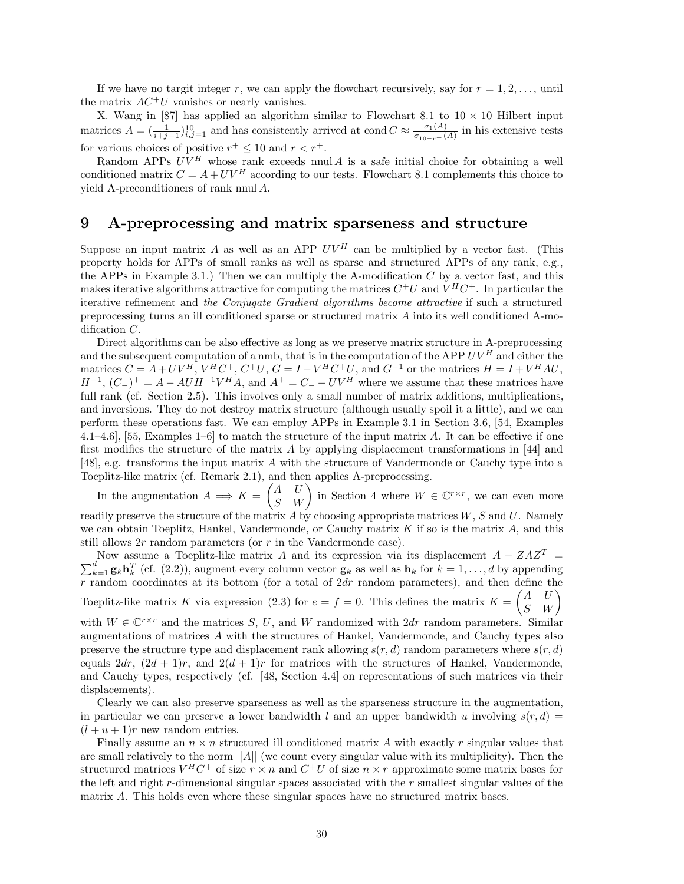If we have no targit integer $r$, we can apply the flowchart recursively, say for $r = 1, 2, \ldots$, until the matrix $AC^+U$ vanishes or nearly vanishes.

X. Wang in [87] has applied an algorithm similar to Flowchart 8.1 to $10 \times 10$ Hilbert input matrices $A = (\frac{1}{i+j-1})_{i,j=1}^{10}$ and has consistently arrived at $\operatorname{cond} C \approx \frac{\sigma_1(A)}{\sigma_{10-r^+}(A)}$ in his extensive tests for various choices of positive $r^+ \leq 10$ and $r < r^+$.

Random APPs $UV^H$ whose rank exceeds $\operatorname{nnul} A$ is a safe initial choice for obtaining a well conditioned matrix $C = A + UV^H$ according to our tests. Flowchart 8.1 complements this choice to yield A-preconditioners of rank $\operatorname{nnul} A$.

# 9 A-preprocessing and matrix sparseness and structure

Suppose an input matrix $A$ as well as an APP $UV^H$ can be multiplied by a vector fast. (This property holds for APPs of small ranks as well as sparse and structured APPs of any rank, e.g., the APPs in Example 3.1.) Then we can multiply the A-modification $C$ by a vector fast, and this makes iterative algorithms attractive for computing the matrices $C^+U$ and $V^HC^+$. In particular the iterative refinement and *the Conjugate Gradient algorithms become attractive* if such a structured preprocessing turns an ill conditioned sparse or structured matrix $A$ into its well conditioned A-modification $C$.

Direct algorithms can be also effective as long as we preserve matrix structure in A-preprocessing and the subsequent computation of a nmb, that is in the computation of the APP $UV^H$ and either the matrices $C = A + UV^H$, $V^HC^+$, $C^+U$, $G = I - V^HC^+U$, and $G^{-1}$ or the matrices $H = I + V^HAU$, $H^{-1}$, $(C_-)^+ = A - AUH^{-1}V^HA$, and $A^+ = C_- - UV^H$ where we assume that these matrices have full rank (cf. Section 2.5). This involves only a small number of matrix additions, multiplications, and inversions. They do not destroy matrix structure (although usually spoil it a little), and we can perform these operations fast. We can employ APPs in Example 3.1 in Section 3.6, [54, Examples 4.1–4.6], [55, Examples 1–6] to match the structure of the input matrix $A$. It can be effective if one first modifies the structure of the matrix $A$ by applying displacement transformations in [44] and [48], e.g. transforms the input matrix $A$ with the structure of Vandermonde or Cauchy type into a Toeplitz-like matrix (cf. Remark 2.1), and then applies A-preprocessing.

In the augmentation $A \Longrightarrow K = \begin{pmatrix} A & U \\ S & W \end{pmatrix}$ in Section 4 where $W \in \mathbb{C}^{r \times r}$, we can even more readily preserve the structure of the matrix $A$ by choosing appropriate matrices $W$, $S$ and $U$. Namely we can obtain Toeplitz, Hankel, Vandermonde, or Cauchy matrix $K$ if so is the matrix $A$, and this still allows $2r$ random parameters (or $r$ in the Vandermonde case).

Now assume a Toeplitz-like matrix $A$ and its expression via its displacement $A - ZAZ^T = \sum_{k=1}^{d} \mathbf{g}_k \mathbf{h}_k^T$ (cf. (2.2)), augment every column vector $\mathbf{g}_k$ as well as $\mathbf{h}_k$ for $k = 1, \ldots, d$ by appending $r$ random coordinates at its bottom (for a total of $2dr$ random parameters), and then define the Toeplitz-like matrix $K$ via expression (2.3) for $e = f = 0$. This defines the matrix $K = \begin{pmatrix} A & U \\ S & W \end{pmatrix}$ with $W \in \mathbb{C}^{r \times r}$ and the matrices $S$, $U$, and $W$ randomized with $2dr$ random parameters. Similar augmentations of matrices $A$ with the structures of Hankel, Vandermonde, and Cauchy types also preserve the structure type and displacement rank allowing $s(r, d)$ random parameters where $s(r, d)$ equals $2dr$, $(2d + 1)r$, and $2(d + 1)r$ for matrices with the structures of Hankel, Vandermonde, and Cauchy types, respectively (cf. [48, Section 4.4] on representations of such matrices via their displacements).

Clearly we can also preserve sparseness as well as the sparseness structure in the augmentation, in particular we can preserve a lower bandwidth $l$ and an upper bandwidth $u$ involving $s(r, d) = (l + u + 1)r$ new random entries.

Finally assume an $n \times n$ structured ill conditioned matrix $A$ with exactly $r$ singular values that are small relatively to the norm $||A||$ (we count every singular value with its multiplicity). Then the structured matrices $V^HC^+$ of size $r \times n$ and $C^+U$ of size $n \times r$ approximate some matrix bases for the left and right $r$-dimensional singular spaces associated with the $r$ smallest singular values of the matrix $A$. This holds even where these singular spaces have no structured matrix bases.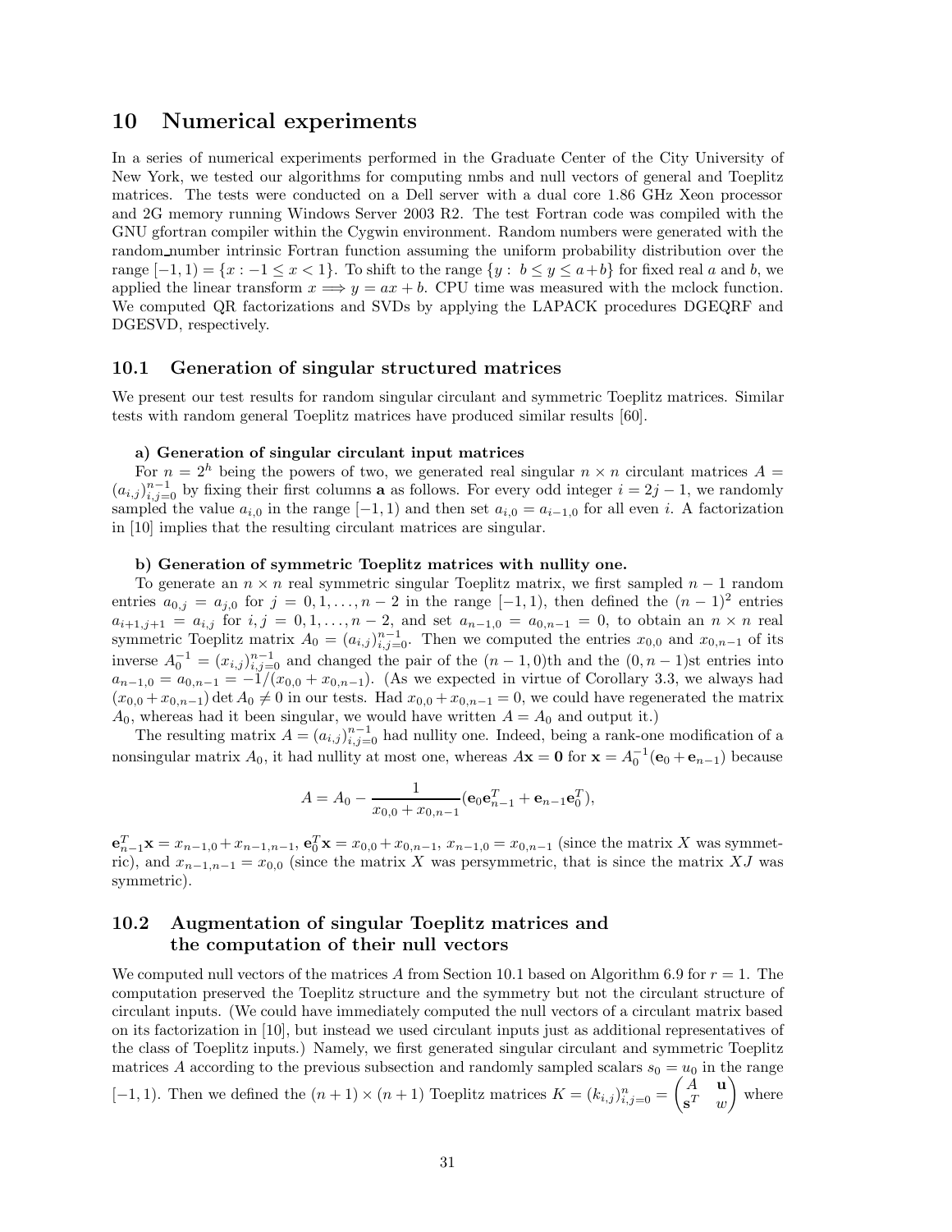# 10 Numerical experiments

In a series of numerical experiments performed in the Graduate Center of the City University of New York, we tested our algorithms for computing nmbs and null vectors of general and Toeplitz matrices. The tests were conducted on a Dell server with a dual core 1.86 GHz Xeon processor and 2G memory running Windows Server 2003 R2. The test Fortran code was compiled with the GNU gfortran compiler within the Cygwin environment. Random numbers were generated with the random_number intrinsic Fortran function assuming the uniform probability distribution over the range $[-1, 1) = \{x : -1 \leq x < 1\}$. To shift to the range $\{y : b \leq y \leq a+b\}$ for fixed real $a$ and $b$, we applied the linear transform $x \Longrightarrow y = ax + b$. CPU time was measured with the mclock function. We computed QR factorizations and SVDs by applying the LAPACK procedures DGEQRF and DGESVD, respectively.

## 10.1 Generation of singular structured matrices

We present our test results for random singular circulant and symmetric Toeplitz matrices. Similar tests with random general Toeplitz matrices have produced similar results [60].

**a) Generation of singular circulant input matrices**

For $n = 2^h$ being the powers of two, we generated real singular $n \times n$ circulant matrices $A = (a_{i,j})_{i,j=0}^{n-1}$ by fixing their first columns $\mathbf{a}$ as follows. For every odd integer $i = 2j - 1$, we randomly sampled the value $a_{i,0}$ in the range $[-1, 1)$ and then set $a_{i,0} = a_{i-1,0}$ for all even $i$. A factorization in [10] implies that the resulting circulant matrices are singular.

**b) Generation of symmetric Toeplitz matrices with nullity one.**

To generate an $n \times n$ real symmetric singular Toeplitz matrix, we first sampled $n - 1$ random entries $a_{0,j} = a_{j,0}$ for $j = 0, 1, \ldots, n-2$ in the range $[-1, 1)$, then defined the $(n-1)^2$ entries $a_{i+1,j+1} = a_{i,j}$ for $i, j = 0, 1, \ldots, n-2$, and set $a_{n-1,0} = a_{0,n-1} = 0$, to obtain an $n \times n$ real symmetric Toeplitz matrix $A_0 = (a_{i,j})_{i,j=0}^{n-1}$. Then we computed the entries $x_{0,0}$ and $x_{0,n-1}$ of its inverse $A_0^{-1} = (x_{i,j})_{i,j=0}^{n-1}$ and changed the pair of the $(n-1, 0)$th and the $(0, n-1)$st entries into $a_{n-1,0} = a_{0,n-1} = -1/(x_{0,0} + x_{0,n-1})$. (As we expected in virtue of Corollary 3.3, we always had $(x_{0,0} + x_{0,n-1}) \det A_0 \neq 0$ in our tests. Had $x_{0,0} + x_{0,n-1} = 0$, we could have regenerated the matrix $A_0$, whereas had it been singular, we would have written $A = A_0$ and output it.)

The resulting matrix $A = (a_{i,j})_{i,j=0}^{n-1}$ had nullity one. Indeed, being a rank-one modification of a nonsingular matrix $A_0$, it had nullity at most one, whereas $A\mathbf{x} = \mathbf{0}$ for $\mathbf{x} = A_0^{-1}(\mathbf{e}_0 + \mathbf{e}_{n-1})$ because

$$A = A_0 - \frac{1}{x_{0,0} + x_{0,n-1}}(\mathbf{e}_0 \mathbf{e}_{n-1}^T + \mathbf{e}_{n-1} \mathbf{e}_0^T),$$

$\mathbf{e}_{n-1}^T \mathbf{x} = x_{n-1,0} + x_{n-1,n-1}$, $\mathbf{e}_0^T \mathbf{x} = x_{0,0} + x_{0,n-1}$, $x_{n-1,0} = x_{0,n-1}$ (since the matrix $X$ was symmetric), and $x_{n-1,n-1} = x_{0,0}$ (since the matrix $X$ was persymmetric, that is since the matrix $XJ$ was symmetric).

## 10.2 Augmentation of singular Toeplitz matrices and the computation of their null vectors

We computed null vectors of the matrices $A$ from Section 10.1 based on Algorithm 6.9 for $r = 1$. The computation preserved the Toeplitz structure and the symmetry but not the circulant structure of circulant inputs. (We could have immediately computed the null vectors of a circulant matrix based on its factorization in [10], but instead we used circulant inputs just as additional representatives of the class of Toeplitz inputs.) Namely, we first generated singular circulant and symmetric Toeplitz matrices $A$ according to the previous subsection and randomly sampled scalars $s_0 = u_0$ in the range $[-1, 1)$. Then we defined the $(n+1) \times (n+1)$ Toeplitz matrices $K = (k_{i,j})_{i,j=0}^{n} = \begin{pmatrix} A & \mathbf{u} \\ \mathbf{s}^T & w \end{pmatrix}$ where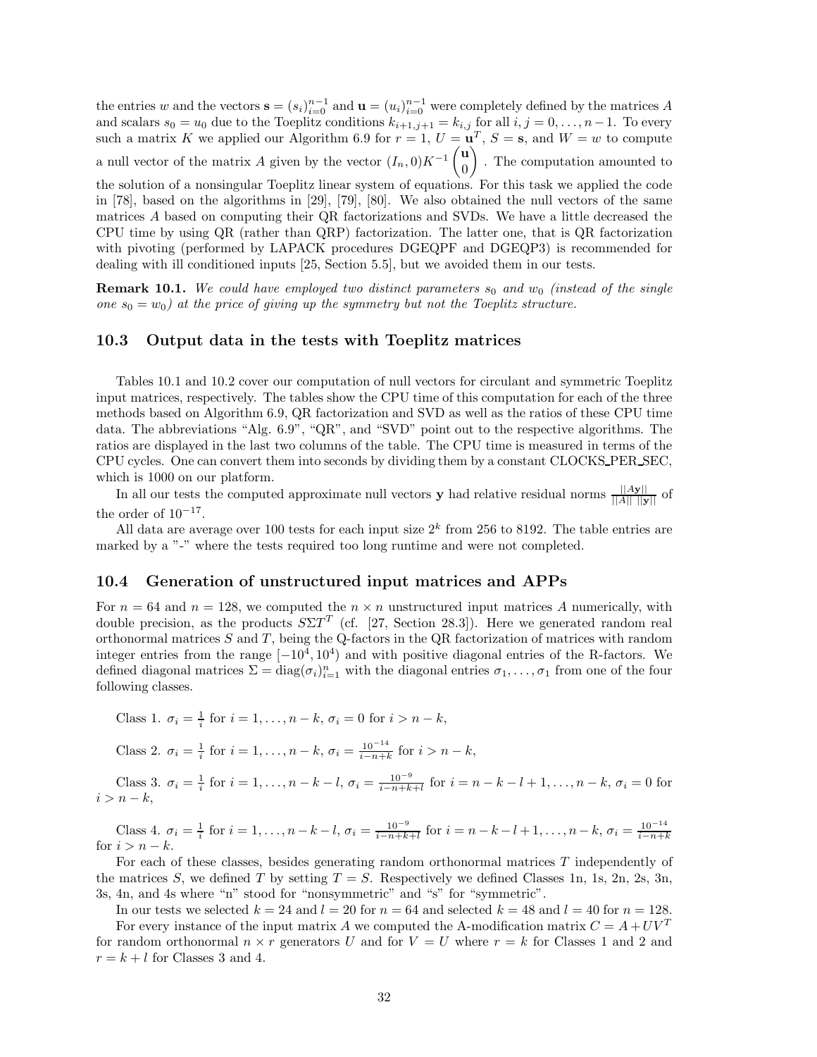the entries $w$ and the vectors $\mathbf{s} = (s_i)_{i=0}^{n-1}$ and $\mathbf{u} = (u_i)_{i=0}^{n-1}$ were completely defined by the matrices $A$ and scalars $s_0 = u_0$ due to the Toeplitz conditions $k_{i+1,j+1} = k_{i,j}$ for all $i, j = 0, \ldots, n-1$. To every such a matrix $K$ we applied our Algorithm 6.9 for $r = 1$, $U = \mathbf{u}^T$, $S = \mathbf{s}$, and $W = w$ to compute a null vector of the matrix $A$ given by the vector $(I_n, 0)K^{-1}\begin{pmatrix}\mathbf{u}\\0\end{pmatrix}$. The computation amounted to the solution of a nonsingular Toeplitz linear system of equations. For this task we applied the code in [78], based on the algorithms in [29], [79], [80]. We also obtained the null vectors of the same matrices $A$ based on computing their QR factorizations and SVDs. We have a little decreased the CPU time by using QR (rather than QRP) factorization. The latter one, that is QR factorization with pivoting (performed by LAPACK procedures DGEQPF and DGEQP3) is recommended for dealing with ill conditioned inputs [25, Section 5.5], but we avoided them in our tests.

**Remark 10.1.** *We could have employed two distinct parameters $s_0$ and $w_0$ (instead of the single one $s_0 = w_0$) at the price of giving up the symmetry but not the Toeplitz structure.*

### 10.3 Output data in the tests with Toeplitz matrices

Tables 10.1 and 10.2 cover our computation of null vectors for circulant and symmetric Toeplitz input matrices, respectively. The tables show the CPU time of this computation for each of the three methods based on Algorithm 6.9, QR factorization and SVD as well as the ratios of these CPU time data. The abbreviations "Alg. 6.9", "QR", and "SVD" point out to the respective algorithms. The ratios are displayed in the last two columns of the table. The CPU time is measured in terms of the CPU cycles. One can convert them into seconds by dividing them by a constant CLOCKS_PER_SEC, which is 1000 on our platform.

In all our tests the computed approximate null vectors $\mathbf{y}$ had relative residual norms $\frac{||A\mathbf{y}||}{||A||\ ||\mathbf{y}||}$ of the order of $10^{-17}$.

All data are average over 100 tests for each input size $2^k$ from 256 to 8192. The table entries are marked by a "-" where the tests required too long runtime and were not completed.

### 10.4 Generation of unstructured input matrices and APPs

For $n = 64$ and $n = 128$, we computed the $n \times n$ unstructured input matrices $A$ numerically, with double precision, as the products $S\Sigma T^T$ (cf. [27, Section 28.3]). Here we generated random real orthonormal matrices $S$ and $T$, being the Q-factors in the QR factorization of matrices with random integer entries from the range $[-10^4, 10^4)$ and with positive diagonal entries of the R-factors. We defined diagonal matrices $\Sigma = \text{diag}(\sigma_i)_{i=1}^n$ with the diagonal entries $\sigma_1, \ldots, \sigma_1$ from one of the four following classes.

Class 1. $\sigma_i = \frac{1}{i}$ for $i = 1, \ldots, n-k$, $\sigma_i = 0$ for $i > n-k$,

Class 2. $\sigma_i = \frac{1}{i}$ for $i = 1, \ldots, n-k$, $\sigma_i = \frac{10^{-14}}{i-n+k}$ for $i > n-k$,

Class 3. $\sigma_i = \frac{1}{i}$ for $i = 1, \ldots, n-k-l$, $\sigma_i = \frac{10^{-9}}{i-n+k+l}$ for $i = n-k-l+1, \ldots, n-k$, $\sigma_i = 0$ for $i > n-k$,

Class 4. $\sigma_i = \frac{1}{i}$ for $i = 1, \ldots, n-k-l$, $\sigma_i = \frac{10^{-9}}{i-n+k+l}$ for $i = n-k-l+1, \ldots, n-k$, $\sigma_i = \frac{10^{-14}}{i-n+k}$ for $i > n-k$.

For each of these classes, besides generating random orthonormal matrices $T$ independently of the matrices $S$, we defined $T$ by setting $T = S$. Respectively we defined Classes 1n, 1s, 2n, 2s, 3n, 3s, 4n, and 4s where "n" stood for "nonsymmetric" and "s" for "symmetric".

In our tests we selected $k = 24$ and $l = 20$ for $n = 64$ and selected $k = 48$ and $l = 40$ for $n = 128$.

For every instance of the input matrix $A$ we computed the A-modification matrix $C = A + UV^T$ for random orthonormal $n \times r$ generators $U$ and for $V = U$ where $r = k$ for Classes 1 and 2 and $r = k + l$ for Classes 3 and 4.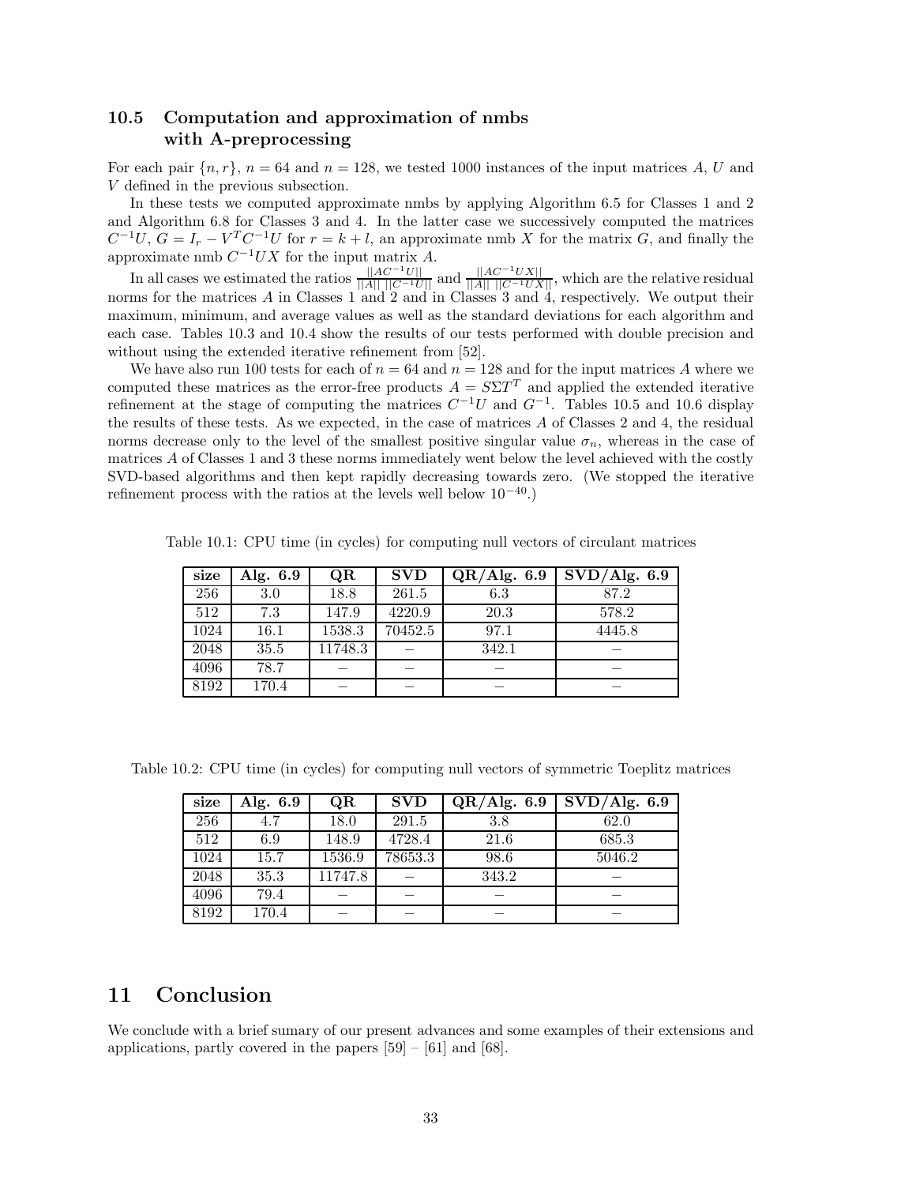### 10.5 Computation and approximation of nmbs with A-preprocessing

For each pair $\{n, r\}$, $n = 64$ and $n = 128$, we tested 1000 instances of the input matrices $A$, $U$ and $V$ defined in the previous subsection.

In these tests we computed approximate nmbs by applying Algorithm 6.5 for Classes 1 and 2 and Algorithm 6.8 for Classes 3 and 4. In the latter case we successively computed the matrices $C^{-1}U$, $G = I_r - V^T C^{-1}U$ for $r = k + l$, an approximate nmb $X$ for the matrix $G$, and finally the approximate nmb $C^{-1}UX$ for the input matrix $A$.

In all cases we estimated the ratios $\frac{||AC^{-1}U||}{||A|| \ ||C^{-1}U||}$ and $\frac{||AC^{-1}UX||}{||A|| \ ||C^{-1}UX||}$, which are the relative residual norms for the matrices $A$ in Classes 1 and 2 and in Classes 3 and 4, respectively. We output their maximum, minimum, and average values as well as the standard deviations for each algorithm and each case. Tables 10.3 and 10.4 show the results of our tests performed with double precision and without using the extended iterative refinement from [52].

We have also run 100 tests for each of $n = 64$ and $n = 128$ and for the input matrices $A$ where we computed these matrices as the error-free products $A = S\Sigma T^T$ and applied the extended iterative refinement at the stage of computing the matrices $C^{-1}U$ and $G^{-1}$. Tables 10.5 and 10.6 display the results of these tests. As we expected, in the case of matrices $A$ of Classes 2 and 4, the residual norms decrease only to the level of the smallest positive singular value $\sigma_n$, whereas in the case of matrices $A$ of Classes 1 and 3 these norms immediately went below the level achieved with the costly SVD-based algorithms and then kept rapidly decreasing towards zero. (We stopped the iterative refinement process with the ratios at the levels well below $10^{-40}$.)

Table 10.1: CPU time (in cycles) for computing null vectors of circulant matrices

| size | Alg. 6.9 | QR | SVD | QR/Alg. 6.9 | SVD/Alg. 6.9 |
|---|---|---|---|---|---|
| 256 | 3.0 | 18.8 | 261.5 | 6.3 | 87.2 |
| 512 | 7.3 | 147.9 | 4220.9 | 20.3 | 578.2 |
| 1024 | 16.1 | 1538.3 | 70452.5 | 97.1 | 4445.8 |
| 2048 | 35.5 | 11748.3 | – | 342.1 | – |
| 4096 | 78.7 | – | – | – | – |
| 8192 | 170.4 | – | – | – | – |

Table 10.2: CPU time (in cycles) for computing null vectors of symmetric Toeplitz matrices

| size | Alg. 6.9 | QR | SVD | QR/Alg. 6.9 | SVD/Alg. 6.9 |
|---|---|---|---|---|---|
| 256 | 4.7 | 18.0 | 291.5 | 3.8 | 62.0 |
| 512 | 6.9 | 148.9 | 4728.4 | 21.6 | 685.3 |
| 1024 | 15.7 | 1536.9 | 78653.3 | 98.6 | 5046.2 |
| 2048 | 35.3 | 11747.8 | – | 343.2 | – |
| 4096 | 79.4 | – | – | – | – |
| 8192 | 170.4 | – | – | – | – |

## 11 Conclusion

We conclude with a brief sumary of our present advances and some examples of their extensions and applications, partly covered in the papers [59] – [61] and [68].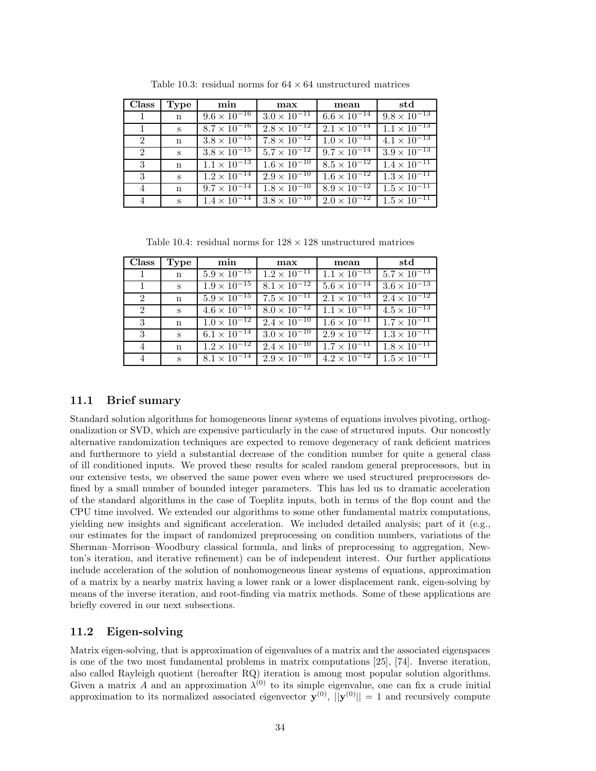Table 10.3: residual norms for $64 \times 64$ unstructured matrices

| Class | Type | min | max | mean | std |
|---|---|---|---|---|---|
| 1 | n | $9.6 \times 10^{-16}$ | $3.0 \times 10^{-11}$ | $6.6 \times 10^{-14}$ | $9.8 \times 10^{-13}$ |
| 1 | s | $8.7 \times 10^{-16}$ | $2.8 \times 10^{-12}$ | $2.1 \times 10^{-14}$ | $1.1 \times 10^{-13}$ |
| 2 | n | $3.8 \times 10^{-15}$ | $7.8 \times 10^{-12}$ | $1.0 \times 10^{-13}$ | $4.1 \times 10^{-13}$ |
| 2 | s | $3.8 \times 10^{-15}$ | $5.7 \times 10^{-12}$ | $9.7 \times 10^{-14}$ | $3.9 \times 10^{-13}$ |
| 3 | n | $1.1 \times 10^{-13}$ | $1.6 \times 10^{-10}$ | $8.5 \times 10^{-12}$ | $1.4 \times 10^{-11}$ |
| 3 | s | $1.2 \times 10^{-14}$ | $2.9 \times 10^{-10}$ | $1.6 \times 10^{-12}$ | $1.3 \times 10^{-11}$ |
| 4 | n | $9.7 \times 10^{-14}$ | $1.8 \times 10^{-10}$ | $8.9 \times 10^{-12}$ | $1.5 \times 10^{-11}$ |
| 4 | s | $1.4 \times 10^{-14}$ | $3.8 \times 10^{-10}$ | $2.0 \times 10^{-12}$ | $1.5 \times 10^{-11}$ |

Table 10.4: residual norms for $128 \times 128$ unstructured matrices

| Class | Type | min | max | mean | std |
|---|---|---|---|---|---|
| 1 | n | $5.9 \times 10^{-15}$ | $1.2 \times 10^{-11}$ | $1.1 \times 10^{-13}$ | $5.7 \times 10^{-13}$ |
| 1 | s | $1.9 \times 10^{-15}$ | $8.1 \times 10^{-12}$ | $5.6 \times 10^{-14}$ | $3.6 \times 10^{-13}$ |
| 2 | n | $5.9 \times 10^{-15}$ | $7.5 \times 10^{-11}$ | $2.1 \times 10^{-13}$ | $2.4 \times 10^{-12}$ |
| 2 | s | $4.6 \times 10^{-15}$ | $8.0 \times 10^{-12}$ | $1.1 \times 10^{-13}$ | $4.5 \times 10^{-13}$ |
| 3 | n | $1.0 \times 10^{-12}$ | $2.4 \times 10^{-10}$ | $1.6 \times 10^{-11}$ | $1.7 \times 10^{-11}$ |
| 3 | s | $6.1 \times 10^{-14}$ | $3.0 \times 10^{-10}$ | $2.9 \times 10^{-12}$ | $1.3 \times 10^{-11}$ |
| 4 | n | $1.2 \times 10^{-12}$ | $2.4 \times 10^{-10}$ | $1.7 \times 10^{-11}$ | $1.8 \times 10^{-11}$ |
| 4 | s | $8.1 \times 10^{-14}$ | $2.9 \times 10^{-10}$ | $4.2 \times 10^{-12}$ | $1.5 \times 10^{-11}$ |

### 11.1 Brief sumary

Standard solution algorithms for homogeneous linear systems of equations involves pivoting, orthogonalization or SVD, which are expensive particularly in the case of structured inputs. Our noncostly alternative randomization techniques are expected to remove degeneracy of rank deficient matrices and furthermore to yield a substantial decrease of the condition number for quite a general class of ill conditioned inputs. We proved these results for scaled random general preprocessors, but in our extensive tests, we observed the same power even where we used structured preprocessors defined by a small number of bounded integer parameters. This has led us to dramatic acceleration of the standard algorithms in the case of Toeplitz inputs, both in terms of the flop count and the CPU time involved. We extended our algorithms to some other fundamental matrix computations, yielding new insights and significant acceleration. We included detailed analysis; part of it (e.g., our estimates for the impact of randomized preprocessing on condition numbers, variations of the Sherman–Morrison–Woodbury classical formula, and links of preprocessing to aggregation, Newton's iteration, and iterative refinement) can be of independent interest. Our further applications include acceleration of the solution of nonhomogeneous linear systems of equations, approximation of a matrix by a nearby matrix having a lower rank or a lower displacement rank, eigen-solving by means of the inverse iteration, and root-finding via matrix methods. Some of these applications are briefly covered in our next subsections.

### 11.2 Eigen-solving

Matrix eigen-solving, that is approximation of eigenvalues of a matrix and the associated eigenspaces is one of the two most fundamental problems in matrix computations [25], [74]. Inverse iteration, also called Rayleigh quotient (hereafter RQ) iteration is among most popular solution algorithms. Given a matrix $A$ and an approximation $\lambda^{(0)}$ to its simple eigenvalue, one can fix a crude initial approximation to its normalized associated eigenvector $\mathbf{y}^{(0)}$, $||\mathbf{y}^{(0)}|| = 1$ and recursively compute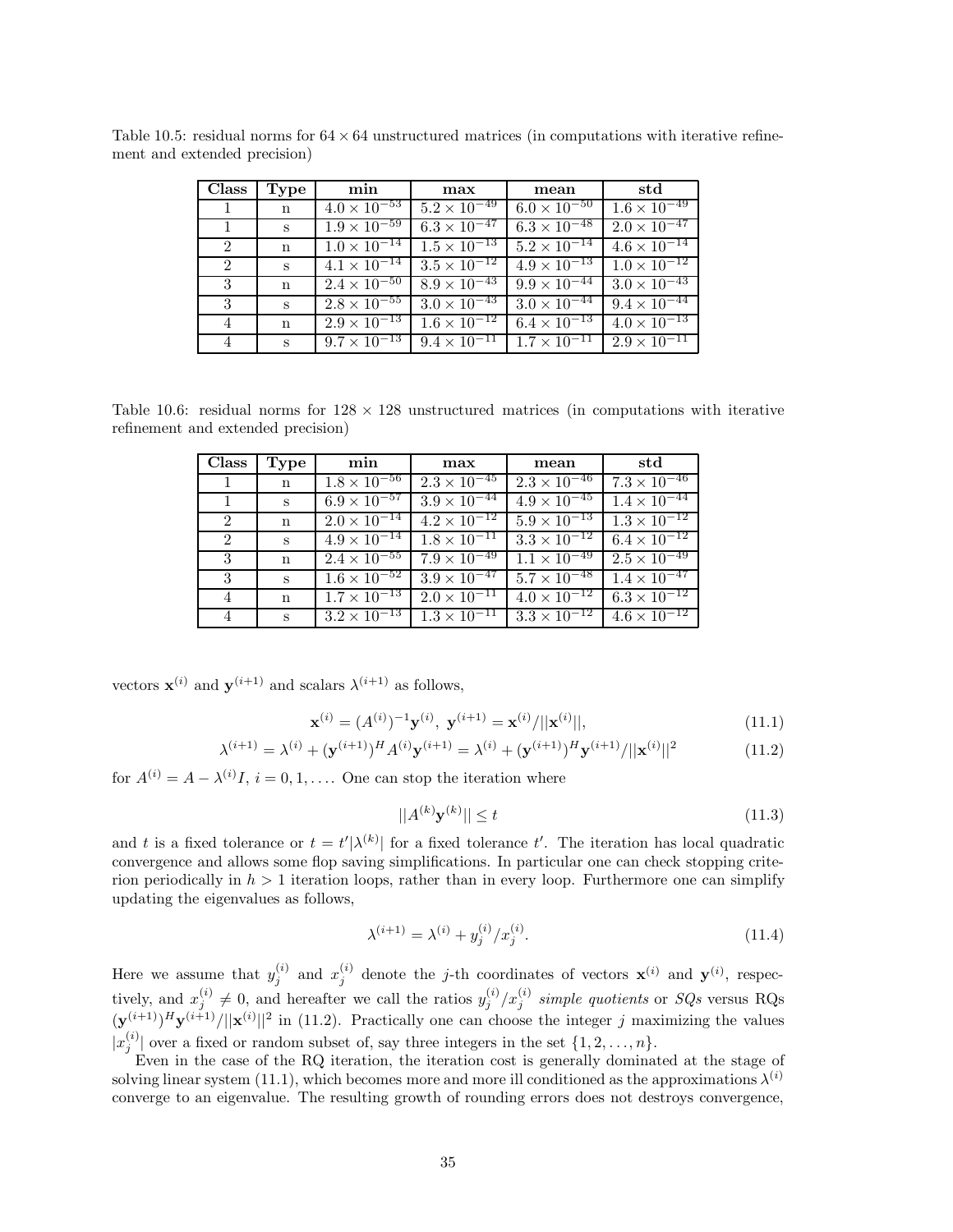Table 10.5: residual norms for $64 \times 64$ unstructured matrices (in computations with iterative refinement and extended precision)

| Class | Type | min | max | mean | std |
|---|---|---|---|---|---|
| 1 | n | $4.0 \times 10^{-53}$ | $5.2 \times 10^{-49}$ | $6.0 \times 10^{-50}$ | $1.6 \times 10^{-49}$ |
| 1 | s | $1.9 \times 10^{-59}$ | $6.3 \times 10^{-47}$ | $6.3 \times 10^{-48}$ | $2.0 \times 10^{-47}$ |
| 2 | n | $1.0 \times 10^{-14}$ | $1.5 \times 10^{-13}$ | $5.2 \times 10^{-14}$ | $4.6 \times 10^{-14}$ |
| 2 | s | $4.1 \times 10^{-14}$ | $3.5 \times 10^{-12}$ | $4.9 \times 10^{-13}$ | $1.0 \times 10^{-12}$ |
| 3 | n | $2.4 \times 10^{-50}$ | $8.9 \times 10^{-43}$ | $9.9 \times 10^{-44}$ | $3.0 \times 10^{-43}$ |
| 3 | s | $2.8 \times 10^{-55}$ | $3.0 \times 10^{-43}$ | $3.0 \times 10^{-44}$ | $9.4 \times 10^{-44}$ |
| 4 | n | $2.9 \times 10^{-13}$ | $1.6 \times 10^{-12}$ | $6.4 \times 10^{-13}$ | $4.0 \times 10^{-13}$ |
| 4 | s | $9.7 \times 10^{-13}$ | $9.4 \times 10^{-11}$ | $1.7 \times 10^{-11}$ | $2.9 \times 10^{-11}$ |

Table 10.6: residual norms for $128 \times 128$ unstructured matrices (in computations with iterative refinement and extended precision)

| Class | Type | min | max | mean | std |
|---|---|---|---|---|---|
| 1 | n | $1.8 \times 10^{-56}$ | $2.3 \times 10^{-45}$ | $2.3 \times 10^{-46}$ | $7.3 \times 10^{-46}$ |
| 1 | s | $6.9 \times 10^{-57}$ | $3.9 \times 10^{-44}$ | $4.9 \times 10^{-45}$ | $1.4 \times 10^{-44}$ |
| 2 | n | $2.0 \times 10^{-14}$ | $4.2 \times 10^{-12}$ | $5.9 \times 10^{-13}$ | $1.3 \times 10^{-12}$ |
| 2 | s | $4.9 \times 10^{-14}$ | $1.8 \times 10^{-11}$ | $3.3 \times 10^{-12}$ | $6.4 \times 10^{-12}$ |
| 3 | n | $2.4 \times 10^{-55}$ | $7.9 \times 10^{-49}$ | $1.1 \times 10^{-49}$ | $2.5 \times 10^{-49}$ |
| 3 | s | $1.6 \times 10^{-52}$ | $3.9 \times 10^{-47}$ | $5.7 \times 10^{-48}$ | $1.4 \times 10^{-47}$ |
| 4 | n | $1.7 \times 10^{-13}$ | $2.0 \times 10^{-11}$ | $4.0 \times 10^{-12}$ | $6.3 \times 10^{-12}$ |
| 4 | s | $3.2 \times 10^{-13}$ | $1.3 \times 10^{-11}$ | $3.3 \times 10^{-12}$ | $4.6 \times 10^{-12}$ |

vectors $\mathbf{x}^{(i)}$ and $\mathbf{y}^{(i+1)}$ and scalars $\lambda^{(i+1)}$ as follows,

$$\mathbf{x}^{(i)} = (A^{(i)})^{-1}\mathbf{y}^{(i)},\ \mathbf{y}^{(i+1)} = \mathbf{x}^{(i)}/||\mathbf{x}^{(i)}||, \tag{11.1}$$

$$\lambda^{(i+1)} = \lambda^{(i)} + (\mathbf{y}^{(i+1)})^H A^{(i)}\mathbf{y}^{(i+1)} = \lambda^{(i)} + (\mathbf{y}^{(i+1)})^H\mathbf{y}^{(i+1)}/||\mathbf{x}^{(i)}||^2 \tag{11.2}$$

for $A^{(i)} = A - \lambda^{(i)}I$, $i = 0, 1, \ldots$. One can stop the iteration where

$$||A^{(k)}\mathbf{y}^{(k)}|| \leq t \tag{11.3}$$

and $t$ is a fixed tolerance or $t = t'|\lambda^{(k)}|$ for a fixed tolerance $t'$. The iteration has local quadratic convergence and allows some flop saving simplifications. In particular one can check stopping criterion periodically in $h > 1$ iteration loops, rather than in every loop. Furthermore one can simplify updating the eigenvalues as follows,

$$\lambda^{(i+1)} = \lambda^{(i)} + y_j^{(i)}/x_j^{(i)}. \tag{11.4}$$

Here we assume that $y_j^{(i)}$ and $x_j^{(i)}$ denote the $j$-th coordinates of vectors $\mathbf{x}^{(i)}$ and $\mathbf{y}^{(i)}$, respectively, and $x_j^{(i)} \neq 0$, and hereafter we call the ratios $y_j^{(i)}/x_j^{(i)}$ *simple quotients* or *SQs* versus RQs $(\mathbf{y}^{(i+1)})^H\mathbf{y}^{(i+1)}/||\mathbf{x}^{(i)}||^2$ in (11.2). Practically one can choose the integer $j$ maximizing the values $|x_j^{(i)}|$ over a fixed or random subset of, say three integers in the set $\{1, 2, \ldots, n\}$.

Even in the case of the RQ iteration, the iteration cost is generally dominated at the stage of solving linear system (11.1), which becomes more and more ill conditioned as the approximations $\lambda^{(i)}$ converge to an eigenvalue. The resulting growth of rounding errors does not destroys convergence,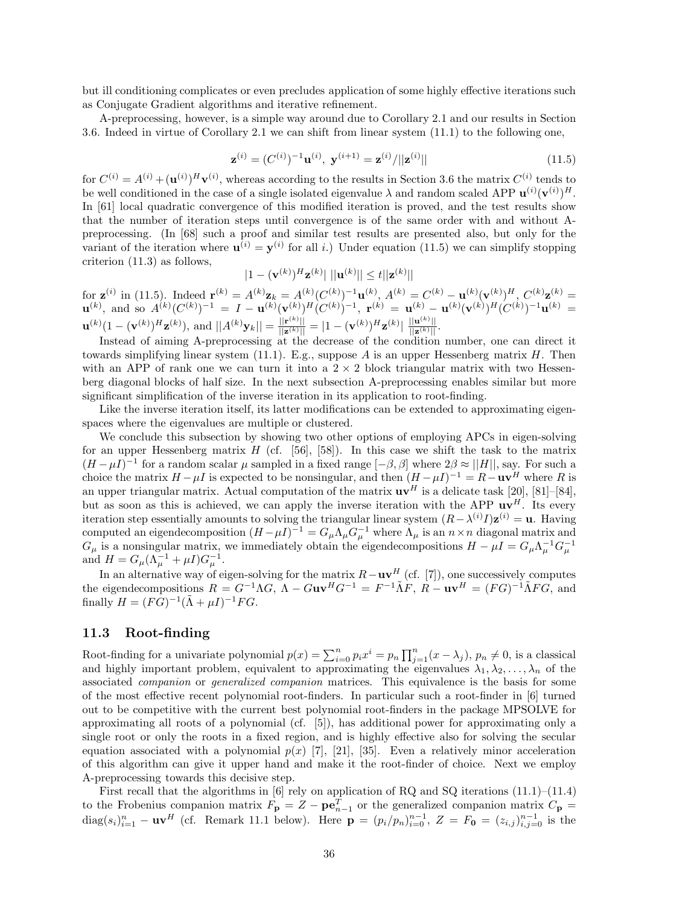but ill conditioning complicates or even precludes application of some highly effective iterations such as Conjugate Gradient algorithms and iterative refinement.

A-preprocessing, however, is a simple way around due to Corollary 2.1 and our results in Section 3.6. Indeed in virtue of Corollary 2.1 we can shift from linear system (11.1) to the following one,

$$\mathbf{z}^{(i)} = (C^{(i)})^{-1}\mathbf{u}^{(i)},\ \mathbf{y}^{(i+1)} = \mathbf{z}^{(i)}/||\mathbf{z}^{(i)}|| \tag{11.5}$$

for $C^{(i)} = A^{(i)} + (\mathbf{u}^{(i)})^H\mathbf{v}^{(i)}$, whereas according to the results in Section 3.6 the matrix $C^{(i)}$ tends to be well conditioned in the case of a single isolated eigenvalue $\lambda$ and random scaled APP $\mathbf{u}^{(i)}(\mathbf{v}^{(i)})^H$. In [61] local quadratic convergence of this modified iteration is proved, and the test results show that the number of iteration steps until convergence is of the same order with and without A-preprocessing. (In [68] such a proof and similar test results are presented also, but only for the variant of the iteration where $\mathbf{u}^{(i)} = \mathbf{y}^{(i)}$ for all $i$.) Under equation (11.5) we can simplify stopping criterion (11.3) as follows,

$$|1 - (\mathbf{v}^{(k)})^H\mathbf{z}^{(k)}|\ ||\mathbf{u}^{(k)}|| \le t||\mathbf{z}^{(k)}||$$

for $\mathbf{z}^{(i)}$ in (11.5). Indeed $\mathbf{r}^{(k)} = A^{(k)}\mathbf{z}_k = A^{(k)}(C^{(k)})^{-1}\mathbf{u}^{(k)}$, $A^{(k)} = C^{(k)} - \mathbf{u}^{(k)}(\mathbf{v}^{(k)})^H$, $C^{(k)}\mathbf{z}^{(k)} = \mathbf{u}^{(k)}$, and so $A^{(k)}(C^{(k)})^{-1} = I - \mathbf{u}^{(k)}(\mathbf{v}^{(k)})^H(C^{(k)})^{-1}$, $\mathbf{r}^{(k)} = \mathbf{u}^{(k)} - \mathbf{u}^{(k)}(\mathbf{v}^{(k)})^H(C^{(k)})^{-1}\mathbf{u}^{(k)} = \mathbf{u}^{(k)}(1 - (\mathbf{v}^{(k)})^H\mathbf{z}^{(k)})$, and $||A^{(k)}\mathbf{y}_k|| = \frac{||\mathbf{r}^{(k)}||}{||\mathbf{z}^{(k)}||} = |1 - (\mathbf{v}^{(k)})^H\mathbf{z}^{(k)}|\ \frac{||\mathbf{u}^{(k)}||}{||\mathbf{z}^{(k)}||}$.

Instead of aiming A-preprocessing at the decrease of the condition number, one can direct it towards simplifying linear system (11.1). E.g., suppose $A$ is an upper Hessenberg matrix $H$. Then with an APP of rank one we can turn it into a $2 \times 2$ block triangular matrix with two Hessenberg diagonal blocks of half size. In the next subsection A-preprocessing enables similar but more significant simplification of the inverse iteration in its application to root-finding.

Like the inverse iteration itself, its latter modifications can be extended to approximating eigenspaces where the eigenvalues are multiple or clustered.

We conclude this subsection by showing two other options of employing APCs in eigen-solving for an upper Hessenberg matrix $H$ (cf. [56], [58]). In this case we shift the task to the matrix $(H - \mu I)^{-1}$ for a random scalar $\mu$ sampled in a fixed range $[-\beta, \beta]$ where $2\beta \approx ||H||$, say. For such a choice the matrix $H - \mu I$ is expected to be nonsingular, and then $(H - \mu I)^{-1} = R - \mathbf{u}\mathbf{v}^H$ where $R$ is an upper triangular matrix. Actual computation of the matrix $\mathbf{u}\mathbf{v}^H$ is a delicate task [20], [81]–[84], but as soon as this is achieved, we can apply the inverse iteration with the APP $\mathbf{u}\mathbf{v}^H$. Its every iteration step essentially amounts to solving the triangular linear system $(R - \lambda^{(i)}I)\mathbf{z}^{(i)} = \mathbf{u}$. Having computed an eigendecomposition $(H - \mu I)^{-1} = G_\mu\Lambda_\mu G_\mu^{-1}$ where $\Lambda_\mu$ is an $n \times n$ diagonal matrix and $G_\mu$ is a nonsingular matrix, we immediately obtain the eigendecompositions $H - \mu I = G_\mu\Lambda_\mu^{-1}G_\mu^{-1}$ and $H = G_\mu(\Lambda_\mu^{-1} + \mu I)G_\mu^{-1}$.

In an alternative way of eigen-solving for the matrix $R - \mathbf{u}\mathbf{v}^H$ (cf. [7]), one successively computes the eigendecompositions $R = G^{-1}\Lambda G$, $\Lambda - G\mathbf{u}\mathbf{v}^H G^{-1} = F^{-1}\tilde{\Lambda}F$, $R - \mathbf{u}\mathbf{v}^H = (FG)^{-1}\tilde{\Lambda}FG$, and finally $H = (FG)^{-1}(\tilde{\Lambda} + \mu I)^{-1}FG$.

## 11.3 Root-finding

Root-finding for a univariate polynomial $p(x) = \sum_{i=0}^{n} p_i x^i = p_n \prod_{j=1}^{n}(x - \lambda_j)$, $p_n \ne 0$, is a classical and highly important problem, equivalent to approximating the eigenvalues $\lambda_1, \lambda_2, \ldots, \lambda_n$ of the associated *companion* or *generalized companion* matrices. This equivalence is the basis for some of the most effective recent polynomial root-finders. In particular such a root-finder in [6] turned out to be competitive with the current best polynomial root-finders in the package MPSOLVE for approximating all roots of a polynomial (cf. [5]), has additional power for approximating only a single root or only the roots in a fixed region, and is highly effective also for solving the secular equation associated with a polynomial $p(x)$ [7], [21], [35]. Even a relatively minor acceleration of this algorithm can give it upper hand and make it the root-finder of choice. Next we employ A-preprocessing towards this decisive step.

First recall that the algorithms in [6] rely on application of RQ and SQ iterations (11.1)–(11.4) to the Frobenius companion matrix $F_\mathbf{p} = Z - \mathbf{p}\mathbf{e}_{n-1}^T$ or the generalized companion matrix $C_\mathbf{p} = \mathrm{diag}(s_i)_{i=1}^n - \mathbf{u}\mathbf{v}^H$ (cf. Remark 11.1 below). Here $\mathbf{p} = (p_i/p_n)_{i=0}^{n-1}$, $Z = F_\mathbf{0} = (z_{i,j})_{i,j=0}^{n-1}$ is the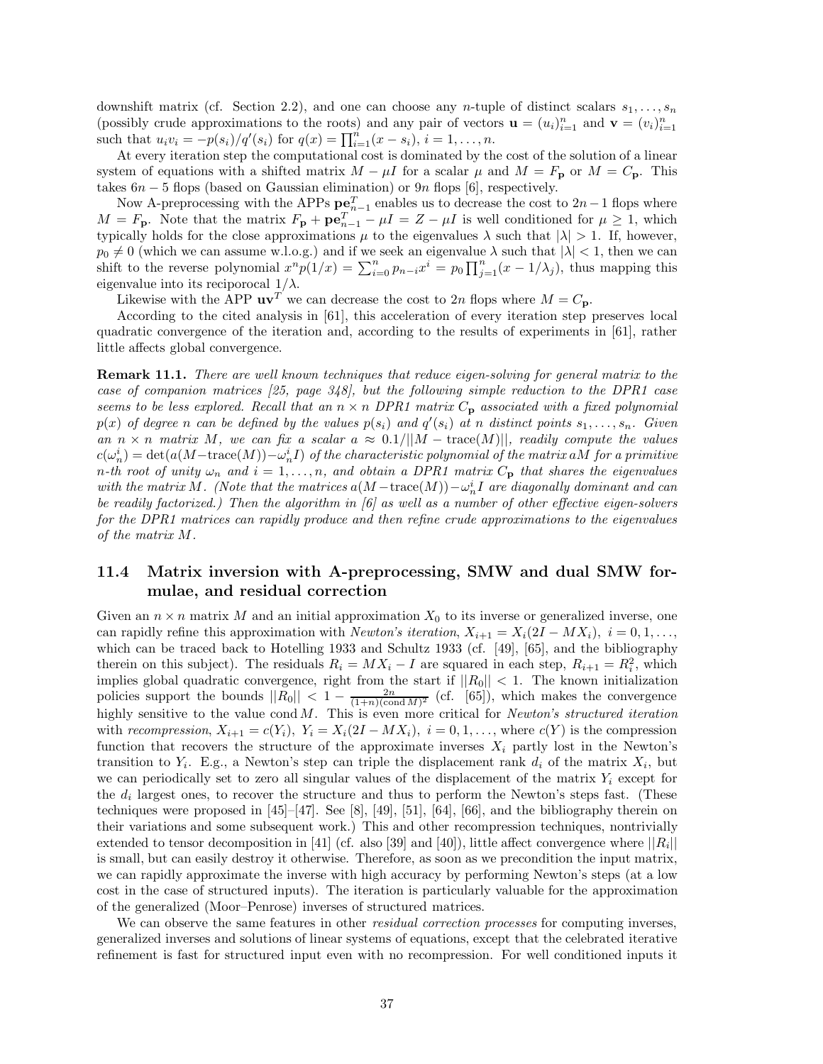downshift matrix (cf. Section 2.2), and one can choose any $n$-tuple of distinct scalars $s_1, \ldots, s_n$ (possibly crude approximations to the roots) and any pair of vectors $\mathbf{u} = (u_i)_{i=1}^n$ and $\mathbf{v} = (v_i)_{i=1}^n$ such that $u_i v_i = -p(s_i)/q'(s_i)$ for $q(x) = \prod_{i=1}^n (x - s_i)$, $i = 1, \ldots, n$.

At every iteration step the computational cost is dominated by the cost of the solution of a linear system of equations with a shifted matrix $M - \mu I$ for a scalar $\mu$ and $M = F_{\mathbf{p}}$ or $M = C_{\mathbf{p}}$. This takes $6n - 5$ flops (based on Gaussian elimination) or $9n$ flops [6], respectively.

Now A-preprocessing with the APPs $\mathbf{p}\mathbf{e}_{n-1}^T$ enables us to decrease the cost to $2n-1$ flops where $M = F_{\mathbf{p}}$. Note that the matrix $F_{\mathbf{p}} + \mathbf{p}\mathbf{e}_{n-1}^T - \mu I = Z - \mu I$ is well conditioned for $\mu \geq 1$, which typically holds for the close approximations $\mu$ to the eigenvalues $\lambda$ such that $|\lambda| > 1$. If, however, $p_0 \neq 0$ (which we can assume w.l.o.g.) and if we seek an eigenvalue $\lambda$ such that $|\lambda| < 1$, then we can shift to the reverse polynomial $x^n p(1/x) = \sum_{i=0}^n p_{n-i} x^i = p_0 \prod_{j=1}^n (x - 1/\lambda_j)$, thus mapping this eigenvalue into its reciprocal $1/\lambda$.

Likewise with the APP $\mathbf{u}\mathbf{v}^T$ we can decrease the cost to $2n$ flops where $M = C_{\mathbf{p}}$.

According to the cited analysis in [61], this acceleration of every iteration step preserves local quadratic convergence of the iteration and, according to the results of experiments in [61], rather little affects global convergence.

**Remark 11.1.** *There are well known techniques that reduce eigen-solving for general matrix to the case of companion matrices [25, page 348], but the following simple reduction to the DPR1 case seems to be less explored. Recall that an $n \times n$ DPR1 matrix $C_{\mathbf{p}}$ associated with a fixed polynomial $p(x)$ of degree $n$ can be defined by the values $p(s_i)$ and $q'(s_i)$ at $n$ distinct points $s_1, \ldots, s_n$. Given an $n \times n$ matrix $M$, we can fix a scalar $a \approx 0.1/||M - \mathrm{trace}(M)||$, readily compute the values $c(\omega_n^i) = \det(a(M - \mathrm{trace}(M)) - \omega_n^i I)$ of the characteristic polynomial of the matrix $aM$ for a primitive $n$-th root of unity $\omega_n$ and $i = 1, \ldots, n$, and obtain a DPR1 matrix $C_{\mathbf{p}}$ that shares the eigenvalues with the matrix $M$. (Note that the matrices $a(M - \mathrm{trace}(M)) - \omega_n^i I$ are diagonally dominant and can be readily factorized.) Then the algorithm in [6] as well as a number of other effective eigen-solvers for the DPR1 matrices can rapidly produce and then refine crude approximations to the eigenvalues of the matrix $M$.*

### 11.4 Matrix inversion with A-preprocessing, SMW and dual SMW formulae, and residual correction

Given an $n \times n$ matrix $M$ and an initial approximation $X_0$ to its inverse or generalized inverse, one can rapidly refine this approximation with *Newton's iteration*, $X_{i+1} = X_i(2I - MX_i)$, $i = 0, 1, \ldots$, which can be traced back to Hotelling 1933 and Schultz 1933 (cf. [49], [65], and the bibliography therein on this subject). The residuals $R_i = MX_i - I$ are squared in each step, $R_{i+1} = R_i^2$, which implies global quadratic convergence, right from the start if $||R_0|| < 1$. The known initialization policies support the bounds $||R_0|| < 1 - \frac{2n}{(1+n)(\mathrm{cond}\, M)^2}$ (cf. [65]), which makes the convergence highly sensitive to the value $\mathrm{cond}\, M$. This is even more critical for *Newton's structured iteration* with *recompression*, $X_{i+1} = c(Y_i)$, $Y_i = X_i(2I - MX_i)$, $i = 0, 1, \ldots$, where $c(Y)$ is the compression function that recovers the structure of the approximate inverses $X_i$ partly lost in the Newton's transition to $Y_i$. E.g., a Newton's step can triple the displacement rank $d_i$ of the matrix $X_i$, but we can periodically set to zero all singular values of the displacement of the matrix $Y_i$ except for the $d_i$ largest ones, to recover the structure and thus to perform the Newton's steps fast. (These techniques were proposed in [45]–[47]. See [8], [49], [51], [64], [66], and the bibliography therein on their variations and some subsequent work.) This and other recompression techniques, nontrivially extended to tensor decomposition in [41] (cf. also [39] and [40]), little affect convergence where $||R_i||$ is small, but can easily destroy it otherwise. Therefore, as soon as we precondition the input matrix, we can rapidly approximate the inverse with high accuracy by performing Newton's steps (at a low cost in the case of structured inputs). The iteration is particularly valuable for the approximation of the generalized (Moor–Penrose) inverses of structured matrices.

We can observe the same features in other *residual correction processes* for computing inverses, generalized inverses and solutions of linear systems of equations, except that the celebrated iterative refinement is fast for structured input even with no recompression. For well conditioned inputs it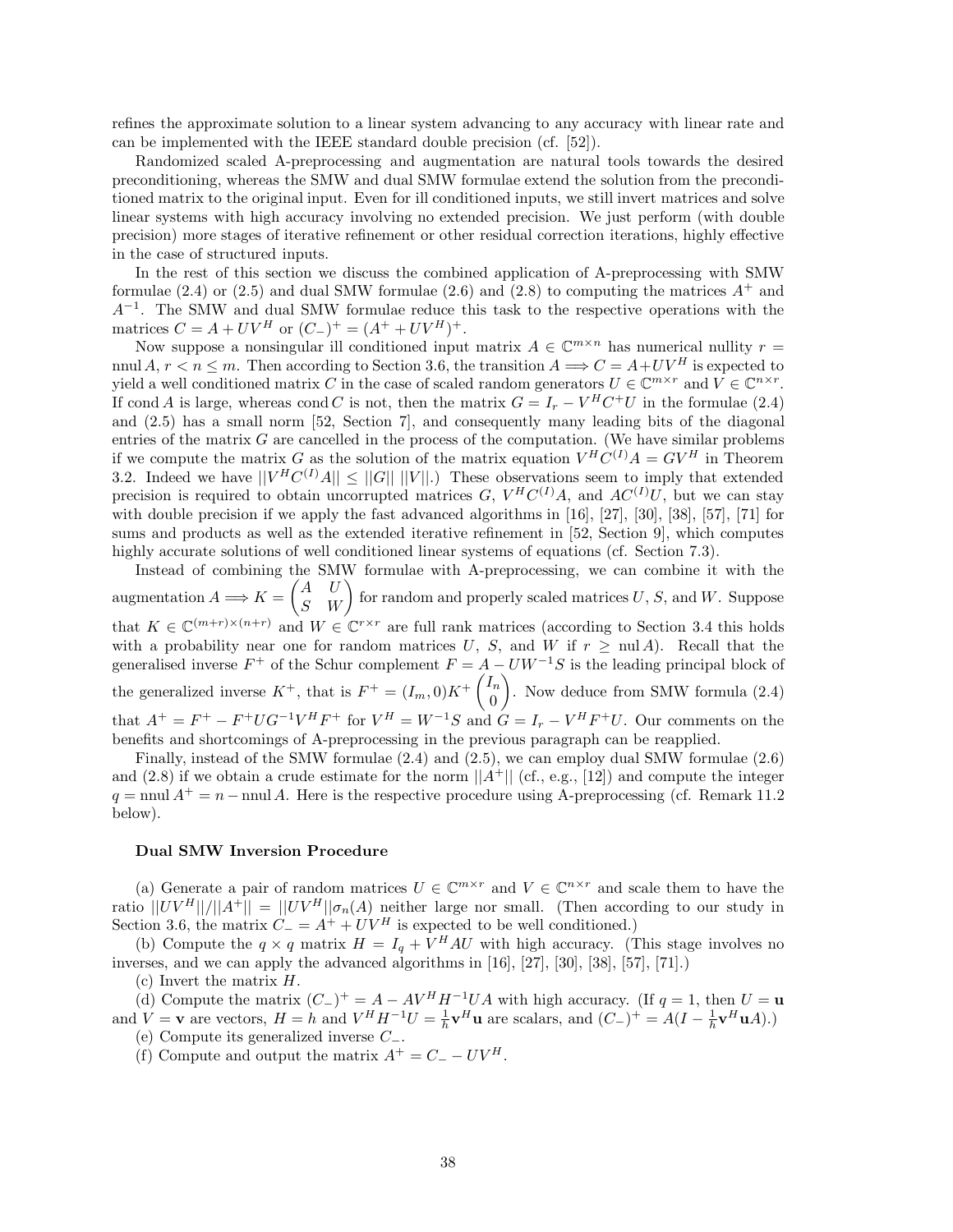refines the approximate solution to a linear system advancing to any accuracy with linear rate and can be implemented with the IEEE standard double precision (cf. [52]).

Randomized scaled A-preprocessing and augmentation are natural tools towards the desired preconditioning, whereas the SMW and dual SMW formulae extend the solution from the preconditioned matrix to the original input. Even for ill conditioned inputs, we still invert matrices and solve linear systems with high accuracy involving no extended precision. We just perform (with double precision) more stages of iterative refinement or other residual correction iterations, highly effective in the case of structured inputs.

In the rest of this section we discuss the combined application of A-preprocessing with SMW formulae (2.4) or (2.5) and dual SMW formulae (2.6) and (2.8) to computing the matrices $A^+$ and $A^{-1}$. The SMW and dual SMW formulae reduce this task to the respective operations with the matrices $C = A + UV^H$ or $(C_-)^+ = (A^+ + UV^H)^+$.

Now suppose a nonsingular ill conditioned input matrix $A \in \mathbb{C}^{m\times n}$ has numerical nullity $r = \operatorname{nnul} A$, $r < n \le m$. Then according to Section 3.6, the transition $A \Longrightarrow C = A + UV^H$ is expected to yield a well conditioned matrix $C$ in the case of scaled random generators $U \in \mathbb{C}^{m\times r}$ and $V \in \mathbb{C}^{n\times r}$. If $\operatorname{cond} A$ is large, whereas $\operatorname{cond} C$ is not, then the matrix $G = I_r - V^H C^+ U$ in the formulae (2.4) and (2.5) has a small norm [52, Section 7], and consequently many leading bits of the diagonal entries of the matrix $G$ are cancelled in the process of the computation. (We have similar problems if we compute the matrix $G$ as the solution of the matrix equation $V^H C^{(I)} A = GV^H$ in Theorem 3.2. Indeed we have $||V^H C^{(I)} A|| \le ||G||\,||V||$.) These observations seem to imply that extended precision is required to obtain uncorrupted matrices $G$, $V^H C^{(I)} A$, and $AC^{(I)} U$, but we can stay with double precision if we apply the fast advanced algorithms in [16], [27], [30], [38], [57], [71] for sums and products as well as the extended iterative refinement in [52, Section 9], which computes highly accurate solutions of well conditioned linear systems of equations (cf. Section 7.3).

Instead of combining the SMW formulae with A-preprocessing, we can combine it with the augmentation $A \Longrightarrow K = \begin{pmatrix} A & U \\ S & W \end{pmatrix}$ for random and properly scaled matrices $U$, $S$, and $W$. Suppose that $K \in \mathbb{C}^{(m+r)\times(n+r)}$ and $W \in \mathbb{C}^{r\times r}$ are full rank matrices (according to Section 3.4 this holds with a probability near one for random matrices $U$, $S$, and $W$ if $r \ge \operatorname{nul} A$). Recall that the generalised inverse $F^+$ of the Schur complement $F = A - UW^{-1}S$ is the leading principal block of the generalized inverse $K^+$, that is $F^+ = (I_m, 0)K^+ \begin{pmatrix} I_n \\ 0 \end{pmatrix}$. Now deduce from SMW formula (2.4) that $A^+ = F^+ - F^+ U G^{-1} V^H F^+$ for $V^H = W^{-1} S$ and $G = I_r - V^H F^+ U$. Our comments on the benefits and shortcomings of A-preprocessing in the previous paragraph can be reapplied.

Finally, instead of the SMW formulae (2.4) and (2.5), we can employ dual SMW formulae (2.6) and (2.8) if we obtain a crude estimate for the norm $||A^+||$ (cf., e.g., [12]) and compute the integer $q = \operatorname{nnul} A^+ = n - \operatorname{nnul} A$. Here is the respective procedure using A-preprocessing (cf. Remark 11.2 below).

**Dual SMW Inversion Procedure**

(a) Generate a pair of random matrices $U \in \mathbb{C}^{m\times r}$ and $V \in \mathbb{C}^{n\times r}$ and scale them to have the ratio $||UV^H||/||A^+|| = ||UV^H||\sigma_n(A)$ neither large nor small. (Then according to our study in Section 3.6, the matrix $C_- = A^+ + UV^H$ is expected to be well conditioned.)

(b) Compute the $q \times q$ matrix $H = I_q + V^H AU$ with high accuracy. (This stage involves no inverses, and we can apply the advanced algorithms in [16], [27], [30], [38], [57], [71].)

(c) Invert the matrix $H$.

(d) Compute the matrix $(C_-)^+ = A - AV^H H^{-1} UA$ with high accuracy. (If $q = 1$, then $U = \mathbf{u}$ and $V = \mathbf{v}$ are vectors, $H = h$ and $V^H H^{-1} U = \frac{1}{h}\mathbf{v}^H \mathbf{u}$ are scalars, and $(C_-)^+ = A(I - \frac{1}{h}\mathbf{v}^H \mathbf{u} A)$.)

(e) Compute its generalized inverse $C_-$.

(f) Compute and output the matrix $A^+ = C_- - UV^H$.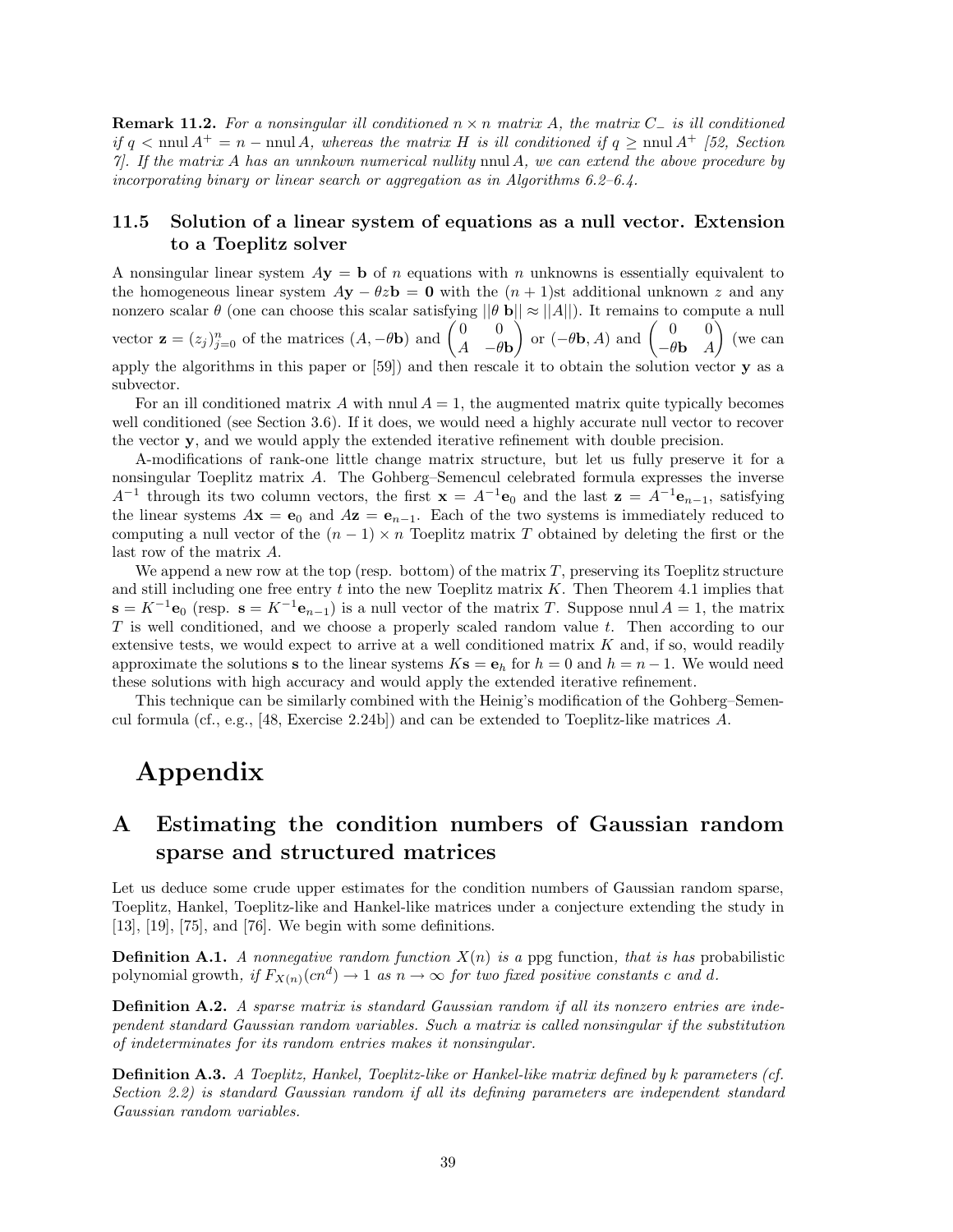**Remark 11.2.** *For a nonsingular ill conditioned $n \times n$ matrix $A$, the matrix $C_-$ is ill conditioned if $q < \operatorname{nnul} A^+ = n - \operatorname{nnul} A$, whereas the matrix $H$ is ill conditioned if $q \geq \operatorname{nnul} A^+$ [52, Section 7]. If the matrix $A$ has an unkown numerical nullity $\operatorname{nnul} A$, we can extend the above procedure by incorporating binary or linear search or aggregation as in Algorithms 6.2–6.4.*

### 11.5 Solution of a linear system of equations as a null vector. Extension to a Toeplitz solver

A nonsingular linear system $A\mathbf{y} = \mathbf{b}$ of $n$ equations with $n$ unknowns is essentially equivalent to the homogeneous linear system $A\mathbf{y} - \theta z \mathbf{b} = \mathbf{0}$ with the $(n+1)$st additional unknown $z$ and any nonzero scalar $\theta$ (one can choose this scalar satisfying $||\theta\, \mathbf{b}|| \approx ||A||$). It remains to compute a null vector $\mathbf{z} = (z_j)_{j=0}^{n}$ of the matrices $(A, -\theta\mathbf{b})$ and $\begin{pmatrix} 0 & 0 \\ A & -\theta\mathbf{b} \end{pmatrix}$ or $(-\theta\mathbf{b}, A)$ and $\begin{pmatrix} 0 & 0 \\ -\theta\mathbf{b} & A \end{pmatrix}$ (we can apply the algorithms in this paper or [59]) and then rescale it to obtain the solution vector $\mathbf{y}$ as a subvector.

For an ill conditioned matrix $A$ with $\operatorname{nnul} A = 1$, the augmented matrix quite typically becomes well conditioned (see Section 3.6). If it does, we would need a highly accurate null vector to recover the vector $\mathbf{y}$, and we would apply the extended iterative refinement with double precision.

A-modifications of rank-one little change matrix structure, but let us fully preserve it for a nonsingular Toeplitz matrix $A$. The Gohberg–Semencul celebrated formula expresses the inverse $A^{-1}$ through its two column vectors, the first $\mathbf{x} = A^{-1}\mathbf{e}_0$ and the last $\mathbf{z} = A^{-1}\mathbf{e}_{n-1}$, satisfying the linear systems $A\mathbf{x} = \mathbf{e}_0$ and $A\mathbf{z} = \mathbf{e}_{n-1}$. Each of the two systems is immediately reduced to computing a null vector of the $(n-1) \times n$ Toeplitz matrix $T$ obtained by deleting the first or the last row of the matrix $A$.

We append a new row at the top (resp. bottom) of the matrix $T$, preserving its Toeplitz structure and still including one free entry $t$ into the new Toeplitz matrix $K$. Then Theorem 4.1 implies that $\mathbf{s} = K^{-1}\mathbf{e}_0$ (resp. $\mathbf{s} = K^{-1}\mathbf{e}_{n-1}$) is a null vector of the matrix $T$. Suppose $\operatorname{nnul} A = 1$, the matrix $T$ is well conditioned, and we choose a properly scaled random value $t$. Then according to our extensive tests, we would expect to arrive at a well conditioned matrix $K$ and, if so, would readily approximate the solutions $\mathbf{s}$ to the linear systems $K\mathbf{s} = \mathbf{e}_h$ for $h = 0$ and $h = n-1$. We would need these solutions with high accuracy and would apply the extended iterative refinement.

This technique can be similarly combined with the Heinig's modification of the Gohberg–Semencul formula (cf., e.g., [48, Exercise 2.24b]) and can be extended to Toeplitz-like matrices $A$.

# Appendix

## A Estimating the condition numbers of Gaussian random sparse and structured matrices

Let us deduce some crude upper estimates for the condition numbers of Gaussian random sparse, Toeplitz, Hankel, Toeplitz-like and Hankel-like matrices under a conjecture extending the study in [13], [19], [75], and [76]. We begin with some definitions.

**Definition A.1.** *A nonnegative random function $X(n)$ is a* ppg function*, that is has* probabilistic polynomial growth*, if $F_{X(n)}(cn^d) \to 1$ as $n \to \infty$ for two fixed positive constants $c$ and $d$.*

**Definition A.2.** *A sparse matrix is standard Gaussian random if all its nonzero entries are independent standard Gaussian random variables. Such a matrix is called nonsingular if the substitution of indeterminates for its random entries makes it nonsingular.*

**Definition A.3.** *A Toeplitz, Hankel, Toeplitz-like or Hankel-like matrix defined by $k$ parameters (cf. Section 2.2) is standard Gaussian random if all its defining parameters are independent standard Gaussian random variables.*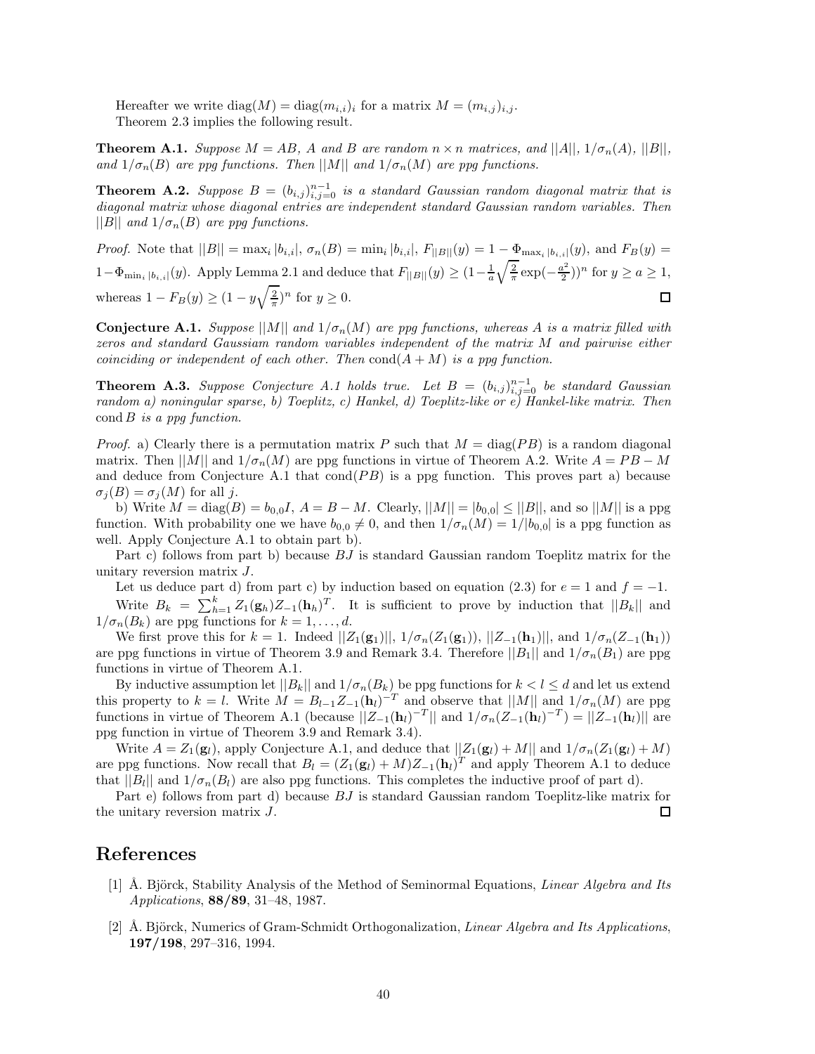Hereafter we write $\text{diag}(M) = \text{diag}(m_{i,i})_i$ for a matrix $M = (m_{i,j})_{i,j}$.

Theorem 2.3 implies the following result.

**Theorem A.1.** *Suppose $M = AB$, $A$ and $B$ are random $n \times n$ matrices, and $||A||$, $1/\sigma_n(A)$, $||B||$, and $1/\sigma_n(B)$ are ppg functions. Then $||M||$ and $1/\sigma_n(M)$ are ppg functions.*

**Theorem A.2.** *Suppose $B = (b_{i,j})_{i,j=0}^{n-1}$ is a standard Gaussian random diagonal matrix that is diagonal matrix whose diagonal entries are independent standard Gaussian random variables. Then $||B||$ and $1/\sigma_n(B)$ are ppg functions.*

*Proof.* Note that $||B|| = \max_i |b_{i,i}|$, $\sigma_n(B) = \min_i |b_{i,i}|$, $F_{||B||}(y) = 1 - \Phi_{\max_i |b_{i,i}|}(y)$, and $F_B(y) = 1 - \Phi_{\min_i |b_{i,i}|}(y)$. Apply Lemma 2.1 and deduce that $F_{||B||}(y) \geq (1 - \frac{1}{a}\sqrt{\frac{2}{\pi}}\exp(-\frac{a^2}{2}))^n$ for $y \geq a \geq 1$, whereas $1 - F_B(y) \geq (1 - y\sqrt{\frac{2}{\pi}})^n$ for $y \geq 0$. □

**Conjecture A.1.** *Suppose $||M||$ and $1/\sigma_n(M)$ are ppg functions, whereas $A$ is a matrix filled with zeros and standard Gaussiam random variables independent of the matrix $M$ and pairwise either coinciding or independent of each other. Then $\text{cond}(A + M)$ is a ppg function.*

**Theorem A.3.** *Suppose Conjecture A.1 holds true. Let $B = (b_{i,j})_{i,j=0}^{n-1}$ be standard Gaussian random a) noningular sparse, b) Toeplitz, c) Hankel, d) Toeplitz-like or e) Hankel-like matrix. Then $\text{cond}\, B$ is a ppg function.*

*Proof.* a) Clearly there is a permutation matrix $P$ such that $M = \text{diag}(PB)$ is a random diagonal matrix. Then $||M||$ and $1/\sigma_n(M)$ are ppg functions in virtue of Theorem A.2. Write $A = PB - M$ and deduce from Conjecture A.1 that $\text{cond}(PB)$ is a ppg function. This proves part a) because $\sigma_j(B) = \sigma_j(M)$ for all $j$.

b) Write $M = \text{diag}(B) = b_{0,0}I$, $A = B - M$. Clearly, $||M|| = |b_{0,0}| \leq ||B||$, and so $||M||$ is a ppg function. With probability one we have $b_{0,0} \neq 0$, and then $1/\sigma_n(M) = 1/|b_{0,0}|$ is a ppg function as well. Apply Conjecture A.1 to obtain part b).

Part c) follows from part b) because $BJ$ is standard Gaussian random Toeplitz matrix for the unitary reversion matrix $J$.

Let us deduce part d) from part c) by induction based on equation (2.3) for $e = 1$ and $f = -1$.

Write $B_k = \sum_{h=1}^{k} Z_1(\mathbf{g}_h)Z_{-1}(\mathbf{h}_h)^T$. It is sufficient to prove by induction that $||B_k||$ and $1/\sigma_n(B_k)$ are ppg functions for $k = 1, \ldots, d$.

We first prove this for $k = 1$. Indeed $||Z_1(\mathbf{g}_1)||$, $1/\sigma_n(Z_1(\mathbf{g}_1))$, $||Z_{-1}(\mathbf{h}_1)||$, and $1/\sigma_n(Z_{-1}(\mathbf{h}_1))$ are ppg functions in virtue of Theorem 3.9 and Remark 3.4. Therefore $||B_1||$ and $1/\sigma_n(B_1)$ are ppg functions in virtue of Theorem A.1.

By inductive assumption let $||B_k||$ and $1/\sigma_n(B_k)$ be ppg functions for $k < l \leq d$ and let us extend this property to $k = l$. Write $M = B_{l-1}Z_{-1}(\mathbf{h}_l)^{-T}$ and observe that $||M||$ and $1/\sigma_n(M)$ are ppg functions in virtue of Theorem A.1 (because $||Z_{-1}(\mathbf{h}_l)^{-T}||$ and $1/\sigma_n(Z_{-1}(\mathbf{h}_l)^{-T}) = ||Z_{-1}(\mathbf{h}_l)||$ are ppg function in virtue of Theorem 3.9 and Remark 3.4).

Write $A = Z_1(\mathbf{g}_l)$, apply Conjecture A.1, and deduce that $||Z_1(\mathbf{g}_l) + M||$ and $1/\sigma_n(Z_1(\mathbf{g}_l) + M)$ are ppg functions. Now recall that $B_l = (Z_1(\mathbf{g}_l) + M)Z_{-1}(\mathbf{h}_l)^T$ and apply Theorem A.1 to deduce that $||B_l||$ and $1/\sigma_n(B_l)$ are also ppg functions. This completes the inductive proof of part d).

Part e) follows from part d) because $BJ$ is standard Gaussian random Toeplitz-like matrix for the unitary reversion matrix $J$. □

# References

[1] Å. Björck, Stability Analysis of the Method of Seminormal Equations, *Linear Algebra and Its Applications*, **88/89**, 31–48, 1987.

[2] Å. Björck, Numerics of Gram-Schmidt Orthogonalization, *Linear Algebra and Its Applications*, **197/198**, 297–316, 1994.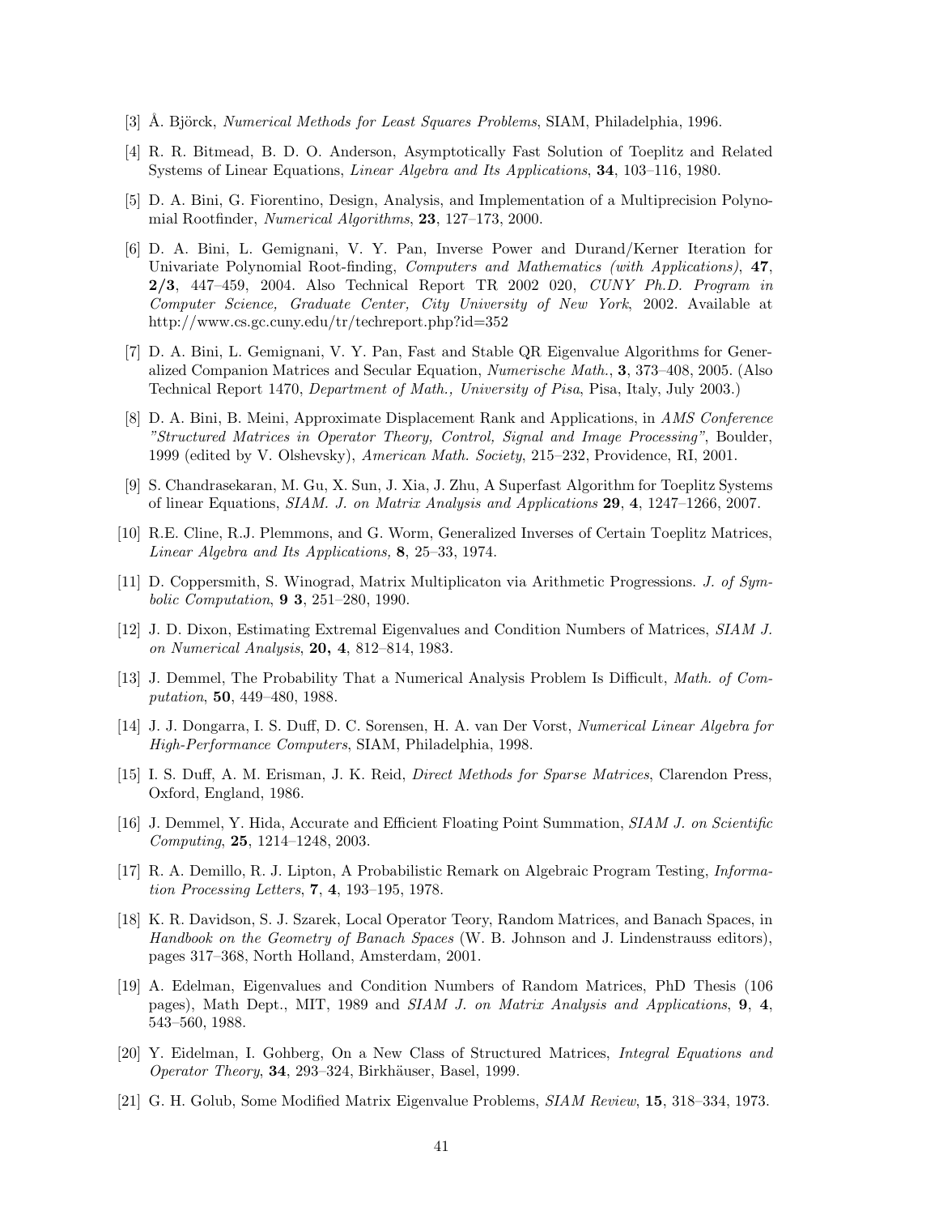[3] Å. Björck, *Numerical Methods for Least Squares Problems*, SIAM, Philadelphia, 1996.

[4] R. R. Bitmead, B. D. O. Anderson, Asymptotically Fast Solution of Toeplitz and Related Systems of Linear Equations, *Linear Algebra and Its Applications*, **34**, 103–116, 1980.

[5] D. A. Bini, G. Fiorentino, Design, Analysis, and Implementation of a Multiprecision Polynomial Rootfinder, *Numerical Algorithms*, **23**, 127–173, 2000.

[6] D. A. Bini, L. Gemignani, V. Y. Pan, Inverse Power and Durand/Kerner Iteration for Univariate Polynomial Root-finding, *Computers and Mathematics (with Applications)*, **47**, **2/3**, 447–459, 2004. Also Technical Report TR 2002 020, *CUNY Ph.D. Program in Computer Science, Graduate Center, City University of New York*, 2002. Available at http://www.cs.gc.cuny.edu/tr/techreport.php?id=352

[7] D. A. Bini, L. Gemignani, V. Y. Pan, Fast and Stable QR Eigenvalue Algorithms for Generalized Companion Matrices and Secular Equation, *Numerische Math.*, **3**, 373–408, 2005. (Also Technical Report 1470, *Department of Math., University of Pisa*, Pisa, Italy, July 2003.)

[8] D. A. Bini, B. Meini, Approximate Displacement Rank and Applications, in *AMS Conference "Structured Matrices in Operator Theory, Control, Signal and Image Processing"*, Boulder, 1999 (edited by V. Olshevsky), *American Math. Society*, 215–232, Providence, RI, 2001.

[9] S. Chandrasekaran, M. Gu, X. Sun, J. Xia, J. Zhu, A Superfast Algorithm for Toeplitz Systems of linear Equations, *SIAM. J. on Matrix Analysis and Applications* **29**, **4**, 1247–1266, 2007.

[10] R.E. Cline, R.J. Plemmons, and G. Worm, Generalized Inverses of Certain Toeplitz Matrices, *Linear Algebra and Its Applications,* **8**, 25–33, 1974.

[11] D. Coppersmith, S. Winograd, Matrix Multiplicaton via Arithmetic Progressions. *J. of Symbolic Computation*, **9 3**, 251–280, 1990.

[12] J. D. Dixon, Estimating Extremal Eigenvalues and Condition Numbers of Matrices, *SIAM J. on Numerical Analysis*, **20, 4**, 812–814, 1983.

[13] J. Demmel, The Probability That a Numerical Analysis Problem Is Difficult, *Math. of Computation*, **50**, 449–480, 1988.

[14] J. J. Dongarra, I. S. Duff, D. C. Sorensen, H. A. van Der Vorst, *Numerical Linear Algebra for High-Performance Computers*, SIAM, Philadelphia, 1998.

[15] I. S. Duff, A. M. Erisman, J. K. Reid, *Direct Methods for Sparse Matrices*, Clarendon Press, Oxford, England, 1986.

[16] J. Demmel, Y. Hida, Accurate and Efficient Floating Point Summation, *SIAM J. on Scientific Computing*, **25**, 1214–1248, 2003.

[17] R. A. Demillo, R. J. Lipton, A Probabilistic Remark on Algebraic Program Testing, *Information Processing Letters*, **7**, **4**, 193–195, 1978.

[18] K. R. Davidson, S. J. Szarek, Local Operator Teory, Random Matrices, and Banach Spaces, in *Handbook on the Geometry of Banach Spaces* (W. B. Johnson and J. Lindenstrauss editors), pages 317–368, North Holland, Amsterdam, 2001.

[19] A. Edelman, Eigenvalues and Condition Numbers of Random Matrices, PhD Thesis (106 pages), Math Dept., MIT, 1989 and *SIAM J. on Matrix Analysis and Applications*, **9**, **4**, 543–560, 1988.

[20] Y. Eidelman, I. Gohberg, On a New Class of Structured Matrices, *Integral Equations and Operator Theory*, **34**, 293–324, Birkhäuser, Basel, 1999.

[21] G. H. Golub, Some Modified Matrix Eigenvalue Problems, *SIAM Review*, **15**, 318–334, 1973.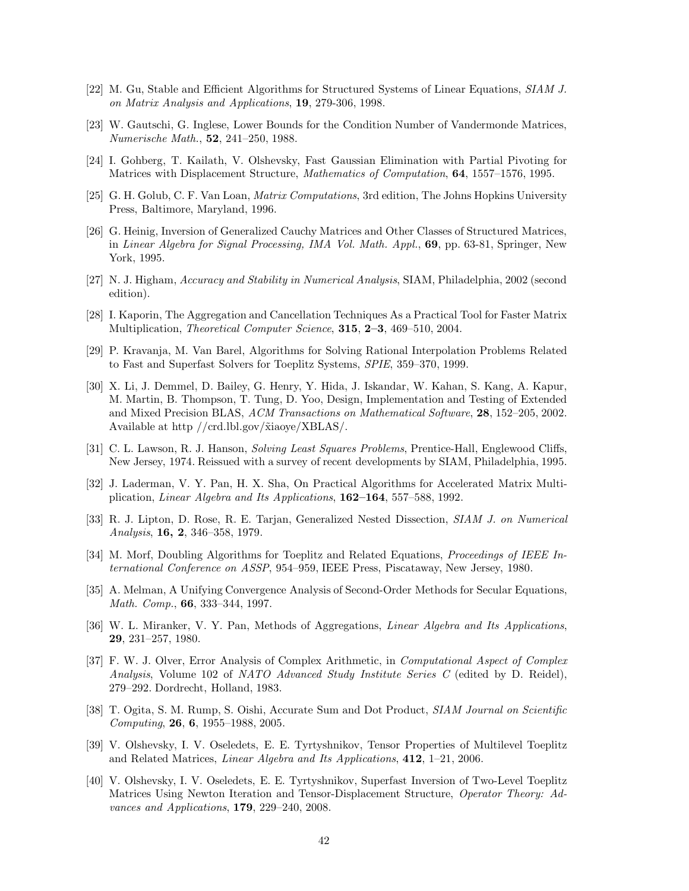[22] M. Gu, Stable and Efficient Algorithms for Structured Systems of Linear Equations, *SIAM J. on Matrix Analysis and Applications*, **19**, 279-306, 1998.

[23] W. Gautschi, G. Inglese, Lower Bounds for the Condition Number of Vandermonde Matrices, *Numerische Math.*, **52**, 241–250, 1988.

[24] I. Gohberg, T. Kailath, V. Olshevsky, Fast Gaussian Elimination with Partial Pivoting for Matrices with Displacement Structure, *Mathematics of Computation*, **64**, 1557–1576, 1995.

[25] G. H. Golub, C. F. Van Loan, *Matrix Computations*, 3rd edition, The Johns Hopkins University Press, Baltimore, Maryland, 1996.

[26] G. Heinig, Inversion of Generalized Cauchy Matrices and Other Classes of Structured Matrices, in *Linear Algebra for Signal Processing, IMA Vol. Math. Appl.*, **69**, pp. 63-81, Springer, New York, 1995.

[27] N. J. Higham, *Accuracy and Stability in Numerical Analysis*, SIAM, Philadelphia, 2002 (second edition).

[28] I. Kaporin, The Aggregation and Cancellation Techniques As a Practical Tool for Faster Matrix Multiplication, *Theoretical Computer Science*, **315**, **2–3**, 469–510, 2004.

[29] P. Kravanja, M. Van Barel, Algorithms for Solving Rational Interpolation Problems Related to Fast and Superfast Solvers for Toeplitz Systems, *SPIE*, 359–370, 1999.

[30] X. Li, J. Demmel, D. Bailey, G. Henry, Y. Hida, J. Iskandar, W. Kahan, S. Kang, A. Kapur, M. Martin, B. Thompson, T. Tung, D. Yoo, Design, Implementation and Testing of Extended and Mixed Precision BLAS, *ACM Transactions on Mathematical Software*, **28**, 152–205, 2002. Available at http //crd.lbl.gov/x̃iaoye/XBLAS/.

[31] C. L. Lawson, R. J. Hanson, *Solving Least Squares Problems*, Prentice-Hall, Englewood Cliffs, New Jersey, 1974. Reissued with a survey of recent developments by SIAM, Philadelphia, 1995.

[32] J. Laderman, V. Y. Pan, H. X. Sha, On Practical Algorithms for Accelerated Matrix Multiplication, *Linear Algebra and Its Applications*, **162–164**, 557–588, 1992.

[33] R. J. Lipton, D. Rose, R. E. Tarjan, Generalized Nested Dissection, *SIAM J. on Numerical Analysis*, **16, 2**, 346–358, 1979.

[34] M. Morf, Doubling Algorithms for Toeplitz and Related Equations, *Proceedings of IEEE International Conference on ASSP*, 954–959, IEEE Press, Piscataway, New Jersey, 1980.

[35] A. Melman, A Unifying Convergence Analysis of Second-Order Methods for Secular Equations, *Math. Comp.*, **66**, 333–344, 1997.

[36] W. L. Miranker, V. Y. Pan, Methods of Aggregations, *Linear Algebra and Its Applications*, **29**, 231–257, 1980.

[37] F. W. J. Olver, Error Analysis of Complex Arithmetic, in *Computational Aspect of Complex Analysis*, Volume 102 of *NATO Advanced Study Institute Series C* (edited by D. Reidel), 279–292. Dordrecht, Holland, 1983.

[38] T. Ogita, S. M. Rump, S. Oishi, Accurate Sum and Dot Product, *SIAM Journal on Scientific Computing*, **26**, **6**, 1955–1988, 2005.

[39] V. Olshevsky, I. V. Oseledets, E. E. Tyrtyshnikov, Tensor Properties of Multilevel Toeplitz and Related Matrices, *Linear Algebra and Its Applications*, **412**, 1–21, 2006.

[40] V. Olshevsky, I. V. Oseledets, E. E. Tyrtyshnikov, Superfast Inversion of Two-Level Toeplitz Matrices Using Newton Iteration and Tensor-Displacement Structure, *Operator Theory: Advances and Applications*, **179**, 229–240, 2008.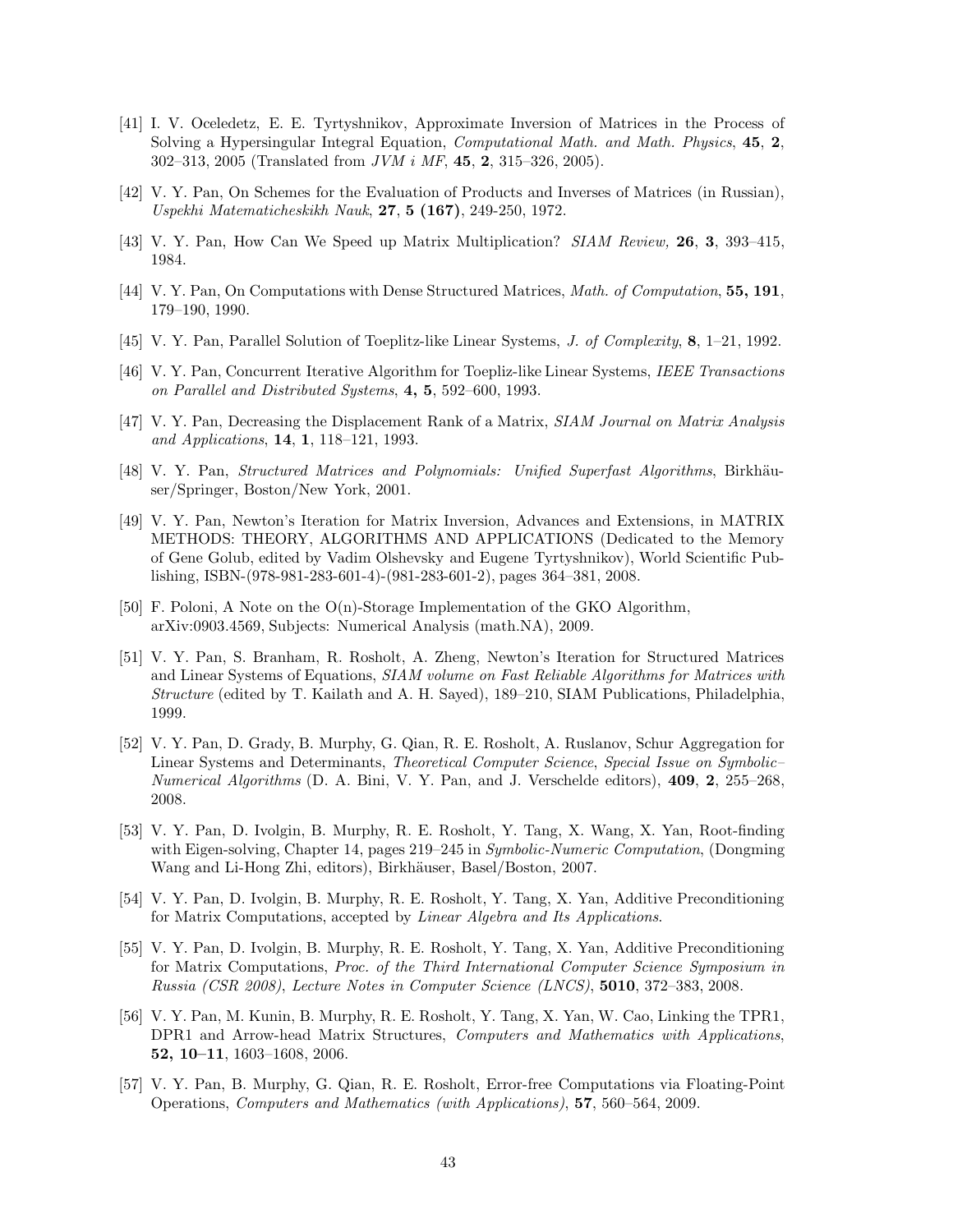[41] I. V. Oceledetz, E. E. Tyrtyshnikov, Approximate Inversion of Matrices in the Process of Solving a Hypersingular Integral Equation, *Computational Math. and Math. Physics*, **45**, **2**, 302–313, 2005 (Translated from *JVM i MF*, **45**, **2**, 315–326, 2005).

[42] V. Y. Pan, On Schemes for the Evaluation of Products and Inverses of Matrices (in Russian), *Uspekhi Matematicheskikh Nauk*, **27**, **5 (167)**, 249-250, 1972.

[43] V. Y. Pan, How Can We Speed up Matrix Multiplication? *SIAM Review,* **26**, **3**, 393–415, 1984.

[44] V. Y. Pan, On Computations with Dense Structured Matrices, *Math. of Computation*, **55, 191**, 179–190, 1990.

[45] V. Y. Pan, Parallel Solution of Toeplitz-like Linear Systems, *J. of Complexity*, **8**, 1–21, 1992.

[46] V. Y. Pan, Concurrent Iterative Algorithm for Toepliz-like Linear Systems, *IEEE Transactions on Parallel and Distributed Systems*, **4, 5**, 592–600, 1993.

[47] V. Y. Pan, Decreasing the Displacement Rank of a Matrix, *SIAM Journal on Matrix Analysis and Applications*, **14**, **1**, 118–121, 1993.

[48] V. Y. Pan, *Structured Matrices and Polynomials: Unified Superfast Algorithms*, Birkhäuser/Springer, Boston/New York, 2001.

[49] V. Y. Pan, Newton's Iteration for Matrix Inversion, Advances and Extensions, in MATRIX METHODS: THEORY, ALGORITHMS AND APPLICATIONS (Dedicated to the Memory of Gene Golub, edited by Vadim Olshevsky and Eugene Tyrtyshnikov), World Scientific Publishing, ISBN-(978-981-283-601-4)-(981-283-601-2), pages 364–381, 2008.

[50] F. Poloni, A Note on the O(n)-Storage Implementation of the GKO Algorithm, arXiv:0903.4569, Subjects: Numerical Analysis (math.NA), 2009.

[51] V. Y. Pan, S. Branham, R. Rosholt, A. Zheng, Newton's Iteration for Structured Matrices and Linear Systems of Equations, *SIAM volume on Fast Reliable Algorithms for Matrices with Structure* (edited by T. Kailath and A. H. Sayed), 189–210, SIAM Publications, Philadelphia, 1999.

[52] V. Y. Pan, D. Grady, B. Murphy, G. Qian, R. E. Rosholt, A. Ruslanov, Schur Aggregation for Linear Systems and Determinants, *Theoretical Computer Science*, *Special Issue on Symbolic–Numerical Algorithms* (D. A. Bini, V. Y. Pan, and J. Verschelde editors), **409**, **2**, 255–268, 2008.

[53] V. Y. Pan, D. Ivolgin, B. Murphy, R. E. Rosholt, Y. Tang, X. Wang, X. Yan, Root-finding with Eigen-solving, Chapter 14, pages 219–245 in *Symbolic-Numeric Computation*, (Dongming Wang and Li-Hong Zhi, editors), Birkhäuser, Basel/Boston, 2007.

[54] V. Y. Pan, D. Ivolgin, B. Murphy, R. E. Rosholt, Y. Tang, X. Yan, Additive Preconditioning for Matrix Computations, accepted by *Linear Algebra and Its Applications*.

[55] V. Y. Pan, D. Ivolgin, B. Murphy, R. E. Rosholt, Y. Tang, X. Yan, Additive Preconditioning for Matrix Computations, *Proc. of the Third International Computer Science Symposium in Russia (CSR 2008)*, *Lecture Notes in Computer Science (LNCS)*, **5010**, 372–383, 2008.

[56] V. Y. Pan, M. Kunin, B. Murphy, R. E. Rosholt, Y. Tang, X. Yan, W. Cao, Linking the TPR1, DPR1 and Arrow-head Matrix Structures, *Computers and Mathematics with Applications*, **52, 10–11**, 1603–1608, 2006.

[57] V. Y. Pan, B. Murphy, G. Qian, R. E. Rosholt, Error-free Computations via Floating-Point Operations, *Computers and Mathematics (with Applications)*, **57**, 560–564, 2009.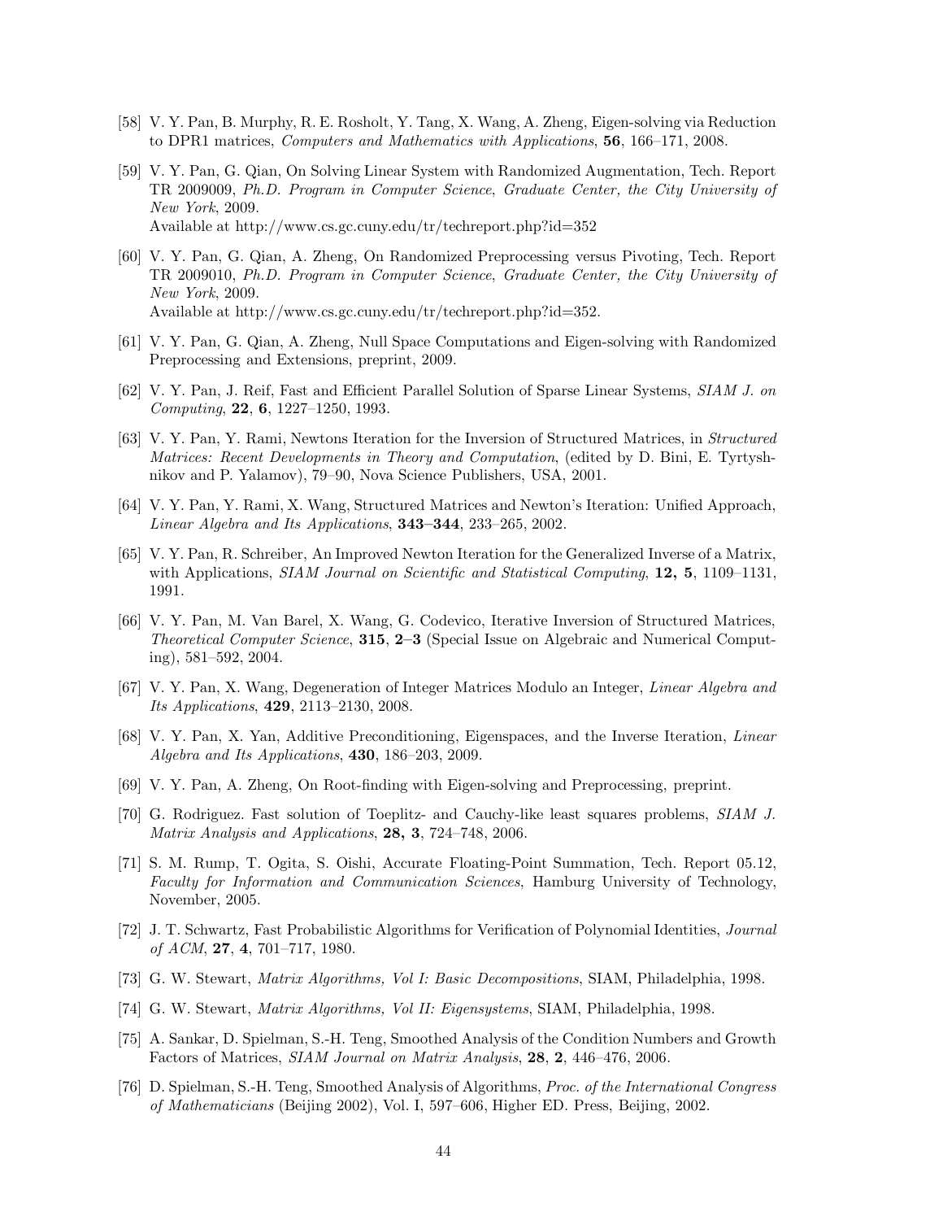[58] V. Y. Pan, B. Murphy, R. E. Rosholt, Y. Tang, X. Wang, A. Zheng, Eigen-solving via Reduction to DPR1 matrices, *Computers and Mathematics with Applications*, **56**, 166–171, 2008.

[59] V. Y. Pan, G. Qian, On Solving Linear System with Randomized Augmentation, Tech. Report TR 2009009, *Ph.D. Program in Computer Science*, *Graduate Center, the City University of New York*, 2009.
Available at http://www.cs.gc.cuny.edu/tr/techreport.php?id=352

[60] V. Y. Pan, G. Qian, A. Zheng, On Randomized Preprocessing versus Pivoting, Tech. Report TR 2009010, *Ph.D. Program in Computer Science*, *Graduate Center, the City University of New York*, 2009.
Available at http://www.cs.gc.cuny.edu/tr/techreport.php?id=352.

[61] V. Y. Pan, G. Qian, A. Zheng, Null Space Computations and Eigen-solving with Randomized Preprocessing and Extensions, preprint, 2009.

[62] V. Y. Pan, J. Reif, Fast and Efficient Parallel Solution of Sparse Linear Systems, *SIAM J. on Computing*, **22**, **6**, 1227–1250, 1993.

[63] V. Y. Pan, Y. Rami, Newtons Iteration for the Inversion of Structured Matrices, in *Structured Matrices: Recent Developments in Theory and Computation*, (edited by D. Bini, E. Tyrtyshnikov and P. Yalamov), 79–90, Nova Science Publishers, USA, 2001.

[64] V. Y. Pan, Y. Rami, X. Wang, Structured Matrices and Newton's Iteration: Unified Approach, *Linear Algebra and Its Applications*, **343–344**, 233–265, 2002.

[65] V. Y. Pan, R. Schreiber, An Improved Newton Iteration for the Generalized Inverse of a Matrix, with Applications, *SIAM Journal on Scientific and Statistical Computing*, **12, 5**, 1109–1131, 1991.

[66] V. Y. Pan, M. Van Barel, X. Wang, G. Codevico, Iterative Inversion of Structured Matrices, *Theoretical Computer Science*, **315**, **2–3** (Special Issue on Algebraic and Numerical Computing), 581–592, 2004.

[67] V. Y. Pan, X. Wang, Degeneration of Integer Matrices Modulo an Integer, *Linear Algebra and Its Applications*, **429**, 2113–2130, 2008.

[68] V. Y. Pan, X. Yan, Additive Preconditioning, Eigenspaces, and the Inverse Iteration, *Linear Algebra and Its Applications*, **430**, 186–203, 2009.

[69] V. Y. Pan, A. Zheng, On Root-finding with Eigen-solving and Preprocessing, preprint.

[70] G. Rodriguez. Fast solution of Toeplitz- and Cauchy-like least squares problems, *SIAM J. Matrix Analysis and Applications*, **28, 3**, 724–748, 2006.

[71] S. M. Rump, T. Ogita, S. Oishi, Accurate Floating-Point Summation, Tech. Report 05.12, *Faculty for Information and Communication Sciences*, Hamburg University of Technology, November, 2005.

[72] J. T. Schwartz, Fast Probabilistic Algorithms for Verification of Polynomial Identities, *Journal of ACM*, **27**, **4**, 701–717, 1980.

[73] G. W. Stewart, *Matrix Algorithms, Vol I: Basic Decompositions*, SIAM, Philadelphia, 1998.

[74] G. W. Stewart, *Matrix Algorithms, Vol II: Eigensystems*, SIAM, Philadelphia, 1998.

[75] A. Sankar, D. Spielman, S.-H. Teng, Smoothed Analysis of the Condition Numbers and Growth Factors of Matrices, *SIAM Journal on Matrix Analysis*, **28**, **2**, 446–476, 2006.

[76] D. Spielman, S.-H. Teng, Smoothed Analysis of Algorithms, *Proc. of the International Congress of Mathematicians* (Beijing 2002), Vol. I, 597–606, Higher ED. Press, Beijing, 2002.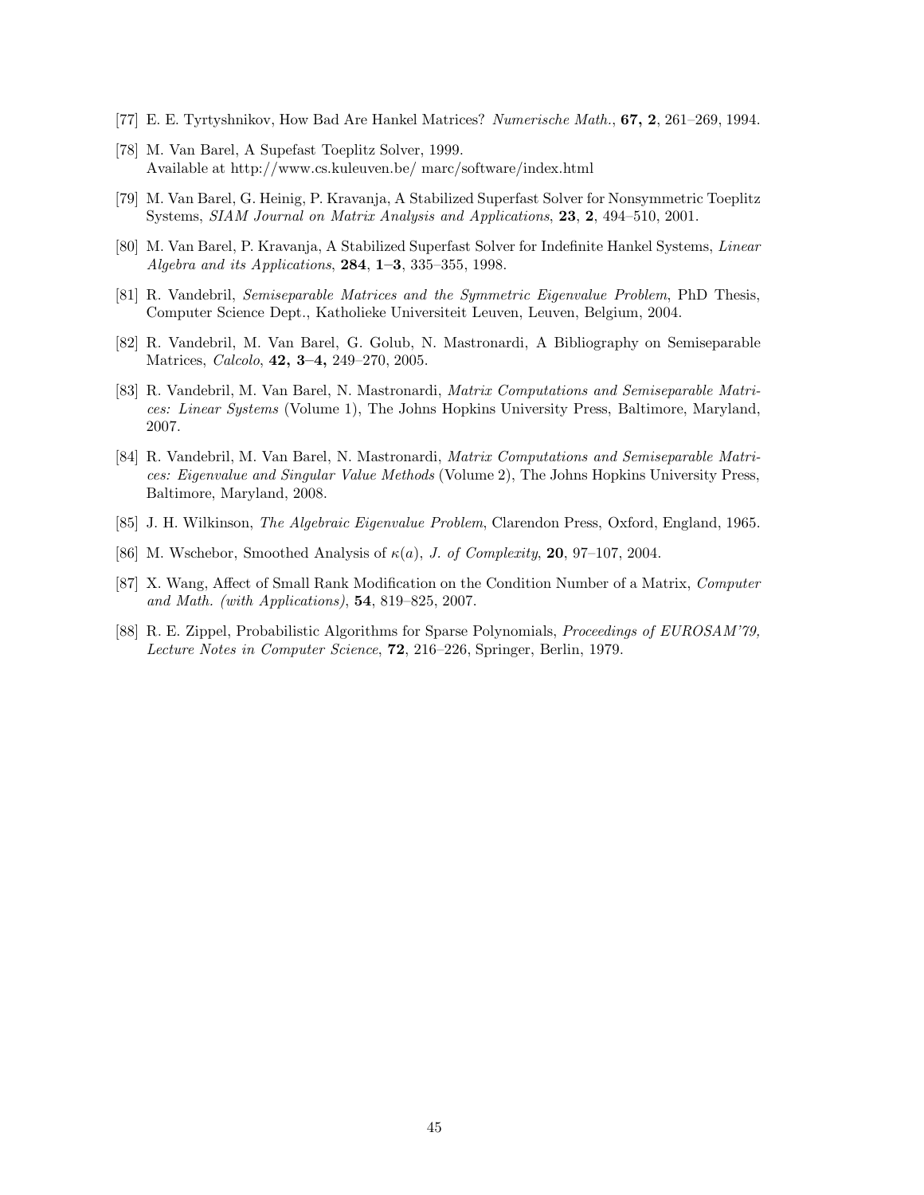[77] E. E. Tyrtyshnikov, How Bad Are Hankel Matrices? *Numerische Math.*, **67, 2**, 261–269, 1994.

[78] M. Van Barel, A Supefast Toeplitz Solver, 1999. Available at http://www.cs.kuleuven.be/ marc/software/index.html

[79] M. Van Barel, G. Heinig, P. Kravanja, A Stabilized Superfast Solver for Nonsymmetric Toeplitz Systems, *SIAM Journal on Matrix Analysis and Applications*, **23**, **2**, 494–510, 2001.

[80] M. Van Barel, P. Kravanja, A Stabilized Superfast Solver for Indefinite Hankel Systems, *Linear Algebra and its Applications*, **284**, **1–3**, 335–355, 1998.

[81] R. Vandebril, *Semiseparable Matrices and the Symmetric Eigenvalue Problem*, PhD Thesis, Computer Science Dept., Katholieke Universiteit Leuven, Leuven, Belgium, 2004.

[82] R. Vandebril, M. Van Barel, G. Golub, N. Mastronardi, A Bibliography on Semiseparable Matrices, *Calcolo*, **42, 3–4,** 249–270, 2005.

[83] R. Vandebril, M. Van Barel, N. Mastronardi, *Matrix Computations and Semiseparable Matrices: Linear Systems* (Volume 1), The Johns Hopkins University Press, Baltimore, Maryland, 2007.

[84] R. Vandebril, M. Van Barel, N. Mastronardi, *Matrix Computations and Semiseparable Matrices: Eigenvalue and Singular Value Methods* (Volume 2), The Johns Hopkins University Press, Baltimore, Maryland, 2008.

[85] J. H. Wilkinson, *The Algebraic Eigenvalue Problem*, Clarendon Press, Oxford, England, 1965.

[86] M. Wschebor, Smoothed Analysis of $\kappa(a)$, *J. of Complexity*, **20**, 97–107, 2004.

[87] X. Wang, Affect of Small Rank Modification on the Condition Number of a Matrix, *Computer and Math. (with Applications)*, **54**, 819–825, 2007.

[88] R. E. Zippel, Probabilistic Algorithms for Sparse Polynomials, *Proceedings of EUROSAM'79, Lecture Notes in Computer Science*, **72**, 216–226, Springer, Berlin, 1979.